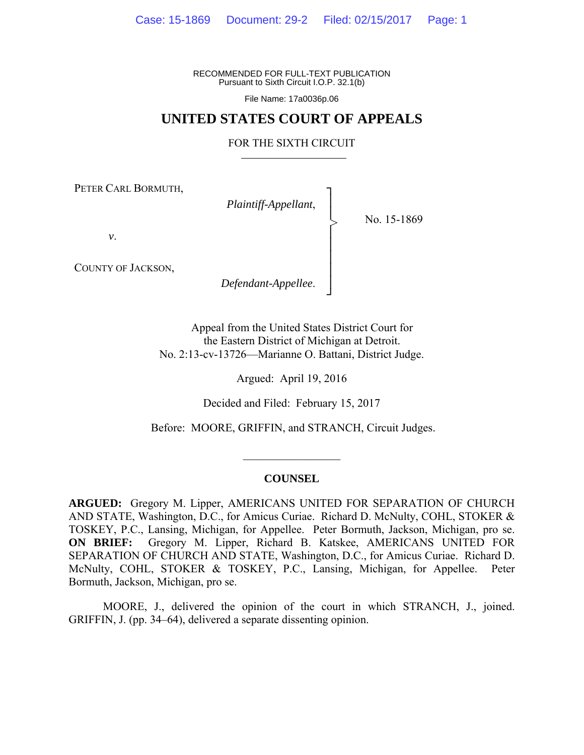RECOMMENDED FOR FULL-TEXT PUBLICATION
Pursuant to Sixth Circuit I.O.P. 32.1(b)

File Name: 17a0036p.06

# UNITED STATES COURT OF APPEALS

## FOR THE SIXTH CIRCUIT

PETER CARL BORMUTH,

*Plaintiff-Appellant*,

*v*.

COUNTY OF JACKSON,

*Defendant-Appellee*.

No. 15-1869

Appeal from the United States District Court for the Eastern District of Michigan at Detroit.
No. 2:13-cv-13726—Marianne O. Battani, District Judge.

Argued: April 19, 2016

Decided and Filed: February 15, 2017

Before: MOORE, GRIFFIN, and STRANCH, Circuit Judges.

## COUNSEL

**ARGUED:** Gregory M. Lipper, AMERICANS UNITED FOR SEPARATION OF CHURCH AND STATE, Washington, D.C., for Amicus Curiae. Richard D. McNulty, COHL, STOKER & TOSKEY, P.C., Lansing, Michigan, for Appellee. Peter Bormuth, Jackson, Michigan, pro se. **ON BRIEF:** Gregory M. Lipper, Richard B. Katskee, AMERICANS UNITED FOR SEPARATION OF CHURCH AND STATE, Washington, D.C., for Amicus Curiae. Richard D. McNulty, COHL, STOKER & TOSKEY, P.C., Lansing, Michigan, for Appellee. Peter Bormuth, Jackson, Michigan, pro se.

MOORE, J., delivered the opinion of the court in which STRANCH, J., joined. GRIFFIN, J. (pp. 34–64), delivered a separate dissenting opinion.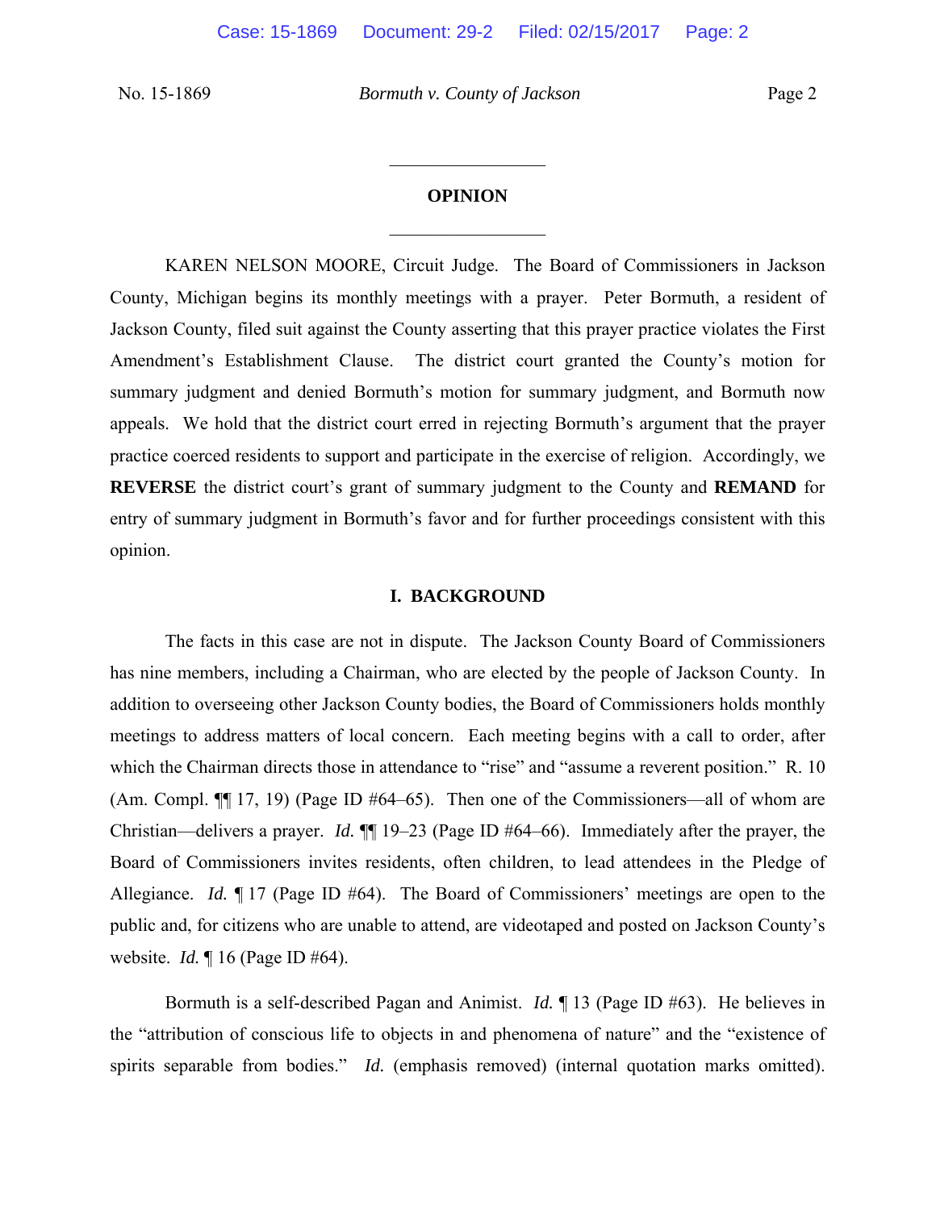## OPINION

KAREN NELSON MOORE, Circuit Judge. The Board of Commissioners in Jackson County, Michigan begins its monthly meetings with a prayer. Peter Bormuth, a resident of Jackson County, filed suit against the County asserting that this prayer practice violates the First Amendment's Establishment Clause. The district court granted the County's motion for summary judgment and denied Bormuth's motion for summary judgment, and Bormuth now appeals. We hold that the district court erred in rejecting Bormuth's argument that the prayer practice coerced residents to support and participate in the exercise of religion. Accordingly, we **REVERSE** the district court's grant of summary judgment to the County and **REMAND** for entry of summary judgment in Bormuth's favor and for further proceedings consistent with this opinion.

### I. BACKGROUND

The facts in this case are not in dispute. The Jackson County Board of Commissioners has nine members, including a Chairman, who are elected by the people of Jackson County. In addition to overseeing other Jackson County bodies, the Board of Commissioners holds monthly meetings to address matters of local concern. Each meeting begins with a call to order, after which the Chairman directs those in attendance to "rise" and "assume a reverent position." R. 10 (Am. Compl. ¶¶ 17, 19) (Page ID #64–65). Then one of the Commissioners—all of whom are Christian—delivers a prayer. *Id.* ¶¶ 19–23 (Page ID #64–66). Immediately after the prayer, the Board of Commissioners invites residents, often children, to lead attendees in the Pledge of Allegiance. *Id.* ¶ 17 (Page ID #64). The Board of Commissioners' meetings are open to the public and, for citizens who are unable to attend, are videotaped and posted on Jackson County's website. *Id.* ¶ 16 (Page ID #64).

Bormuth is a self-described Pagan and Animist. *Id.* ¶ 13 (Page ID #63). He believes in the "attribution of conscious life to objects in and phenomena of nature" and the "existence of spirits separable from bodies." *Id.* (emphasis removed) (internal quotation marks omitted).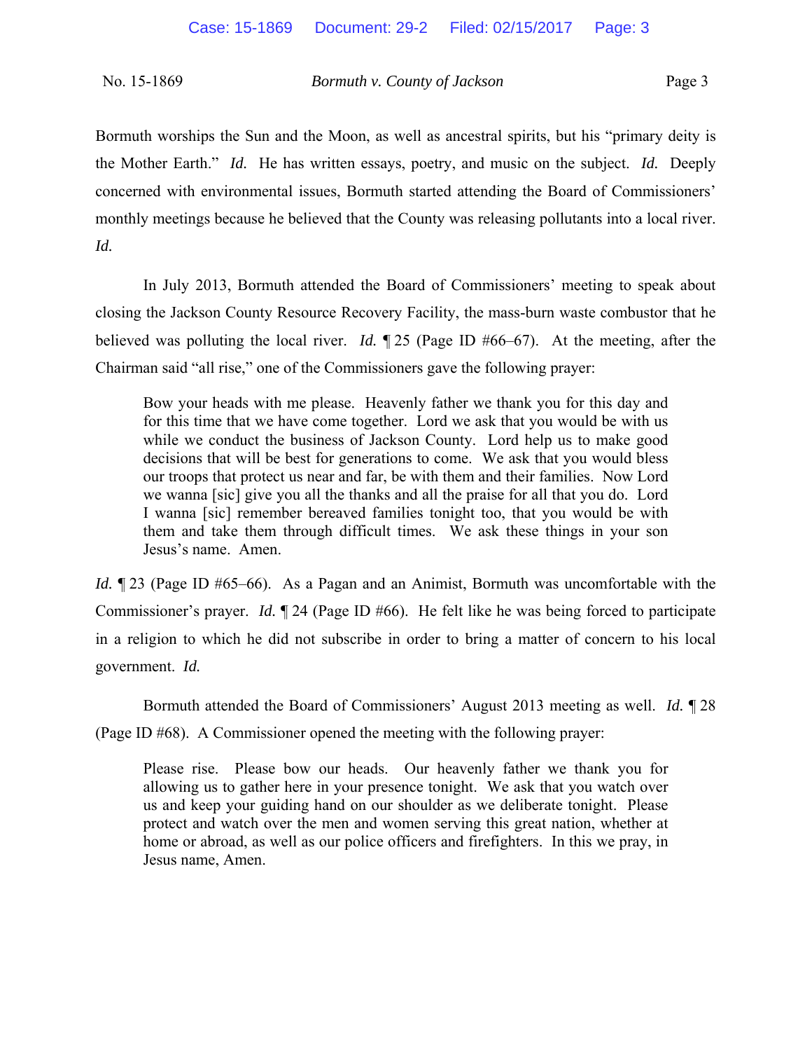Bormuth worships the Sun and the Moon, as well as ancestral spirits, but his "primary deity is the Mother Earth." *Id.* He has written essays, poetry, and music on the subject. *Id.* Deeply concerned with environmental issues, Bormuth started attending the Board of Commissioners' monthly meetings because he believed that the County was releasing pollutants into a local river. *Id.*

In July 2013, Bormuth attended the Board of Commissioners' meeting to speak about closing the Jackson County Resource Recovery Facility, the mass-burn waste combustor that he believed was polluting the local river. *Id.* ¶ 25 (Page ID #66–67). At the meeting, after the Chairman said "all rise," one of the Commissioners gave the following prayer:

> Bow your heads with me please. Heavenly father we thank you for this day and for this time that we have come together. Lord we ask that you would be with us while we conduct the business of Jackson County. Lord help us to make good decisions that will be best for generations to come. We ask that you would bless our troops that protect us near and far, be with them and their families. Now Lord we wanna [sic] give you all the thanks and all the praise for all that you do. Lord I wanna [sic] remember bereaved families tonight too, that you would be with them and take them through difficult times. We ask these things in your son Jesus's name. Amen.

*Id.* ¶ 23 (Page ID #65–66). As a Pagan and an Animist, Bormuth was uncomfortable with the Commissioner's prayer. *Id.* ¶ 24 (Page ID #66). He felt like he was being forced to participate in a religion to which he did not subscribe in order to bring a matter of concern to his local government. *Id.*

Bormuth attended the Board of Commissioners' August 2013 meeting as well. *Id.* ¶ 28 (Page ID #68). A Commissioner opened the meeting with the following prayer:

> Please rise. Please bow our heads. Our heavenly father we thank you for allowing us to gather here in your presence tonight. We ask that you watch over us and keep your guiding hand on our shoulder as we deliberate tonight. Please protect and watch over the men and women serving this great nation, whether at home or abroad, as well as our police officers and firefighters. In this we pray, in Jesus name, Amen.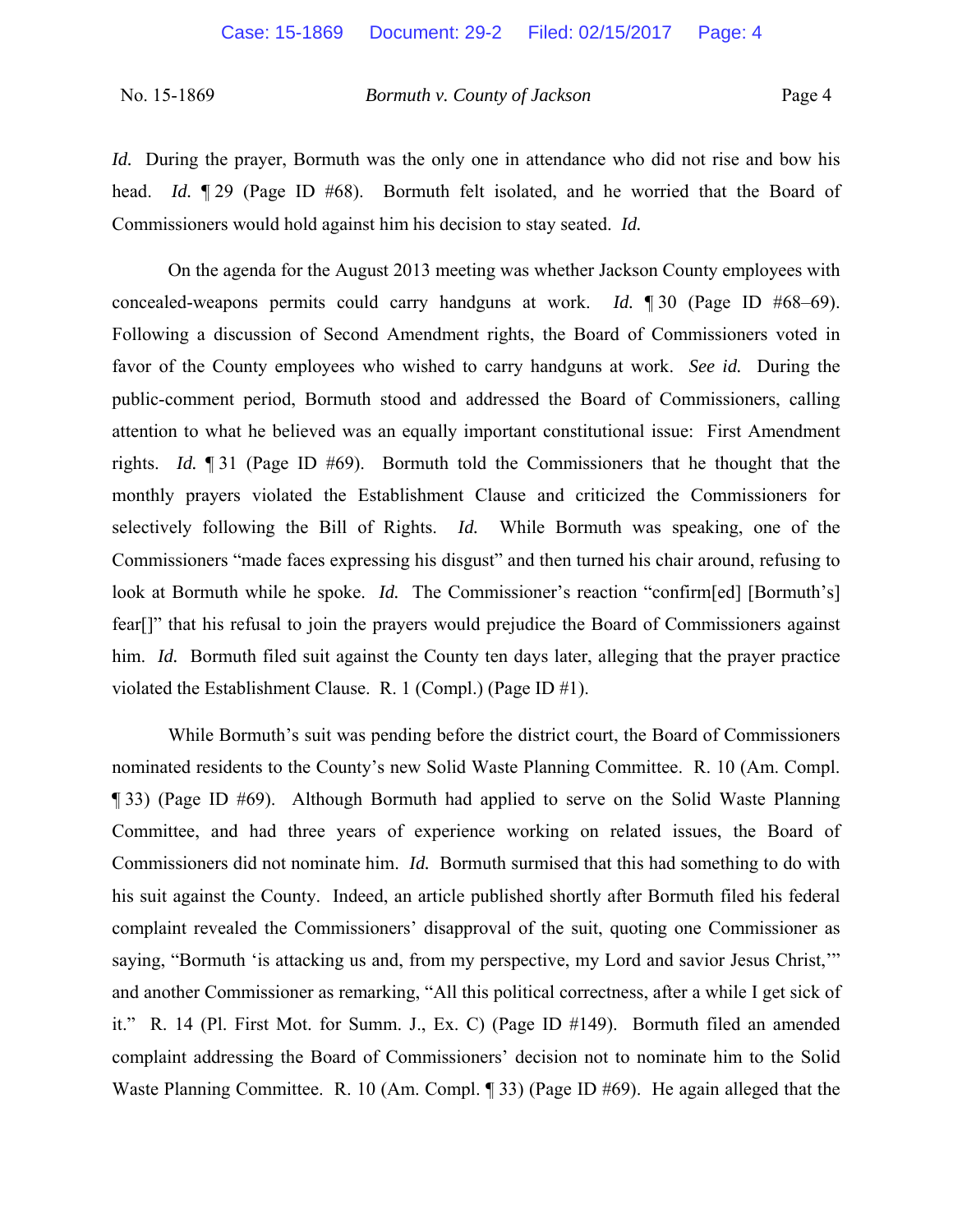*Id.* During the prayer, Bormuth was the only one in attendance who did not rise and bow his head. *Id.* ¶ 29 (Page ID #68). Bormuth felt isolated, and he worried that the Board of Commissioners would hold against him his decision to stay seated. *Id.*

On the agenda for the August 2013 meeting was whether Jackson County employees with concealed-weapons permits could carry handguns at work. *Id.* ¶ 30 (Page ID #68–69). Following a discussion of Second Amendment rights, the Board of Commissioners voted in favor of the County employees who wished to carry handguns at work. *See id.* During the public-comment period, Bormuth stood and addressed the Board of Commissioners, calling attention to what he believed was an equally important constitutional issue: First Amendment rights. *Id.* ¶ 31 (Page ID #69). Bormuth told the Commissioners that he thought that the monthly prayers violated the Establishment Clause and criticized the Commissioners for selectively following the Bill of Rights. *Id.* While Bormuth was speaking, one of the Commissioners "made faces expressing his disgust" and then turned his chair around, refusing to look at Bormuth while he spoke. *Id.* The Commissioner's reaction "confirm[ed] [Bormuth's] fear[]" that his refusal to join the prayers would prejudice the Board of Commissioners against him. *Id.* Bormuth filed suit against the County ten days later, alleging that the prayer practice violated the Establishment Clause. R. 1 (Compl.) (Page ID #1).

While Bormuth's suit was pending before the district court, the Board of Commissioners nominated residents to the County's new Solid Waste Planning Committee. R. 10 (Am. Compl. ¶ 33) (Page ID #69). Although Bormuth had applied to serve on the Solid Waste Planning Committee, and had three years of experience working on related issues, the Board of Commissioners did not nominate him. *Id.* Bormuth surmised that this had something to do with his suit against the County. Indeed, an article published shortly after Bormuth filed his federal complaint revealed the Commissioners' disapproval of the suit, quoting one Commissioner as saying, "Bormuth 'is attacking us and, from my perspective, my Lord and savior Jesus Christ,'" and another Commissioner as remarking, "All this political correctness, after a while I get sick of it." R. 14 (Pl. First Mot. for Summ. J., Ex. C) (Page ID #149). Bormuth filed an amended complaint addressing the Board of Commissioners' decision not to nominate him to the Solid Waste Planning Committee. R. 10 (Am. Compl. ¶ 33) (Page ID #69). He again alleged that the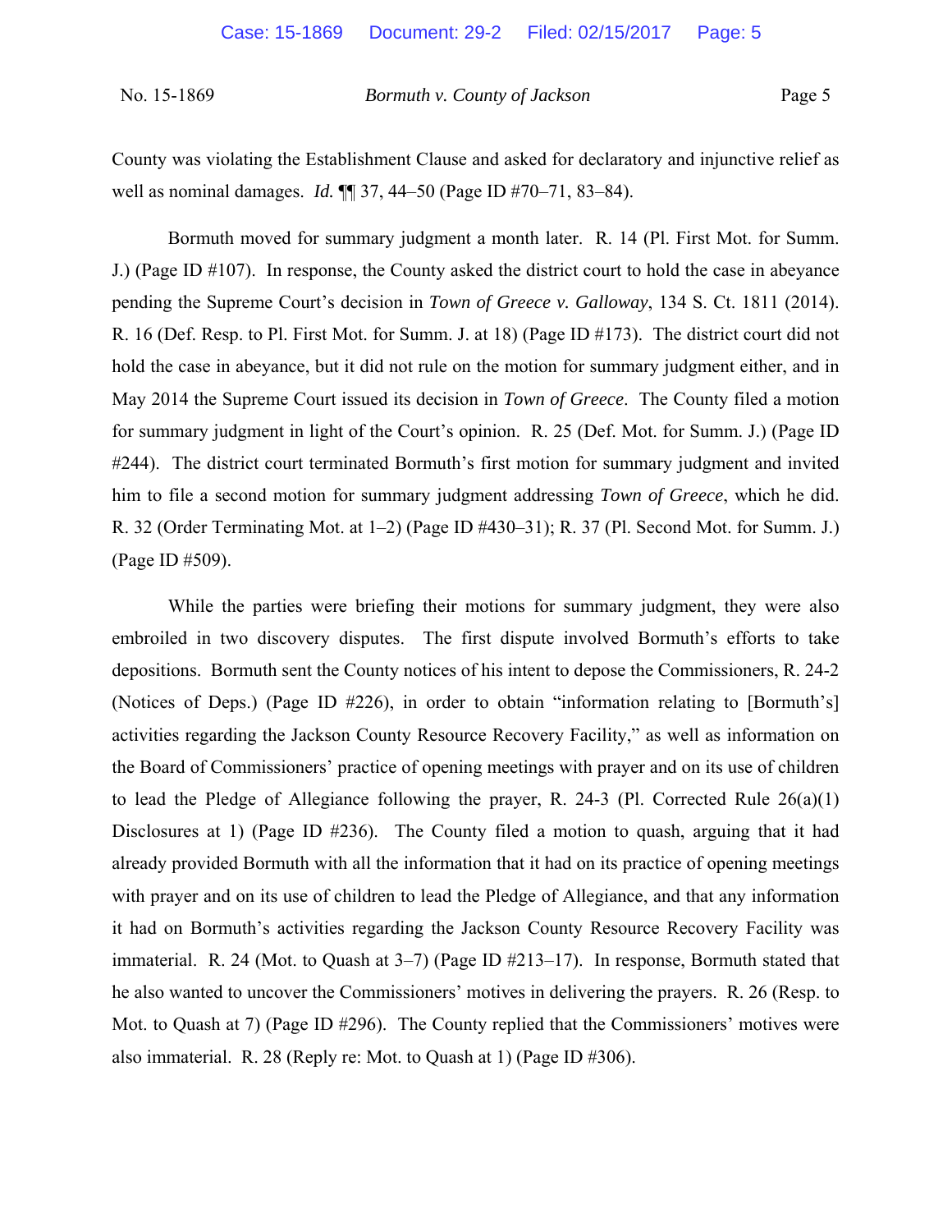County was violating the Establishment Clause and asked for declaratory and injunctive relief as well as nominal damages. *Id.* ¶¶ 37, 44–50 (Page ID #70–71, 83–84).

Bormuth moved for summary judgment a month later. R. 14 (Pl. First Mot. for Summ. J.) (Page ID #107). In response, the County asked the district court to hold the case in abeyance pending the Supreme Court's decision in *Town of Greece v. Galloway*, 134 S. Ct. 1811 (2014). R. 16 (Def. Resp. to Pl. First Mot. for Summ. J. at 18) (Page ID #173). The district court did not hold the case in abeyance, but it did not rule on the motion for summary judgment either, and in May 2014 the Supreme Court issued its decision in *Town of Greece*. The County filed a motion for summary judgment in light of the Court's opinion. R. 25 (Def. Mot. for Summ. J.) (Page ID #244). The district court terminated Bormuth's first motion for summary judgment and invited him to file a second motion for summary judgment addressing *Town of Greece*, which he did. R. 32 (Order Terminating Mot. at 1–2) (Page ID #430–31); R. 37 (Pl. Second Mot. for Summ. J.) (Page ID #509).

While the parties were briefing their motions for summary judgment, they were also embroiled in two discovery disputes. The first dispute involved Bormuth's efforts to take depositions. Bormuth sent the County notices of his intent to depose the Commissioners, R. 24-2 (Notices of Deps.) (Page ID #226), in order to obtain "information relating to [Bormuth's] activities regarding the Jackson County Resource Recovery Facility," as well as information on the Board of Commissioners' practice of opening meetings with prayer and on its use of children to lead the Pledge of Allegiance following the prayer, R. 24-3 (Pl. Corrected Rule 26(a)(1) Disclosures at 1) (Page ID #236). The County filed a motion to quash, arguing that it had already provided Bormuth with all the information that it had on its practice of opening meetings with prayer and on its use of children to lead the Pledge of Allegiance, and that any information it had on Bormuth's activities regarding the Jackson County Resource Recovery Facility was immaterial. R. 24 (Mot. to Quash at 3–7) (Page ID #213–17). In response, Bormuth stated that he also wanted to uncover the Commissioners' motives in delivering the prayers. R. 26 (Resp. to Mot. to Quash at 7) (Page ID #296). The County replied that the Commissioners' motives were also immaterial. R. 28 (Reply re: Mot. to Quash at 1) (Page ID #306).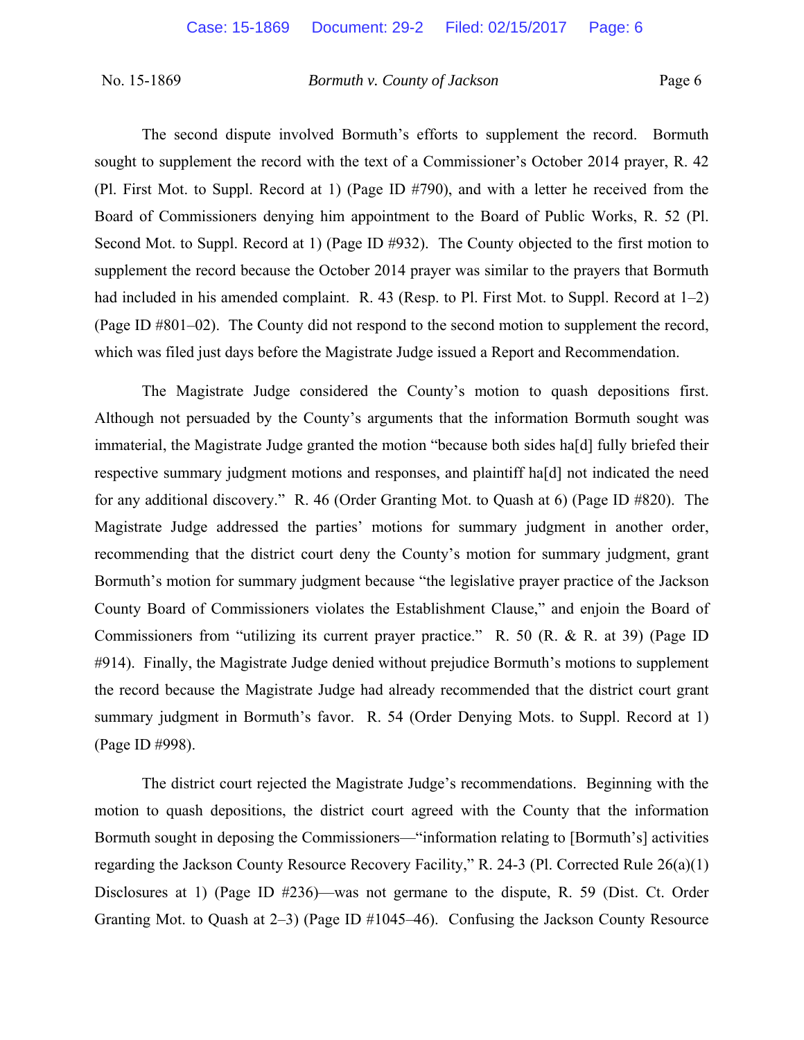The second dispute involved Bormuth's efforts to supplement the record. Bormuth sought to supplement the record with the text of a Commissioner's October 2014 prayer, R. 42 (Pl. First Mot. to Suppl. Record at 1) (Page ID #790), and with a letter he received from the Board of Commissioners denying him appointment to the Board of Public Works, R. 52 (Pl. Second Mot. to Suppl. Record at 1) (Page ID #932). The County objected to the first motion to supplement the record because the October 2014 prayer was similar to the prayers that Bormuth had included in his amended complaint. R. 43 (Resp. to Pl. First Mot. to Suppl. Record at 1–2) (Page ID #801–02). The County did not respond to the second motion to supplement the record, which was filed just days before the Magistrate Judge issued a Report and Recommendation.

The Magistrate Judge considered the County's motion to quash depositions first. Although not persuaded by the County's arguments that the information Bormuth sought was immaterial, the Magistrate Judge granted the motion "because both sides ha[d] fully briefed their respective summary judgment motions and responses, and plaintiff ha[d] not indicated the need for any additional discovery." R. 46 (Order Granting Mot. to Quash at 6) (Page ID #820). The Magistrate Judge addressed the parties' motions for summary judgment in another order, recommending that the district court deny the County's motion for summary judgment, grant Bormuth's motion for summary judgment because "the legislative prayer practice of the Jackson County Board of Commissioners violates the Establishment Clause," and enjoin the Board of Commissioners from "utilizing its current prayer practice." R. 50 (R. & R. at 39) (Page ID #914). Finally, the Magistrate Judge denied without prejudice Bormuth's motions to supplement the record because the Magistrate Judge had already recommended that the district court grant summary judgment in Bormuth's favor. R. 54 (Order Denying Mots. to Suppl. Record at 1) (Page ID #998).

The district court rejected the Magistrate Judge's recommendations. Beginning with the motion to quash depositions, the district court agreed with the County that the information Bormuth sought in deposing the Commissioners—"information relating to [Bormuth's] activities regarding the Jackson County Resource Recovery Facility," R. 24-3 (Pl. Corrected Rule 26(a)(1) Disclosures at 1) (Page ID #236)—was not germane to the dispute, R. 59 (Dist. Ct. Order Granting Mot. to Quash at 2–3) (Page ID #1045–46). Confusing the Jackson County Resource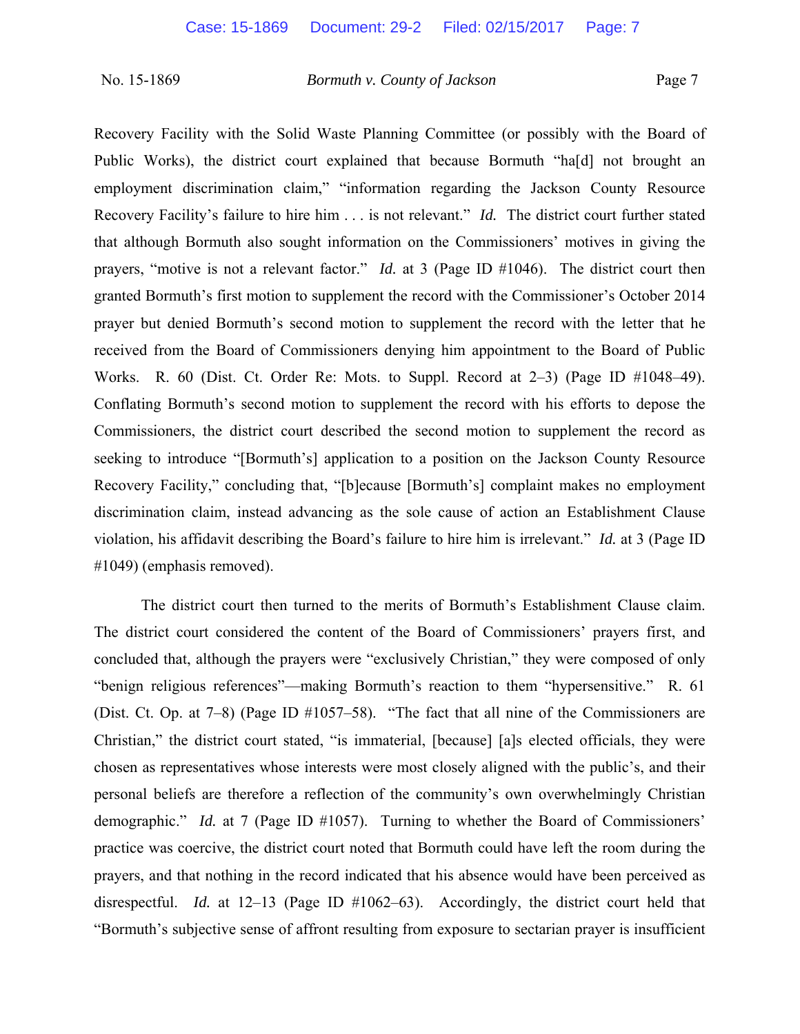Recovery Facility with the Solid Waste Planning Committee (or possibly with the Board of Public Works), the district court explained that because Bormuth "ha[d] not brought an employment discrimination claim," "information regarding the Jackson County Resource Recovery Facility's failure to hire him . . . is not relevant." *Id.* The district court further stated that although Bormuth also sought information on the Commissioners' motives in giving the prayers, "motive is not a relevant factor." *Id.* at 3 (Page ID #1046). The district court then granted Bormuth's first motion to supplement the record with the Commissioner's October 2014 prayer but denied Bormuth's second motion to supplement the record with the letter that he received from the Board of Commissioners denying him appointment to the Board of Public Works. R. 60 (Dist. Ct. Order Re: Mots. to Suppl. Record at 2–3) (Page ID #1048–49). Conflating Bormuth's second motion to supplement the record with his efforts to depose the Commissioners, the district court described the second motion to supplement the record as seeking to introduce "[Bormuth's] application to a position on the Jackson County Resource Recovery Facility," concluding that, "[b]ecause [Bormuth's] complaint makes no employment discrimination claim, instead advancing as the sole cause of action an Establishment Clause violation, his affidavit describing the Board's failure to hire him is irrelevant." *Id.* at 3 (Page ID #1049) (emphasis removed).

The district court then turned to the merits of Bormuth's Establishment Clause claim. The district court considered the content of the Board of Commissioners' prayers first, and concluded that, although the prayers were "exclusively Christian," they were composed of only "benign religious references"—making Bormuth's reaction to them "hypersensitive." R. 61 (Dist. Ct. Op. at 7–8) (Page ID #1057–58). "The fact that all nine of the Commissioners are Christian," the district court stated, "is immaterial, [because] [a]s elected officials, they were chosen as representatives whose interests were most closely aligned with the public's, and their personal beliefs are therefore a reflection of the community's own overwhelmingly Christian demographic." *Id.* at 7 (Page ID #1057). Turning to whether the Board of Commissioners' practice was coercive, the district court noted that Bormuth could have left the room during the prayers, and that nothing in the record indicated that his absence would have been perceived as disrespectful. *Id.* at 12–13 (Page ID #1062–63). Accordingly, the district court held that "Bormuth's subjective sense of affront resulting from exposure to sectarian prayer is insufficient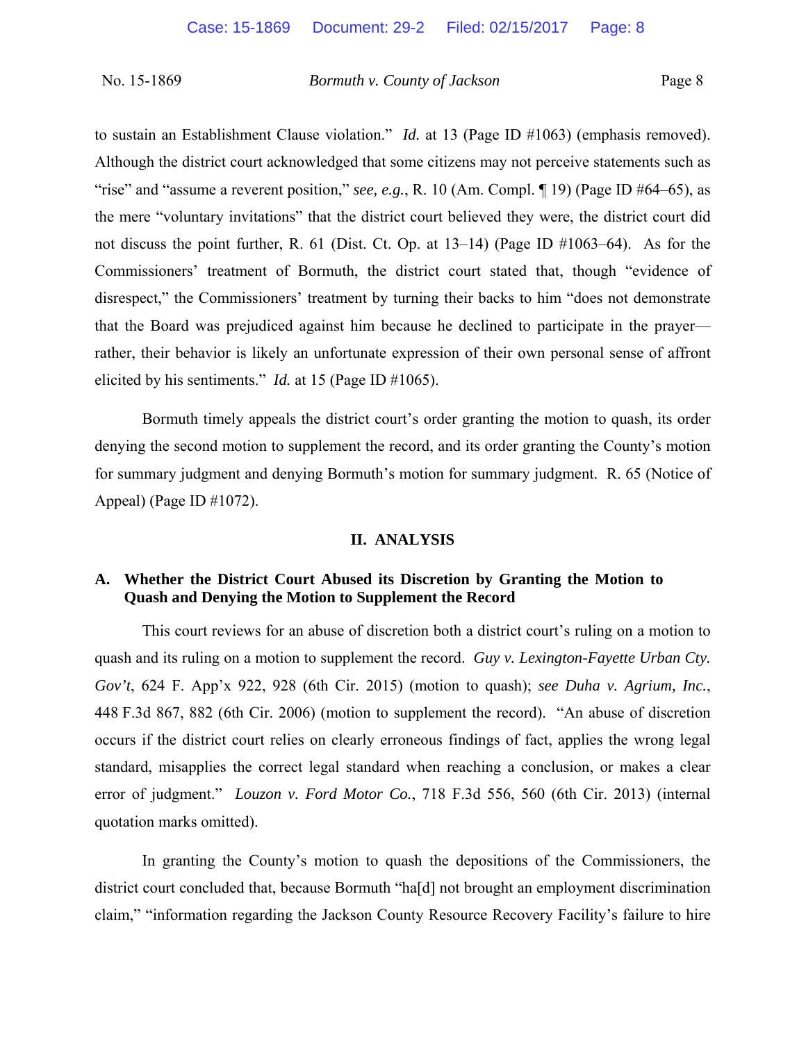to sustain an Establishment Clause violation." *Id.* at 13 (Page ID #1063) (emphasis removed). Although the district court acknowledged that some citizens may not perceive statements such as "rise" and "assume a reverent position," *see, e.g.*, R. 10 (Am. Compl. ¶ 19) (Page ID #64–65), as the mere "voluntary invitations" that the district court believed they were, the district court did not discuss the point further, R. 61 (Dist. Ct. Op. at 13–14) (Page ID #1063–64). As for the Commissioners' treatment of Bormuth, the district court stated that, though "evidence of disrespect," the Commissioners' treatment by turning their backs to him "does not demonstrate that the Board was prejudiced against him because he declined to participate in the prayer—rather, their behavior is likely an unfortunate expression of their own personal sense of affront elicited by his sentiments." *Id.* at 15 (Page ID #1065).

Bormuth timely appeals the district court's order granting the motion to quash, its order denying the second motion to supplement the record, and its order granting the County's motion for summary judgment and denying Bormuth's motion for summary judgment. R. 65 (Notice of Appeal) (Page ID #1072).

## II. ANALYSIS

### A. Whether the District Court Abused its Discretion by Granting the Motion to Quash and Denying the Motion to Supplement the Record

This court reviews for an abuse of discretion both a district court's ruling on a motion to quash and its ruling on a motion to supplement the record. *Guy v. Lexington-Fayette Urban Cty. Gov't*, 624 F. App'x 922, 928 (6th Cir. 2015) (motion to quash); *see Duha v. Agrium, Inc.*, 448 F.3d 867, 882 (6th Cir. 2006) (motion to supplement the record). "An abuse of discretion occurs if the district court relies on clearly erroneous findings of fact, applies the wrong legal standard, misapplies the correct legal standard when reaching a conclusion, or makes a clear error of judgment." *Louzon v. Ford Motor Co.*, 718 F.3d 556, 560 (6th Cir. 2013) (internal quotation marks omitted).

In granting the County's motion to quash the depositions of the Commissioners, the district court concluded that, because Bormuth "ha[d] not brought an employment discrimination claim," "information regarding the Jackson County Resource Recovery Facility's failure to hire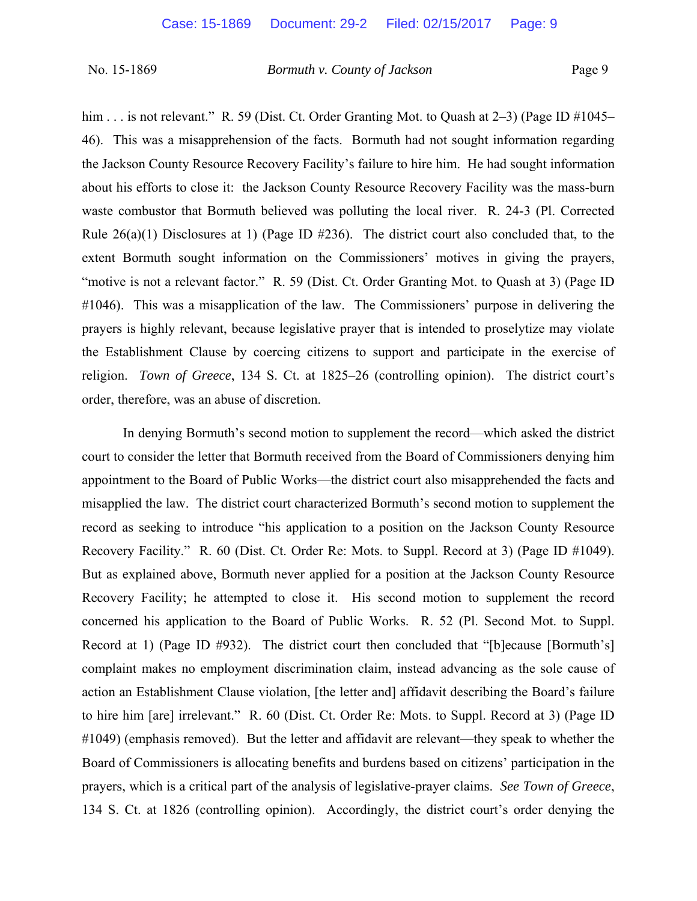him . . . is not relevant." R. 59 (Dist. Ct. Order Granting Mot. to Quash at 2–3) (Page ID #1045–46). This was a misapprehension of the facts. Bormuth had not sought information regarding the Jackson County Resource Recovery Facility's failure to hire him. He had sought information about his efforts to close it: the Jackson County Resource Recovery Facility was the mass-burn waste combustor that Bormuth believed was polluting the local river. R. 24-3 (Pl. Corrected Rule 26(a)(1) Disclosures at 1) (Page ID #236). The district court also concluded that, to the extent Bormuth sought information on the Commissioners' motives in giving the prayers, "motive is not a relevant factor." R. 59 (Dist. Ct. Order Granting Mot. to Quash at 3) (Page ID #1046). This was a misapplication of the law. The Commissioners' purpose in delivering the prayers is highly relevant, because legislative prayer that is intended to proselytize may violate the Establishment Clause by coercing citizens to support and participate in the exercise of religion. *Town of Greece*, 134 S. Ct. at 1825–26 (controlling opinion). The district court's order, therefore, was an abuse of discretion.

In denying Bormuth's second motion to supplement the record—which asked the district court to consider the letter that Bormuth received from the Board of Commissioners denying him appointment to the Board of Public Works—the district court also misapprehended the facts and misapplied the law. The district court characterized Bormuth's second motion to supplement the record as seeking to introduce "his application to a position on the Jackson County Resource Recovery Facility." R. 60 (Dist. Ct. Order Re: Mots. to Suppl. Record at 3) (Page ID #1049). But as explained above, Bormuth never applied for a position at the Jackson County Resource Recovery Facility; he attempted to close it. His second motion to supplement the record concerned his application to the Board of Public Works. R. 52 (Pl. Second Mot. to Suppl. Record at 1) (Page ID #932). The district court then concluded that "[b]ecause [Bormuth's] complaint makes no employment discrimination claim, instead advancing as the sole cause of action an Establishment Clause violation, [the letter and] affidavit describing the Board's failure to hire him [are] irrelevant." R. 60 (Dist. Ct. Order Re: Mots. to Suppl. Record at 3) (Page ID #1049) (emphasis removed). But the letter and affidavit are relevant—they speak to whether the Board of Commissioners is allocating benefits and burdens based on citizens' participation in the prayers, which is a critical part of the analysis of legislative-prayer claims. *See Town of Greece*, 134 S. Ct. at 1826 (controlling opinion). Accordingly, the district court's order denying the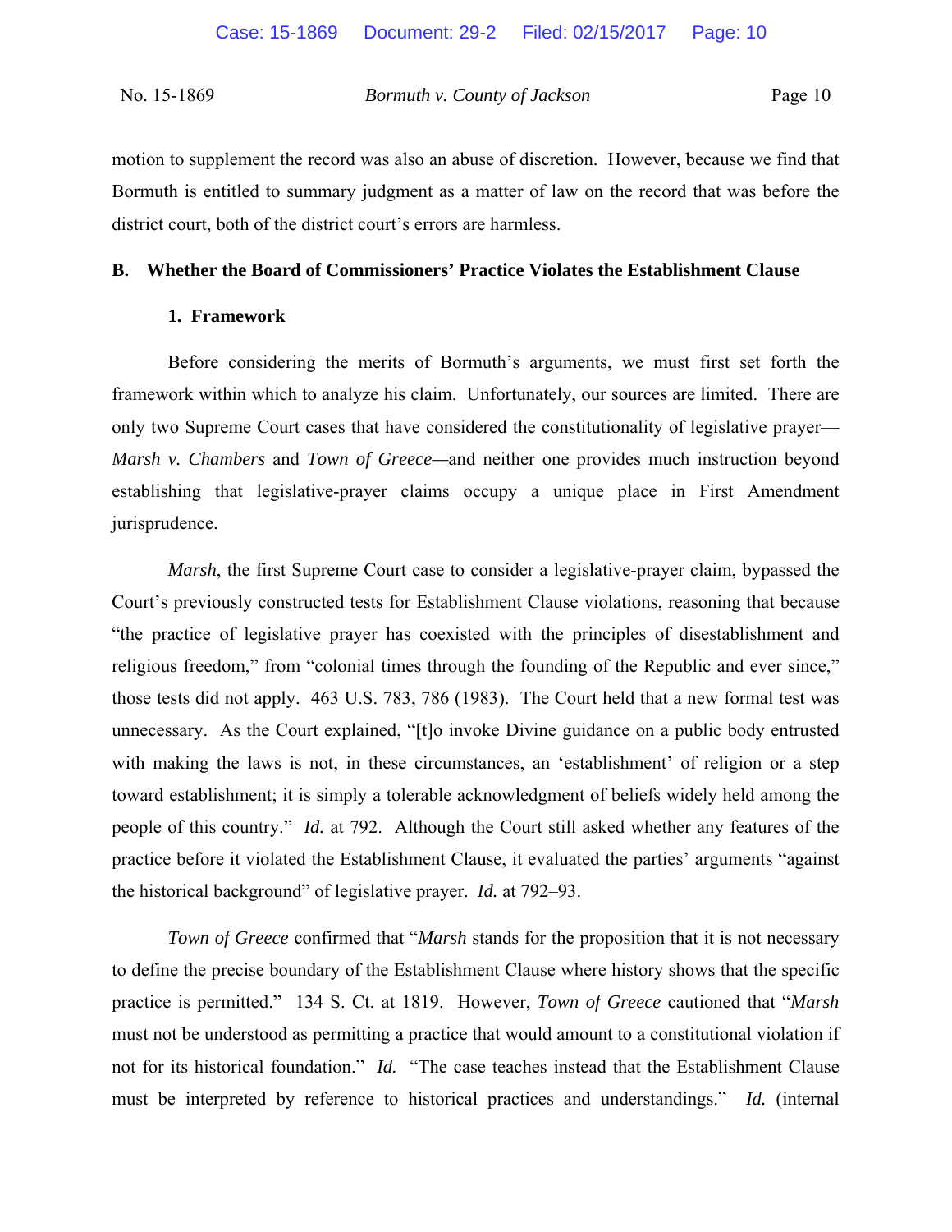motion to supplement the record was also an abuse of discretion. However, because we find that Bormuth is entitled to summary judgment as a matter of law on the record that was before the district court, both of the district court's errors are harmless.

## B. Whether the Board of Commissioners' Practice Violates the Establishment Clause

### 1. Framework

Before considering the merits of Bormuth's arguments, we must first set forth the framework within which to analyze his claim. Unfortunately, our sources are limited. There are only two Supreme Court cases that have considered the constitutionality of legislative prayer—*Marsh v. Chambers* and *Town of Greece*—and neither one provides much instruction beyond establishing that legislative-prayer claims occupy a unique place in First Amendment jurisprudence.

*Marsh*, the first Supreme Court case to consider a legislative-prayer claim, bypassed the Court's previously constructed tests for Establishment Clause violations, reasoning that because "the practice of legislative prayer has coexisted with the principles of disestablishment and religious freedom," from "colonial times through the founding of the Republic and ever since," those tests did not apply. 463 U.S. 783, 786 (1983). The Court held that a new formal test was unnecessary. As the Court explained, "[t]o invoke Divine guidance on a public body entrusted with making the laws is not, in these circumstances, an 'establishment' of religion or a step toward establishment; it is simply a tolerable acknowledgment of beliefs widely held among the people of this country." *Id.* at 792. Although the Court still asked whether any features of the practice before it violated the Establishment Clause, it evaluated the parties' arguments "against the historical background" of legislative prayer. *Id.* at 792–93.

*Town of Greece* confirmed that "*Marsh* stands for the proposition that it is not necessary to define the precise boundary of the Establishment Clause where history shows that the specific practice is permitted." 134 S. Ct. at 1819. However, *Town of Greece* cautioned that "*Marsh* must not be understood as permitting a practice that would amount to a constitutional violation if not for its historical foundation." *Id.* "The case teaches instead that the Establishment Clause must be interpreted by reference to historical practices and understandings." *Id.* (internal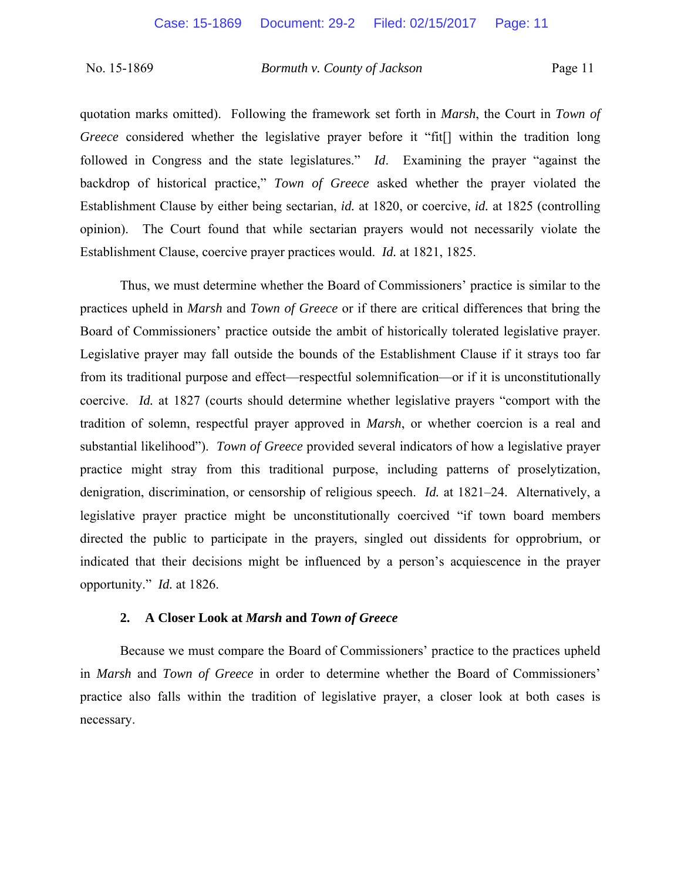quotation marks omitted). Following the framework set forth in *Marsh*, the Court in *Town of Greece* considered whether the legislative prayer before it "fit[] within the tradition long followed in Congress and the state legislatures." *Id*. Examining the prayer "against the backdrop of historical practice," *Town of Greece* asked whether the prayer violated the Establishment Clause by either being sectarian, *id.* at 1820, or coercive, *id.* at 1825 (controlling opinion). The Court found that while sectarian prayers would not necessarily violate the Establishment Clause, coercive prayer practices would. *Id.* at 1821, 1825.

Thus, we must determine whether the Board of Commissioners' practice is similar to the practices upheld in *Marsh* and *Town of Greece* or if there are critical differences that bring the Board of Commissioners' practice outside the ambit of historically tolerated legislative prayer. Legislative prayer may fall outside the bounds of the Establishment Clause if it strays too far from its traditional purpose and effect—respectful solemnification—or if it is unconstitutionally coercive. *Id.* at 1827 (courts should determine whether legislative prayers "comport with the tradition of solemn, respectful prayer approved in *Marsh*, or whether coercion is a real and substantial likelihood"). *Town of Greece* provided several indicators of how a legislative prayer practice might stray from this traditional purpose, including patterns of proselytization, denigration, discrimination, or censorship of religious speech. *Id.* at 1821–24. Alternatively, a legislative prayer practice might be unconstitutionally coerced "if town board members directed the public to participate in the prayers, singled out dissidents for opprobrium, or indicated that their decisions might be influenced by a person's acquiescence in the prayer opportunity." *Id.* at 1826.

### 2. A Closer Look at *Marsh* and *Town of Greece*

Because we must compare the Board of Commissioners' practice to the practices upheld in *Marsh* and *Town of Greece* in order to determine whether the Board of Commissioners' practice also falls within the tradition of legislative prayer, a closer look at both cases is necessary.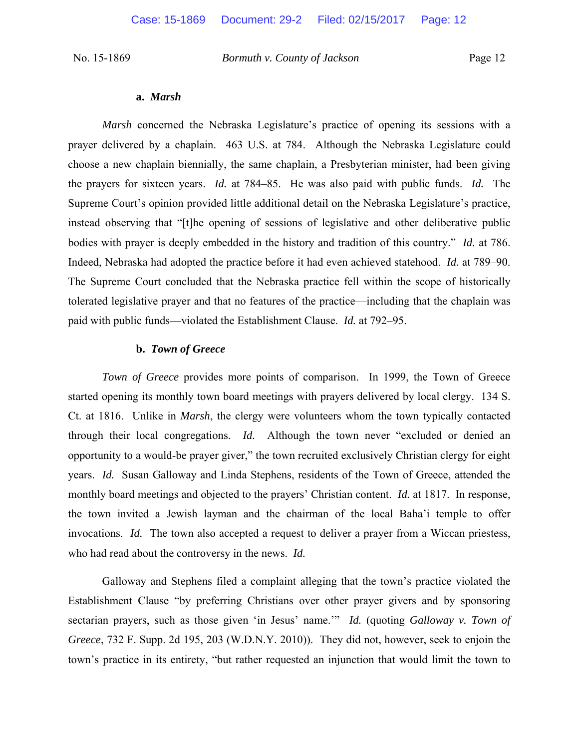#### a. *Marsh*

*Marsh* concerned the Nebraska Legislature's practice of opening its sessions with a prayer delivered by a chaplain. 463 U.S. at 784. Although the Nebraska Legislature could choose a new chaplain biennially, the same chaplain, a Presbyterian minister, had been giving the prayers for sixteen years. *Id.* at 784–85. He was also paid with public funds. *Id.* The Supreme Court's opinion provided little additional detail on the Nebraska Legislature's practice, instead observing that "[t]he opening of sessions of legislative and other deliberative public bodies with prayer is deeply embedded in the history and tradition of this country." *Id.* at 786. Indeed, Nebraska had adopted the practice before it had even achieved statehood. *Id.* at 789–90. The Supreme Court concluded that the Nebraska practice fell within the scope of historically tolerated legislative prayer and that no features of the practice—including that the chaplain was paid with public funds—violated the Establishment Clause. *Id.* at 792–95.

#### b. *Town of Greece*

*Town of Greece* provides more points of comparison. In 1999, the Town of Greece started opening its monthly town board meetings with prayers delivered by local clergy. 134 S. Ct. at 1816. Unlike in *Marsh*, the clergy were volunteers whom the town typically contacted through their local congregations. *Id.* Although the town never "excluded or denied an opportunity to a would-be prayer giver," the town recruited exclusively Christian clergy for eight years. *Id.* Susan Galloway and Linda Stephens, residents of the Town of Greece, attended the monthly board meetings and objected to the prayers' Christian content. *Id.* at 1817. In response, the town invited a Jewish layman and the chairman of the local Baha'i temple to offer invocations. *Id.* The town also accepted a request to deliver a prayer from a Wiccan priestess, who had read about the controversy in the news. *Id.*

Galloway and Stephens filed a complaint alleging that the town's practice violated the Establishment Clause "by preferring Christians over other prayer givers and by sponsoring sectarian prayers, such as those given 'in Jesus' name.'" *Id.* (quoting *Galloway v. Town of Greece*, 732 F. Supp. 2d 195, 203 (W.D.N.Y. 2010)). They did not, however, seek to enjoin the town's practice in its entirety, "but rather requested an injunction that would limit the town to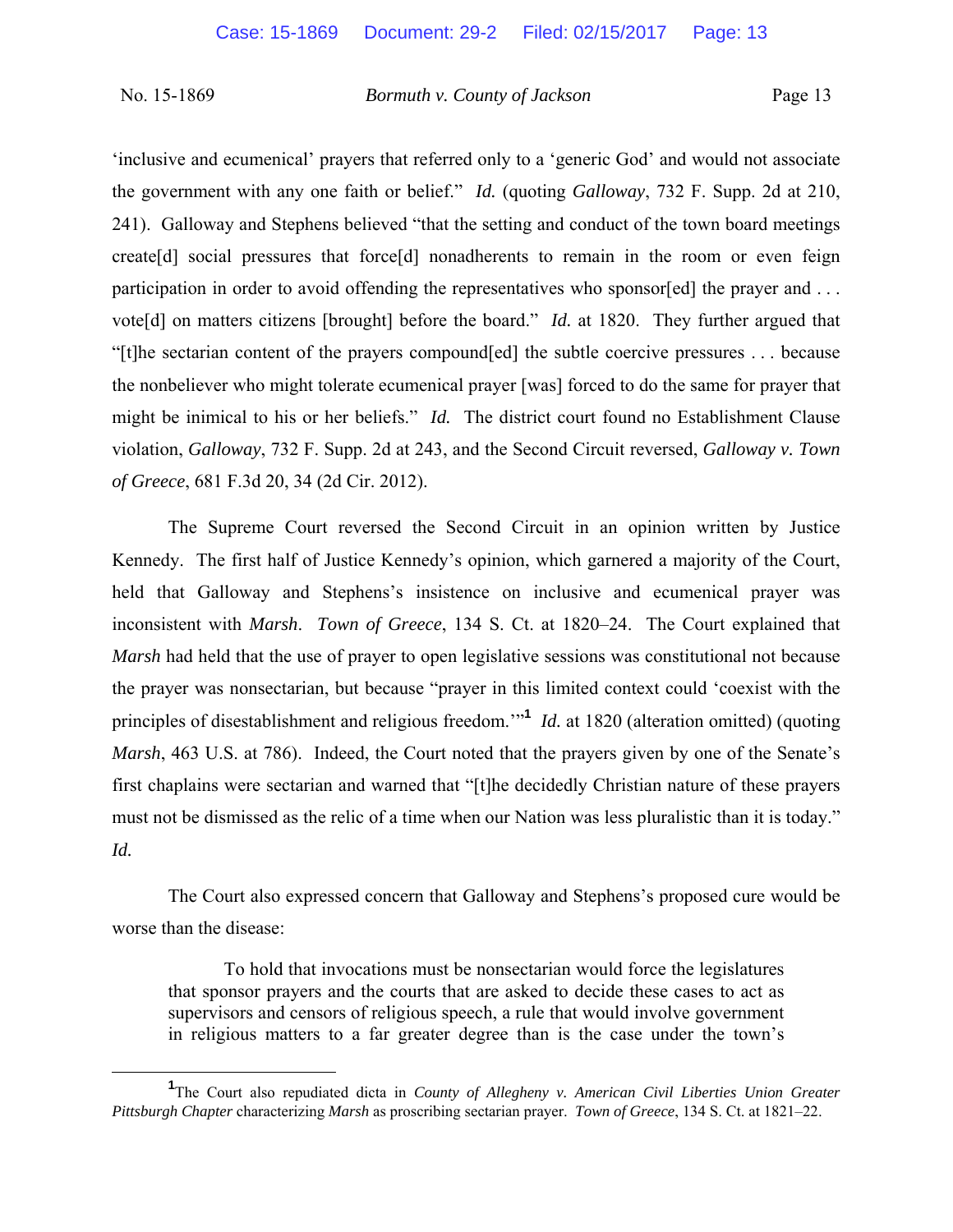'inclusive and ecumenical' prayers that referred only to a 'generic God' and would not associate the government with any one faith or belief." *Id.* (quoting *Galloway*, 732 F. Supp. 2d at 210, 241). Galloway and Stephens believed "that the setting and conduct of the town board meetings create[d] social pressures that force[d] nonadherents to remain in the room or even feign participation in order to avoid offending the representatives who sponsor[ed] the prayer and . . . vote[d] on matters citizens [brought] before the board." *Id.* at 1820. They further argued that "[t]he sectarian content of the prayers compound[ed] the subtle coercive pressures . . . because the nonbeliever who might tolerate ecumenical prayer [was] forced to do the same for prayer that might be inimical to his or her beliefs." *Id.* The district court found no Establishment Clause violation, *Galloway*, 732 F. Supp. 2d at 243, and the Second Circuit reversed, *Galloway v. Town of Greece*, 681 F.3d 20, 34 (2d Cir. 2012).

The Supreme Court reversed the Second Circuit in an opinion written by Justice Kennedy. The first half of Justice Kennedy's opinion, which garnered a majority of the Court, held that Galloway and Stephens's insistence on inclusive and ecumenical prayer was inconsistent with *Marsh*. *Town of Greece*, 134 S. Ct. at 1820–24. The Court explained that *Marsh* had held that the use of prayer to open legislative sessions was constitutional not because the prayer was nonsectarian, but because "prayer in this limited context could 'coexist with the principles of disestablishment and religious freedom.'"[1] *Id.* at 1820 (alteration omitted) (quoting *Marsh*, 463 U.S. at 786). Indeed, the Court noted that the prayers given by one of the Senate's first chaplains were sectarian and warned that "[t]he decidedly Christian nature of these prayers must not be dismissed as the relic of a time when our Nation was less pluralistic than it is today." *Id.*

The Court also expressed concern that Galloway and Stephens's proposed cure would be worse than the disease:

> To hold that invocations must be nonsectarian would force the legislatures that sponsor prayers and the courts that are asked to decide these cases to act as supervisors and censors of religious speech, a rule that would involve government in religious matters to a far greater degree than is the case under the town's

[1] The Court also repudiated dicta in *County of Allegheny v. American Civil Liberties Union Greater Pittsburgh Chapter* characterizing *Marsh* as proscribing sectarian prayer. *Town of Greece*, 134 S. Ct. at 1821–22.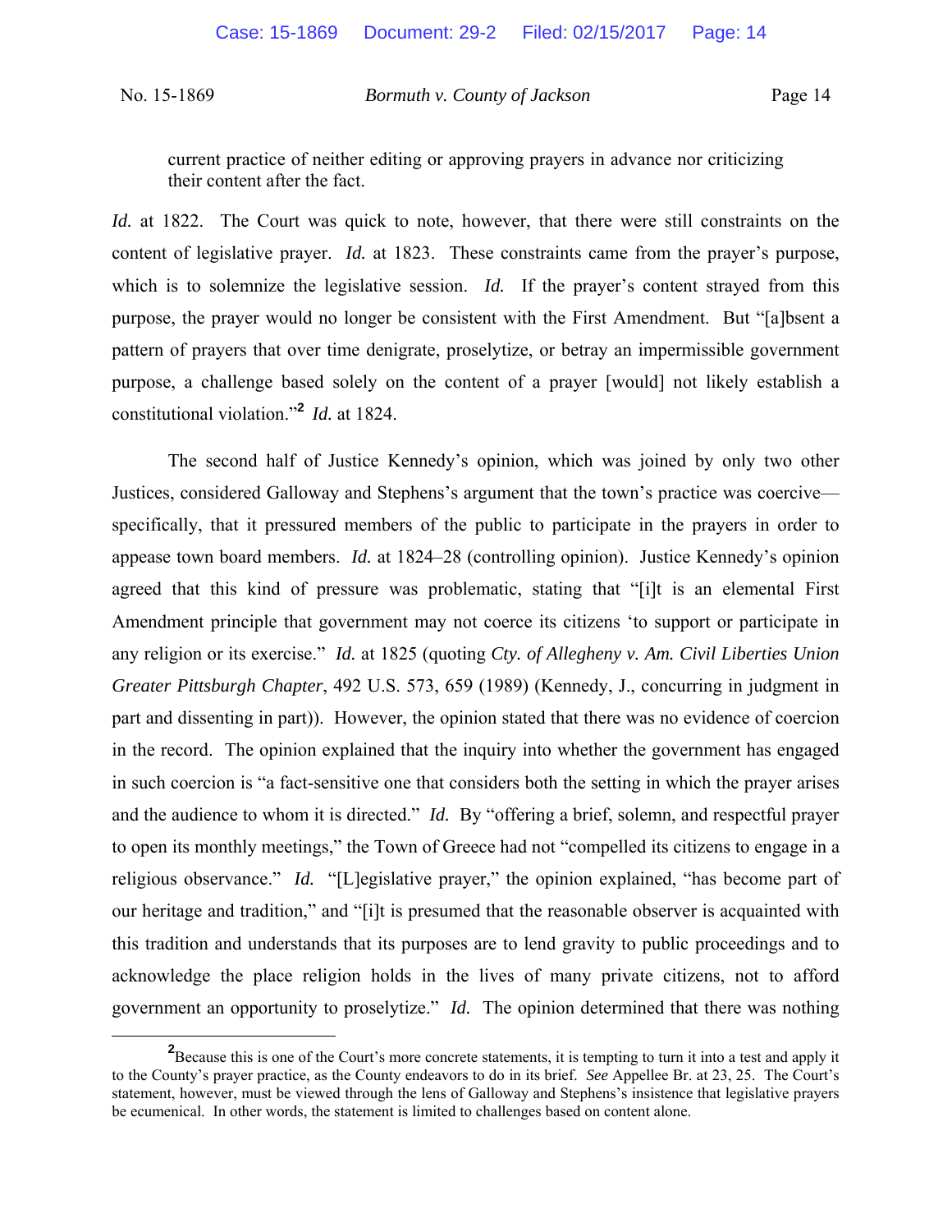current practice of neither editing or approving prayers in advance nor criticizing their content after the fact.

*Id.* at 1822. The Court was quick to note, however, that there were still constraints on the content of legislative prayer. *Id.* at 1823. These constraints came from the prayer's purpose, which is to solemnize the legislative session. *Id.* If the prayer's content strayed from this purpose, the prayer would no longer be consistent with the First Amendment. But "[a]bsent a pattern of prayers that over time denigrate, proselytize, or betray an impermissible government purpose, a challenge based solely on the content of a prayer [would] not likely establish a constitutional violation."[2] *Id.* at 1824.

The second half of Justice Kennedy's opinion, which was joined by only two other Justices, considered Galloway and Stephens's argument that the town's practice was coercive—specifically, that it pressured members of the public to participate in the prayers in order to appease town board members. *Id.* at 1824–28 (controlling opinion). Justice Kennedy's opinion agreed that this kind of pressure was problematic, stating that "[i]t is an elemental First Amendment principle that government may not coerce its citizens 'to support or participate in any religion or its exercise.'" *Id.* at 1825 (quoting *Cty. of Allegheny v. Am. Civil Liberties Union Greater Pittsburgh Chapter*, 492 U.S. 573, 659 (1989) (Kennedy, J., concurring in judgment in part and dissenting in part)). However, the opinion stated that there was no evidence of coercion in the record. The opinion explained that the inquiry into whether the government has engaged in such coercion is "a fact-sensitive one that considers both the setting in which the prayer arises and the audience to whom it is directed." *Id.* By "offering a brief, solemn, and respectful prayer to open its monthly meetings," the Town of Greece had not "compelled its citizens to engage in a religious observance." *Id.* "[L]egislative prayer," the opinion explained, "has become part of our heritage and tradition," and "[i]t is presumed that the reasonable observer is acquainted with this tradition and understands that its purposes are to lend gravity to public proceedings and to acknowledge the place religion holds in the lives of many private citizens, not to afford government an opportunity to proselytize." *Id.* The opinion determined that there was nothing

---

[2] Because this is one of the Court's more concrete statements, it is tempting to turn it into a test and apply it to the County's prayer practice, as the County endeavors to do in its brief. *See* Appellee Br. at 23, 25. The Court's statement, however, must be viewed through the lens of Galloway and Stephens's insistence that legislative prayers be ecumenical. In other words, the statement is limited to challenges based on content alone.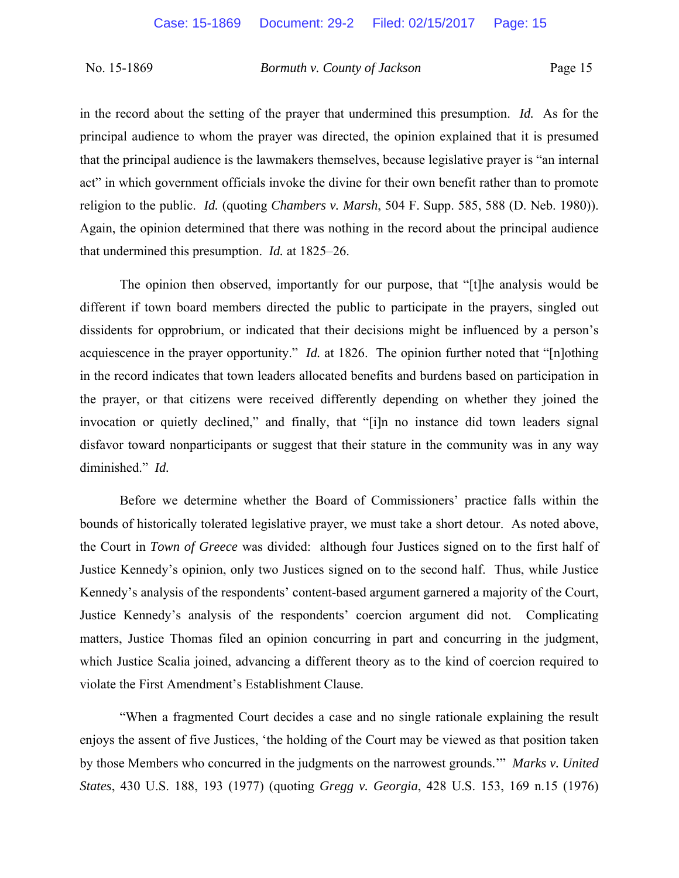in the record about the setting of the prayer that undermined this presumption. *Id.* As for the principal audience to whom the prayer was directed, the opinion explained that it is presumed that the principal audience is the lawmakers themselves, because legislative prayer is "an internal act" in which government officials invoke the divine for their own benefit rather than to promote religion to the public. *Id.* (quoting *Chambers v. Marsh*, 504 F. Supp. 585, 588 (D. Neb. 1980)). Again, the opinion determined that there was nothing in the record about the principal audience that undermined this presumption. *Id.* at 1825–26.

The opinion then observed, importantly for our purpose, that "[t]he analysis would be different if town board members directed the public to participate in the prayers, singled out dissidents for opprobrium, or indicated that their decisions might be influenced by a person's acquiescence in the prayer opportunity." *Id.* at 1826. The opinion further noted that "[n]othing in the record indicates that town leaders allocated benefits and burdens based on participation in the prayer, or that citizens were received differently depending on whether they joined the invocation or quietly declined," and finally, that "[i]n no instance did town leaders signal disfavor toward nonparticipants or suggest that their stature in the community was in any way diminished." *Id.*

Before we determine whether the Board of Commissioners' practice falls within the bounds of historically tolerated legislative prayer, we must take a short detour. As noted above, the Court in *Town of Greece* was divided: although four Justices signed on to the first half of Justice Kennedy's opinion, only two Justices signed on to the second half. Thus, while Justice Kennedy's analysis of the respondents' content-based argument garnered a majority of the Court, Justice Kennedy's analysis of the respondents' coercion argument did not. Complicating matters, Justice Thomas filed an opinion concurring in part and concurring in the judgment, which Justice Scalia joined, advancing a different theory as to the kind of coercion required to violate the First Amendment's Establishment Clause.

"When a fragmented Court decides a case and no single rationale explaining the result enjoys the assent of five Justices, 'the holding of the Court may be viewed as that position taken by those Members who concurred in the judgments on the narrowest grounds.'" *Marks v. United States*, 430 U.S. 188, 193 (1977) (quoting *Gregg v. Georgia*, 428 U.S. 153, 169 n.15 (1976)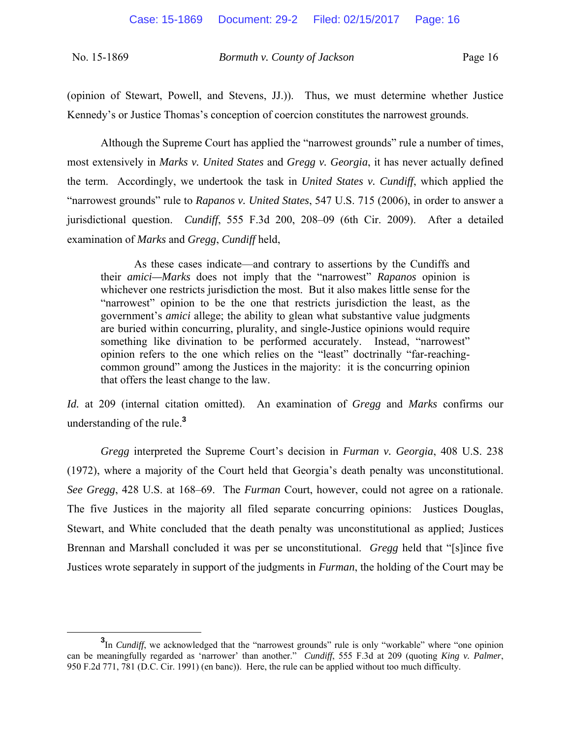(opinion of Stewart, Powell, and Stevens, JJ.)). Thus, we must determine whether Justice Kennedy's or Justice Thomas's conception of coercion constitutes the narrowest grounds.

Although the Supreme Court has applied the "narrowest grounds" rule a number of times, most extensively in *Marks v. United States* and *Gregg v. Georgia*, it has never actually defined the term. Accordingly, we undertook the task in *United States v. Cundiff*, which applied the "narrowest grounds" rule to *Rapanos v. United States*, 547 U.S. 715 (2006), in order to answer a jurisdictional question. *Cundiff*, 555 F.3d 200, 208–09 (6th Cir. 2009). After a detailed examination of *Marks* and *Gregg*, *Cundiff* held,

> As these cases indicate—and contrary to assertions by the Cundiffs and their *amici—Marks* does not imply that the "narrowest" *Rapanos* opinion is whichever one restricts jurisdiction the most. But it also makes little sense for the "narrowest" opinion to be the one that restricts jurisdiction the least, as the government's *amici* allege; the ability to glean what substantive value judgments are buried within concurring, plurality, and single-Justice opinions would require something like divination to be performed accurately. Instead, "narrowest" opinion refers to the one which relies on the "least" doctrinally "far-reaching-common ground" among the Justices in the majority: it is the concurring opinion that offers the least change to the law.

*Id.* at 209 (internal citation omitted). An examination of *Gregg* and *Marks* confirms our understanding of the rule.[3]

*Gregg* interpreted the Supreme Court's decision in *Furman v. Georgia*, 408 U.S. 238 (1972), where a majority of the Court held that Georgia's death penalty was unconstitutional. *See Gregg*, 428 U.S. at 168–69. The *Furman* Court, however, could not agree on a rationale. The five Justices in the majority all filed separate concurring opinions: Justices Douglas, Stewart, and White concluded that the death penalty was unconstitutional as applied; Justices Brennan and Marshall concluded it was per se unconstitutional. *Gregg* held that "[s]ince five Justices wrote separately in support of the judgments in *Furman*, the holding of the Court may be

---

[3] In *Cundiff*, we acknowledged that the "narrowest grounds" rule is only "workable" where "one opinion can be meaningfully regarded as 'narrower' than another." *Cundiff*, 555 F.3d at 209 (quoting *King v. Palmer*, 950 F.2d 771, 781 (D.C. Cir. 1991) (en banc)). Here, the rule can be applied without too much difficulty.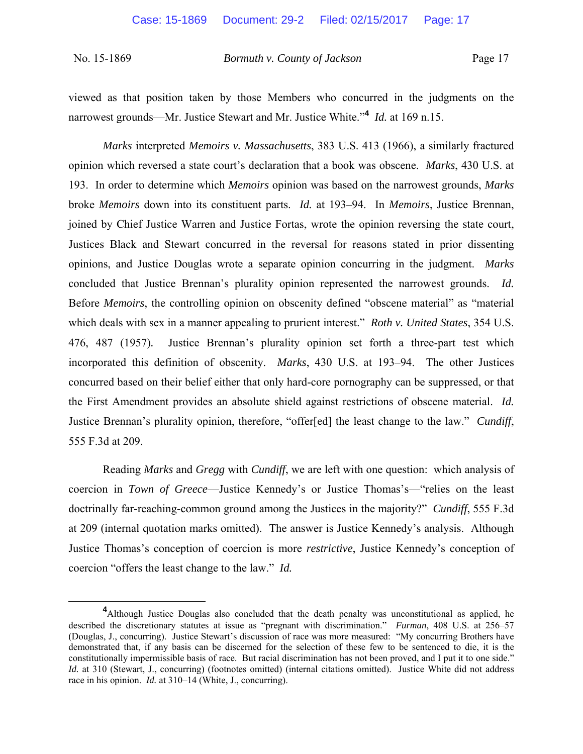viewed as that position taken by those Members who concurred in the judgments on the narrowest grounds—Mr. Justice Stewart and Mr. Justice White."[4] *Id.* at 169 n.15.

*Marks* interpreted *Memoirs v. Massachusetts*, 383 U.S. 413 (1966), a similarly fractured opinion which reversed a state court's declaration that a book was obscene. *Marks*, 430 U.S. at 193. In order to determine which *Memoirs* opinion was based on the narrowest grounds, *Marks* broke *Memoirs* down into its constituent parts. *Id.* at 193–94. In *Memoirs*, Justice Brennan, joined by Chief Justice Warren and Justice Fortas, wrote the opinion reversing the state court, Justices Black and Stewart concurred in the reversal for reasons stated in prior dissenting opinions, and Justice Douglas wrote a separate opinion concurring in the judgment. *Marks* concluded that Justice Brennan's plurality opinion represented the narrowest grounds. *Id.* Before *Memoirs*, the controlling opinion on obscenity defined "obscene material" as "material which deals with sex in a manner appealing to prurient interest." *Roth v. United States*, 354 U.S. 476, 487 (1957). Justice Brennan's plurality opinion set forth a three-part test which incorporated this definition of obscenity. *Marks*, 430 U.S. at 193–94. The other Justices concurred based on their belief either that only hard-core pornography can be suppressed, or that the First Amendment provides an absolute shield against restrictions of obscene material. *Id.* Justice Brennan's plurality opinion, therefore, "offer[ed] the least change to the law." *Cundiff*, 555 F.3d at 209.

Reading *Marks* and *Gregg* with *Cundiff*, we are left with one question: which analysis of coercion in *Town of Greece*—Justice Kennedy's or Justice Thomas's—"relies on the least doctrinally far-reaching-common ground among the Justices in the majority?" *Cundiff*, 555 F.3d at 209 (internal quotation marks omitted). The answer is Justice Kennedy's analysis. Although Justice Thomas's conception of coercion is more *restrictive*, Justice Kennedy's conception of coercion "offers the least change to the law." *Id.*

---

[4]Although Justice Douglas also concluded that the death penalty was unconstitutional as applied, he described the discretionary statutes at issue as "pregnant with discrimination." *Furman*, 408 U.S. at 256–57 (Douglas, J., concurring). Justice Stewart's discussion of race was more measured: "My concurring Brothers have demonstrated that, if any basis can be discerned for the selection of these few to be sentenced to die, it is the constitutionally impermissible basis of race. But racial discrimination has not been proved, and I put it to one side." *Id.* at 310 (Stewart, J., concurring) (footnotes omitted) (internal citations omitted). Justice White did not address race in his opinion. *Id.* at 310–14 (White, J., concurring).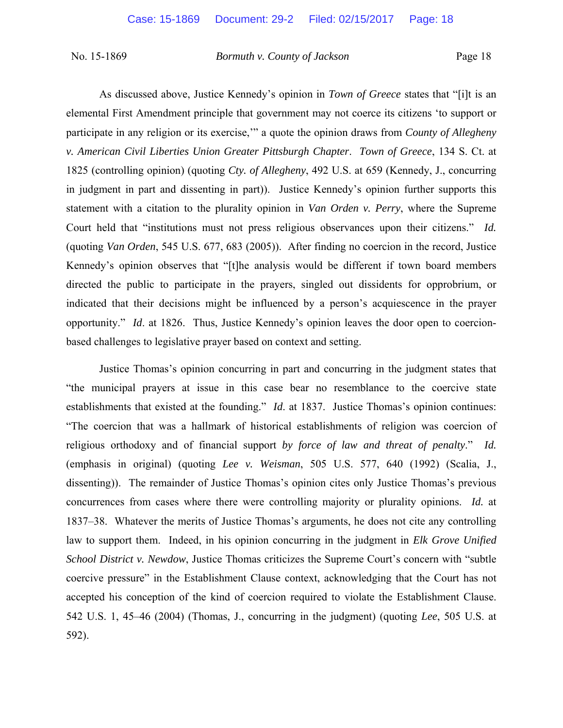As discussed above, Justice Kennedy's opinion in *Town of Greece* states that "[i]t is an elemental First Amendment principle that government may not coerce its citizens 'to support or participate in any religion or its exercise,'" a quote the opinion draws from *County of Allegheny v. American Civil Liberties Union Greater Pittsburgh Chapter*. *Town of Greece*, 134 S. Ct. at 1825 (controlling opinion) (quoting *Cty. of Allegheny*, 492 U.S. at 659 (Kennedy, J., concurring in judgment in part and dissenting in part)). Justice Kennedy's opinion further supports this statement with a citation to the plurality opinion in *Van Orden v. Perry*, where the Supreme Court held that "institutions must not press religious observances upon their citizens." *Id.* (quoting *Van Orden*, 545 U.S. 677, 683 (2005)). After finding no coercion in the record, Justice Kennedy's opinion observes that "[t]he analysis would be different if town board members directed the public to participate in the prayers, singled out dissidents for opprobrium, or indicated that their decisions might be influenced by a person's acquiescence in the prayer opportunity." *Id*. at 1826. Thus, Justice Kennedy's opinion leaves the door open to coercion-based challenges to legislative prayer based on context and setting.

Justice Thomas's opinion concurring in part and concurring in the judgment states that "the municipal prayers at issue in this case bear no resemblance to the coercive state establishments that existed at the founding." *Id*. at 1837. Justice Thomas's opinion continues: "The coercion that was a hallmark of historical establishments of religion was coercion of religious orthodoxy and of financial support *by force of law and threat of penalty*." *Id.* (emphasis in original) (quoting *Lee v. Weisman*, 505 U.S. 577, 640 (1992) (Scalia, J., dissenting)). The remainder of Justice Thomas's opinion cites only Justice Thomas's previous concurrences from cases where there were controlling majority or plurality opinions. *Id.* at 1837–38. Whatever the merits of Justice Thomas's arguments, he does not cite any controlling law to support them. Indeed, in his opinion concurring in the judgment in *Elk Grove Unified School District v. Newdow*, Justice Thomas criticizes the Supreme Court's concern with "subtle coercive pressure" in the Establishment Clause context, acknowledging that the Court has not accepted his conception of the kind of coercion required to violate the Establishment Clause. 542 U.S. 1, 45–46 (2004) (Thomas, J., concurring in the judgment) (quoting *Lee*, 505 U.S. at 592).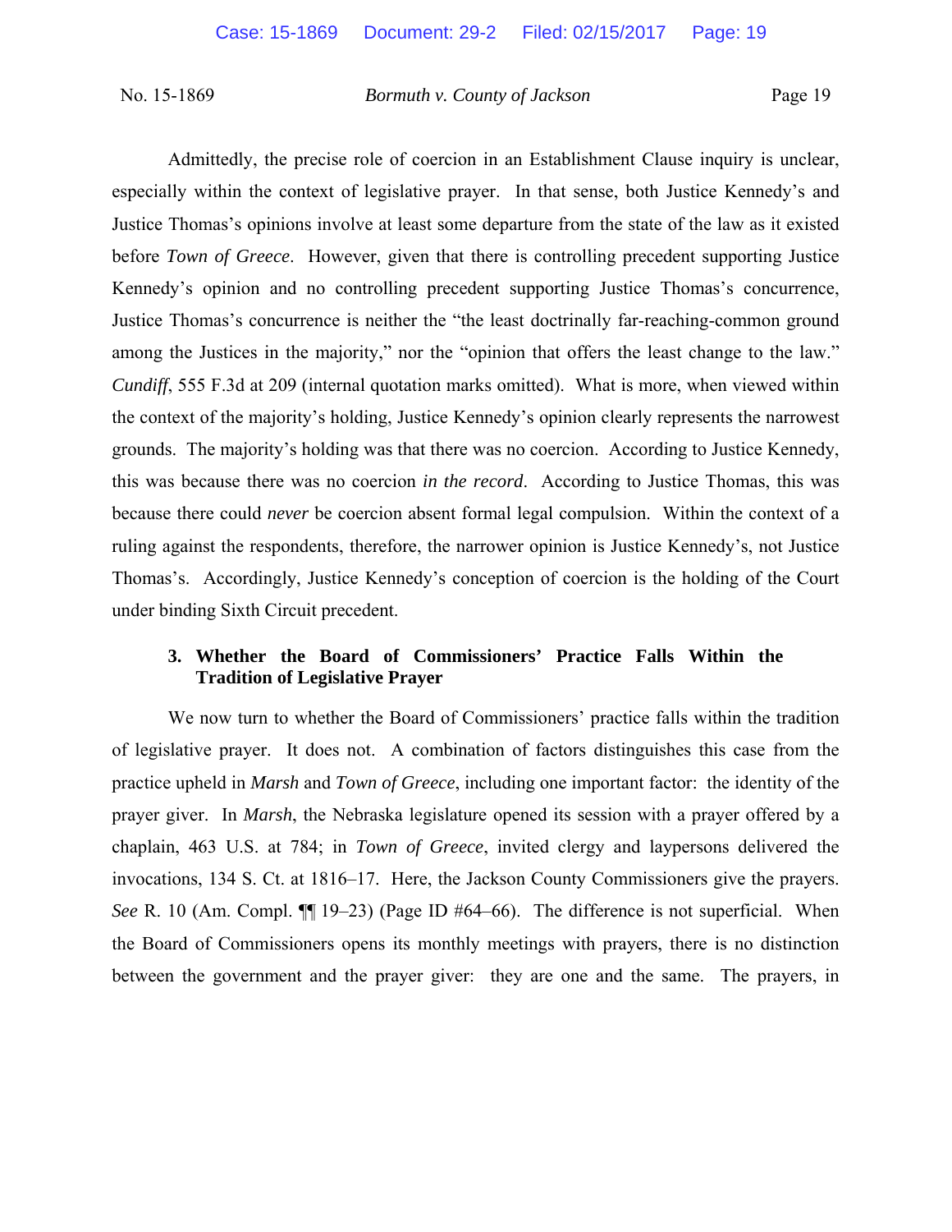Admittedly, the precise role of coercion in an Establishment Clause inquiry is unclear, especially within the context of legislative prayer. In that sense, both Justice Kennedy's and Justice Thomas's opinions involve at least some departure from the state of the law as it existed before *Town of Greece*. However, given that there is controlling precedent supporting Justice Kennedy's opinion and no controlling precedent supporting Justice Thomas's concurrence, Justice Thomas's concurrence is neither the "the least doctrinally far-reaching-common ground among the Justices in the majority," nor the "opinion that offers the least change to the law." *Cundiff*, 555 F.3d at 209 (internal quotation marks omitted). What is more, when viewed within the context of the majority's holding, Justice Kennedy's opinion clearly represents the narrowest grounds. The majority's holding was that there was no coercion. According to Justice Kennedy, this was because there was no coercion *in the record*. According to Justice Thomas, this was because there could *never* be coercion absent formal legal compulsion. Within the context of a ruling against the respondents, therefore, the narrower opinion is Justice Kennedy's, not Justice Thomas's. Accordingly, Justice Kennedy's conception of coercion is the holding of the Court under binding Sixth Circuit precedent.

**3. Whether the Board of Commissioners' Practice Falls Within the Tradition of Legislative Prayer**

We now turn to whether the Board of Commissioners' practice falls within the tradition of legislative prayer. It does not. A combination of factors distinguishes this case from the practice upheld in *Marsh* and *Town of Greece*, including one important factor: the identity of the prayer giver. In *Marsh*, the Nebraska legislature opened its session with a prayer offered by a chaplain, 463 U.S. at 784; in *Town of Greece*, invited clergy and laypersons delivered the invocations, 134 S. Ct. at 1816–17. Here, the Jackson County Commissioners give the prayers. *See* R. 10 (Am. Compl. ¶¶ 19–23) (Page ID #64–66). The difference is not superficial. When the Board of Commissioners opens its monthly meetings with prayers, there is no distinction between the government and the prayer giver: they are one and the same. The prayers, in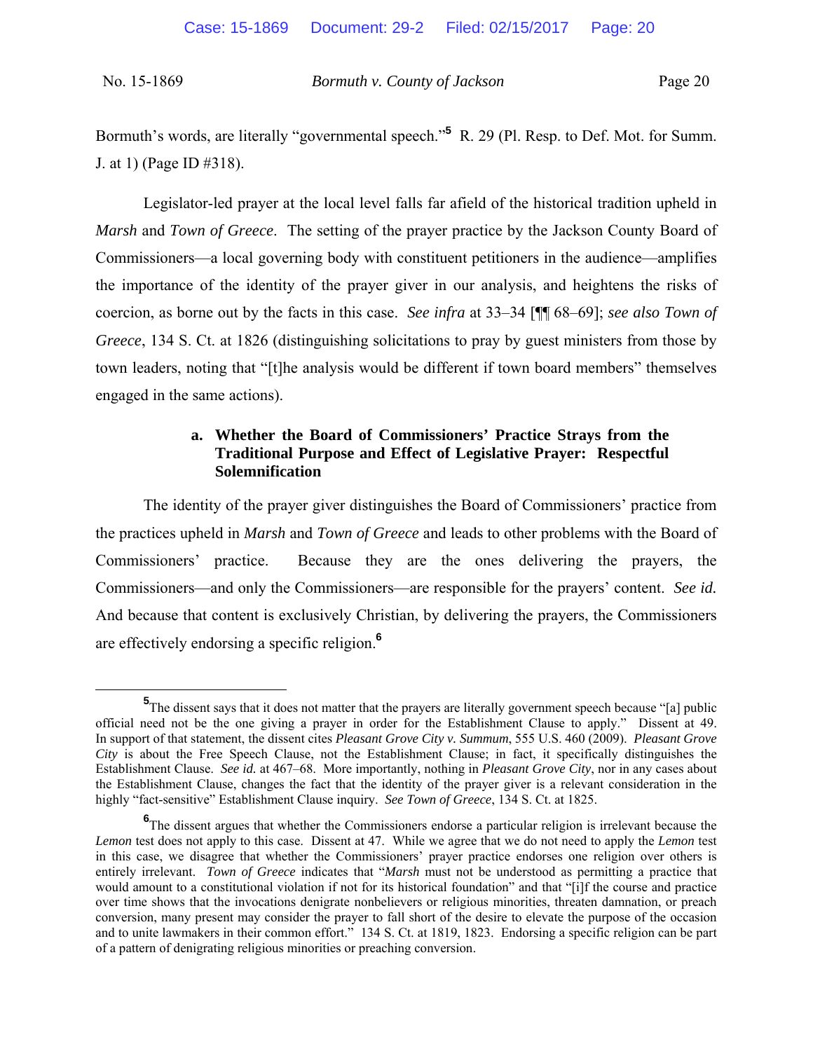Bormuth's words, are literally "governmental speech."[5] R. 29 (Pl. Resp. to Def. Mot. for Summ. J. at 1) (Page ID #318).

Legislator-led prayer at the local level falls far afield of the historical tradition upheld in *Marsh* and *Town of Greece*. The setting of the prayer practice by the Jackson County Board of Commissioners—a local governing body with constituent petitioners in the audience—amplifies the importance of the identity of the prayer giver in our analysis, and heightens the risks of coercion, as borne out by the facts in this case. *See infra* at 33–34 [¶¶ 68–69]; *see also Town of Greece*, 134 S. Ct. at 1826 (distinguishing solicitations to pray by guest ministers from those by town leaders, noting that "[t]he analysis would be different if town board members" themselves engaged in the same actions).

**a. Whether the Board of Commissioners' Practice Strays from the Traditional Purpose and Effect of Legislative Prayer: Respectful Solemnification**

The identity of the prayer giver distinguishes the Board of Commissioners' practice from the practices upheld in *Marsh* and *Town of Greece* and leads to other problems with the Board of Commissioners' practice. Because they are the ones delivering the prayers, the Commissioners—and only the Commissioners—are responsible for the prayers' content. *See id.* And because that content is exclusively Christian, by delivering the prayers, the Commissioners are effectively endorsing a specific religion.[6]

---

[5]The dissent says that it does not matter that the prayers are literally government speech because "[a] public official need not be the one giving a prayer in order for the Establishment Clause to apply." Dissent at 49. In support of that statement, the dissent cites *Pleasant Grove City v. Summum*, 555 U.S. 460 (2009). *Pleasant Grove City* is about the Free Speech Clause, not the Establishment Clause; in fact, it specifically distinguishes the Establishment Clause. *See id.* at 467–68. More importantly, nothing in *Pleasant Grove City*, nor in any cases about the Establishment Clause, changes the fact that the identity of the prayer giver is a relevant consideration in the highly "fact-sensitive" Establishment Clause inquiry. *See Town of Greece*, 134 S. Ct. at 1825.

[6]The dissent argues that whether the Commissioners endorse a particular religion is irrelevant because the *Lemon* test does not apply to this case. Dissent at 47. While we agree that we do not need to apply the *Lemon* test in this case, we disagree that whether the Commissioners' prayer practice endorses one religion over others is entirely irrelevant. *Town of Greece* indicates that "*Marsh* must not be understood as permitting a practice that would amount to a constitutional violation if not for its historical foundation" and that "[i]f the course and practice over time shows that the invocations denigrate nonbelievers or religious minorities, threaten damnation, or preach conversion, many present may consider the prayer to fall short of the desire to elevate the purpose of the occasion and to unite lawmakers in their common effort." 134 S. Ct. at 1819, 1823. Endorsing a specific religion can be part of a pattern of denigrating religious minorities or preaching conversion.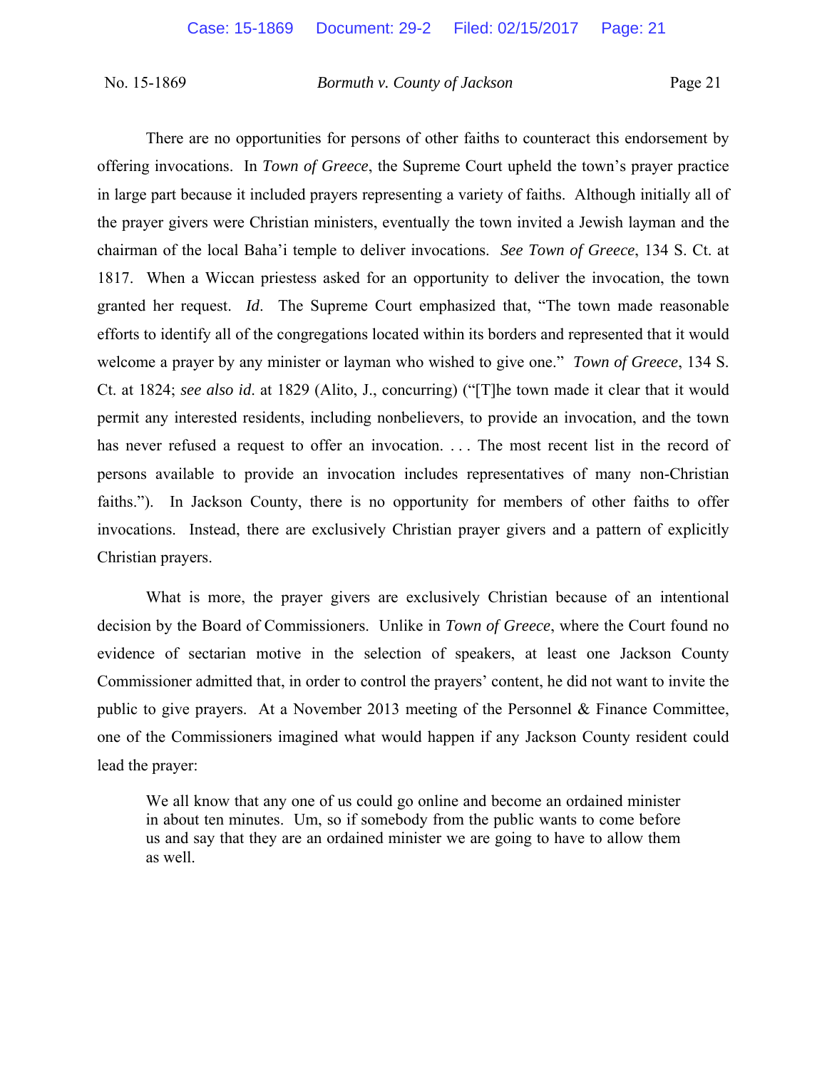There are no opportunities for persons of other faiths to counteract this endorsement by offering invocations. In *Town of Greece*, the Supreme Court upheld the town's prayer practice in large part because it included prayers representing a variety of faiths. Although initially all of the prayer givers were Christian ministers, eventually the town invited a Jewish layman and the chairman of the local Baha'i temple to deliver invocations. *See Town of Greece*, 134 S. Ct. at 1817. When a Wiccan priestess asked for an opportunity to deliver the invocation, the town granted her request. *Id*. The Supreme Court emphasized that, "The town made reasonable efforts to identify all of the congregations located within its borders and represented that it would welcome a prayer by any minister or layman who wished to give one." *Town of Greece*, 134 S. Ct. at 1824; *see also id*. at 1829 (Alito, J., concurring) ("[T]he town made it clear that it would permit any interested residents, including nonbelievers, to provide an invocation, and the town has never refused a request to offer an invocation. . . . The most recent list in the record of persons available to provide an invocation includes representatives of many non-Christian faiths."). In Jackson County, there is no opportunity for members of other faiths to offer invocations. Instead, there are exclusively Christian prayer givers and a pattern of explicitly Christian prayers.

What is more, the prayer givers are exclusively Christian because of an intentional decision by the Board of Commissioners. Unlike in *Town of Greece*, where the Court found no evidence of sectarian motive in the selection of speakers, at least one Jackson County Commissioner admitted that, in order to control the prayers' content, he did not want to invite the public to give prayers. At a November 2013 meeting of the Personnel & Finance Committee, one of the Commissioners imagined what would happen if any Jackson County resident could lead the prayer:

> We all know that any one of us could go online and become an ordained minister in about ten minutes. Um, so if somebody from the public wants to come before us and say that they are an ordained minister we are going to have to allow them as well.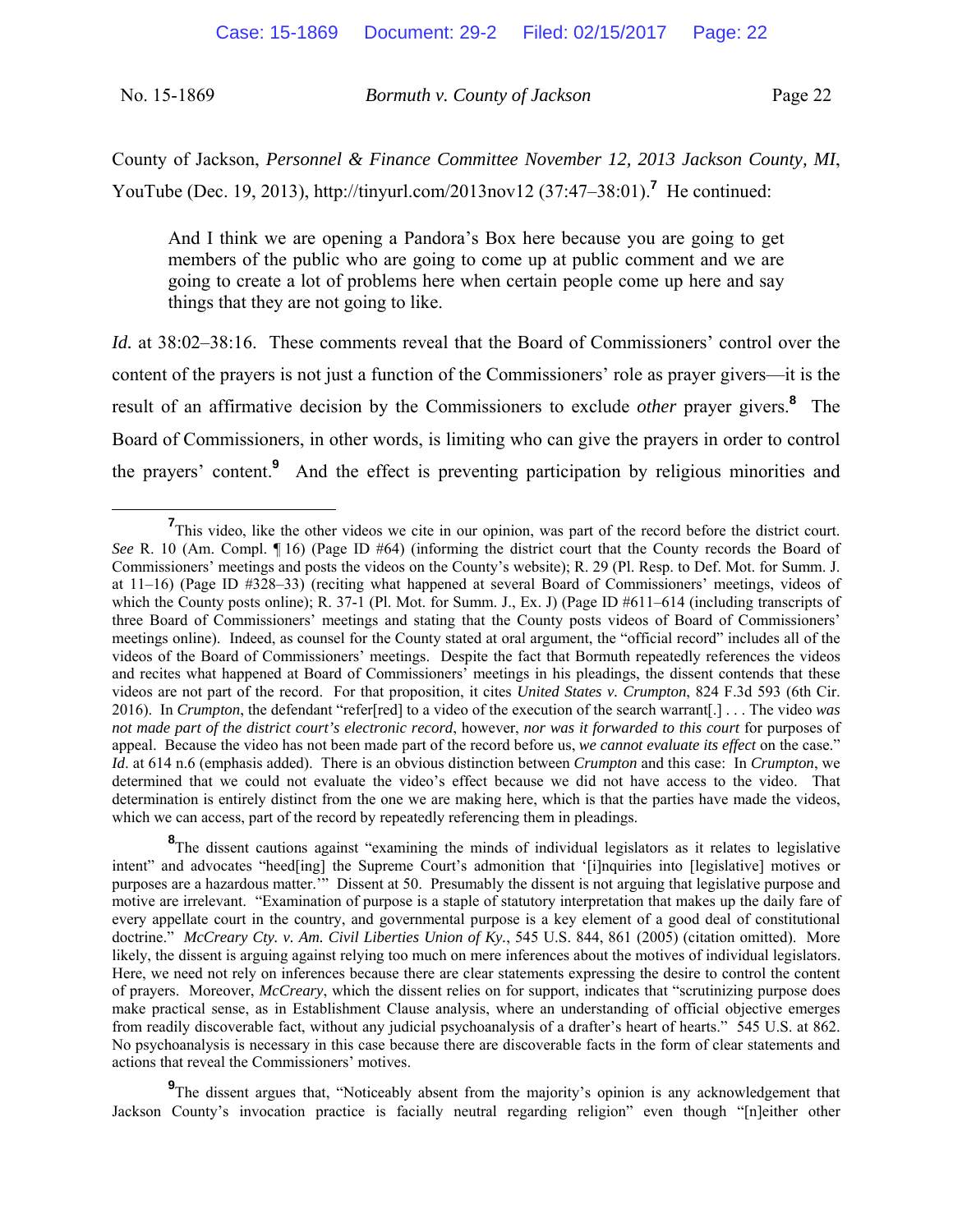County of Jackson, *Personnel & Finance Committee November 12, 2013 Jackson County, MI*, YouTube (Dec. 19, 2013), http://tinyurl.com/2013nov12 (37:47–38:01).[7] He continued:

> And I think we are opening a Pandora's Box here because you are going to get members of the public who are going to come up at public comment and we are going to create a lot of problems here when certain people come up here and say things that they are not going to like.

*Id.* at 38:02–38:16. These comments reveal that the Board of Commissioners' control over the content of the prayers is not just a function of the Commissioners' role as prayer givers—it is the result of an affirmative decision by the Commissioners to exclude *other* prayer givers.[8] The Board of Commissioners, in other words, is limiting who can give the prayers in order to control the prayers' content.[9] And the effect is preventing participation by religious minorities and

---

[7] This video, like the other videos we cite in our opinion, was part of the record before the district court. *See* R. 10 (Am. Compl. ¶ 16) (Page ID #64) (informing the district court that the County records the Board of Commissioners' meetings and posts the videos on the County's website); R. 29 (Pl. Resp. to Def. Mot. for Summ. J. at 11–16) (Page ID #328–33) (reciting what happened at several Board of Commissioners' meetings, videos of which the County posts online); R. 37-1 (Pl. Mot. for Summ. J., Ex. J) (Page ID #611–614 (including transcripts of three Board of Commissioners' meetings and stating that the County posts videos of Board of Commissioners' meetings online). Indeed, as counsel for the County stated at oral argument, the "official record" includes all of the videos of the Board of Commissioners' meetings. Despite the fact that Bormuth repeatedly references the videos and recites what happened at Board of Commissioners' meetings in his pleadings, the dissent contends that these videos are not part of the record. For that proposition, it cites *United States v. Crumpton*, 824 F.3d 593 (6th Cir. 2016). In *Crumpton*, the defendant "refer[red] to a video of the execution of the search warrant[.] . . . The video *was not made part of the district court's electronic record*, however, *nor was it forwarded to this court* for purposes of appeal. Because the video has not been made part of the record before us, *we cannot evaluate its effect* on the case." *Id*. at 614 n.6 (emphasis added). There is an obvious distinction between *Crumpton* and this case: In *Crumpton*, we determined that we could not evaluate the video's effect because we did not have access to the video. That determination is entirely distinct from the one we are making here, which is that the parties have made the videos, which we can access, part of the record by repeatedly referencing them in pleadings.

[8] The dissent cautions against "examining the minds of individual legislators as it relates to legislative intent" and advocates "heed[ing] the Supreme Court's admonition that '[i]nquiries into [legislative] motives or purposes are a hazardous matter.'" Dissent at 50. Presumably the dissent is not arguing that legislative purpose and motive are irrelevant. "Examination of purpose is a staple of statutory interpretation that makes up the daily fare of every appellate court in the country, and governmental purpose is a key element of a good deal of constitutional doctrine." *McCreary Cty. v. Am. Civil Liberties Union of Ky.*, 545 U.S. 844, 861 (2005) (citation omitted). More likely, the dissent is arguing against relying too much on mere inferences about the motives of individual legislators. Here, we need not rely on inferences because there are clear statements expressing the desire to control the content of prayers. Moreover, *McCreary*, which the dissent relies on for support, indicates that "scrutinizing purpose does make practical sense, as in Establishment Clause analysis, where an understanding of official objective emerges from readily discoverable fact, without any judicial psychoanalysis of a drafter's heart of hearts." 545 U.S. at 862. No psychoanalysis is necessary in this case because there are discoverable facts in the form of clear statements and actions that reveal the Commissioners' motives.

[9] The dissent argues that, "Noticeably absent from the majority's opinion is any acknowledgement that Jackson County's invocation practice is facially neutral regarding religion" even though "[n]either other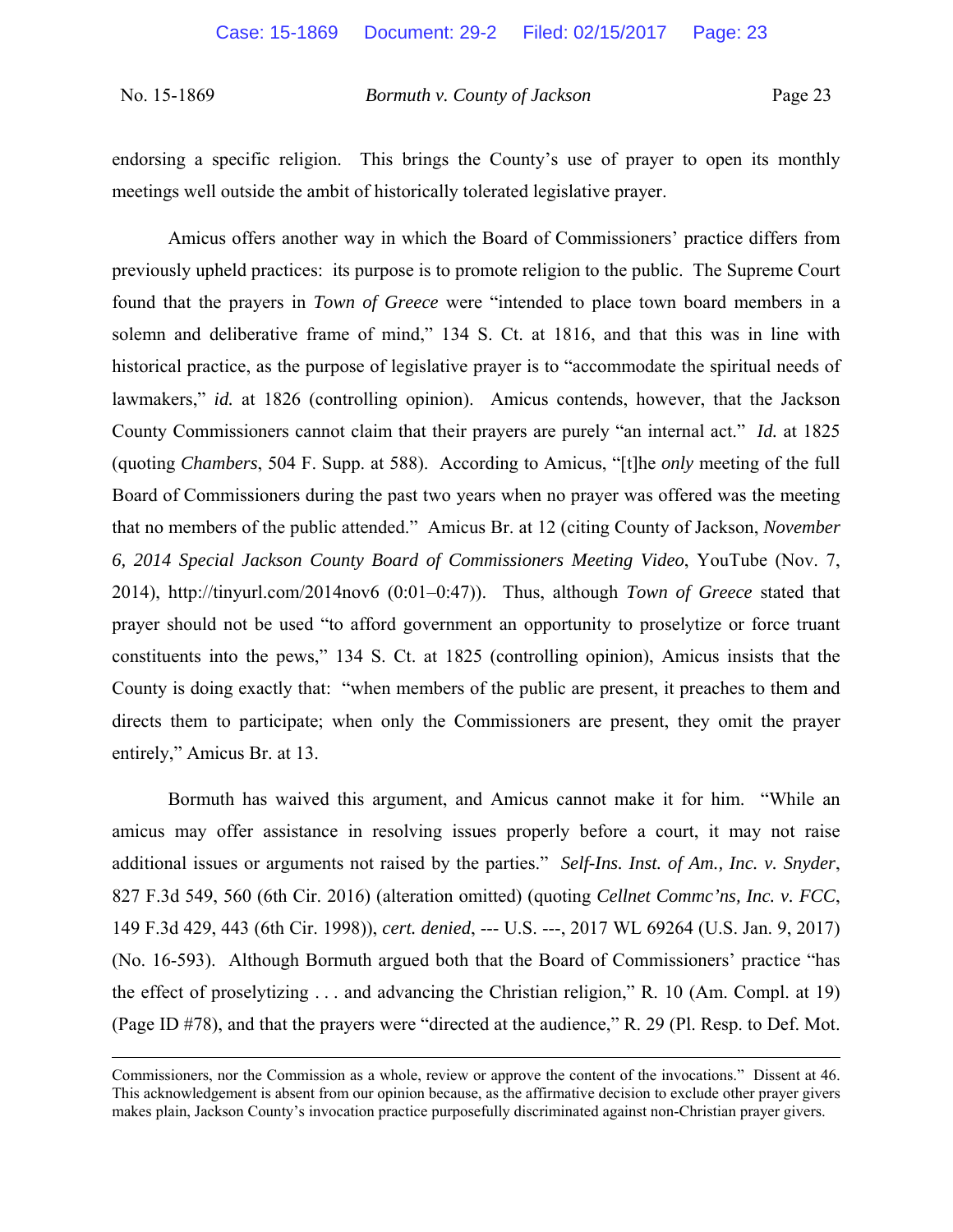endorsing a specific religion. This brings the County's use of prayer to open its monthly meetings well outside the ambit of historically tolerated legislative prayer.

Amicus offers another way in which the Board of Commissioners' practice differs from previously upheld practices: its purpose is to promote religion to the public. The Supreme Court found that the prayers in *Town of Greece* were "intended to place town board members in a solemn and deliberative frame of mind," 134 S. Ct. at 1816, and that this was in line with historical practice, as the purpose of legislative prayer is to "accommodate the spiritual needs of lawmakers," *id.* at 1826 (controlling opinion). Amicus contends, however, that the Jackson County Commissioners cannot claim that their prayers are purely "an internal act." *Id.* at 1825 (quoting *Chambers*, 504 F. Supp. at 588). According to Amicus, "[t]he *only* meeting of the full Board of Commissioners during the past two years when no prayer was offered was the meeting that no members of the public attended." Amicus Br. at 12 (citing County of Jackson, *November 6, 2014 Special Jackson County Board of Commissioners Meeting Video*, YouTube (Nov. 7, 2014), http://tinyurl.com/2014nov6 (0:01–0:47)). Thus, although *Town of Greece* stated that prayer should not be used "to afford government an opportunity to proselytize or force truant constituents into the pews," 134 S. Ct. at 1825 (controlling opinion), Amicus insists that the County is doing exactly that: "when members of the public are present, it preaches to them and directs them to participate; when only the Commissioners are present, they omit the prayer entirely," Amicus Br. at 13.

Bormuth has waived this argument, and Amicus cannot make it for him. "While an amicus may offer assistance in resolving issues properly before a court, it may not raise additional issues or arguments not raised by the parties." *Self-Ins. Inst. of Am., Inc. v. Snyder*, 827 F.3d 549, 560 (6th Cir. 2016) (alteration omitted) (quoting *Cellnet Commc'ns, Inc. v. FCC*, 149 F.3d 429, 443 (6th Cir. 1998)), *cert. denied*, --- U.S. ---, 2017 WL 69264 (U.S. Jan. 9, 2017) (No. 16-593). Although Bormuth argued both that the Board of Commissioners' practice "has the effect of proselytizing . . . and advancing the Christian religion," R. 10 (Am. Compl. at 19) (Page ID #78), and that the prayers were "directed at the audience," R. 29 (Pl. Resp. to Def. Mot.

---

Commissioners, nor the Commission as a whole, review or approve the content of the invocations." Dissent at 46. This acknowledgement is absent from our opinion because, as the affirmative decision to exclude other prayer givers makes plain, Jackson County's invocation practice purposefully discriminated against non-Christian prayer givers.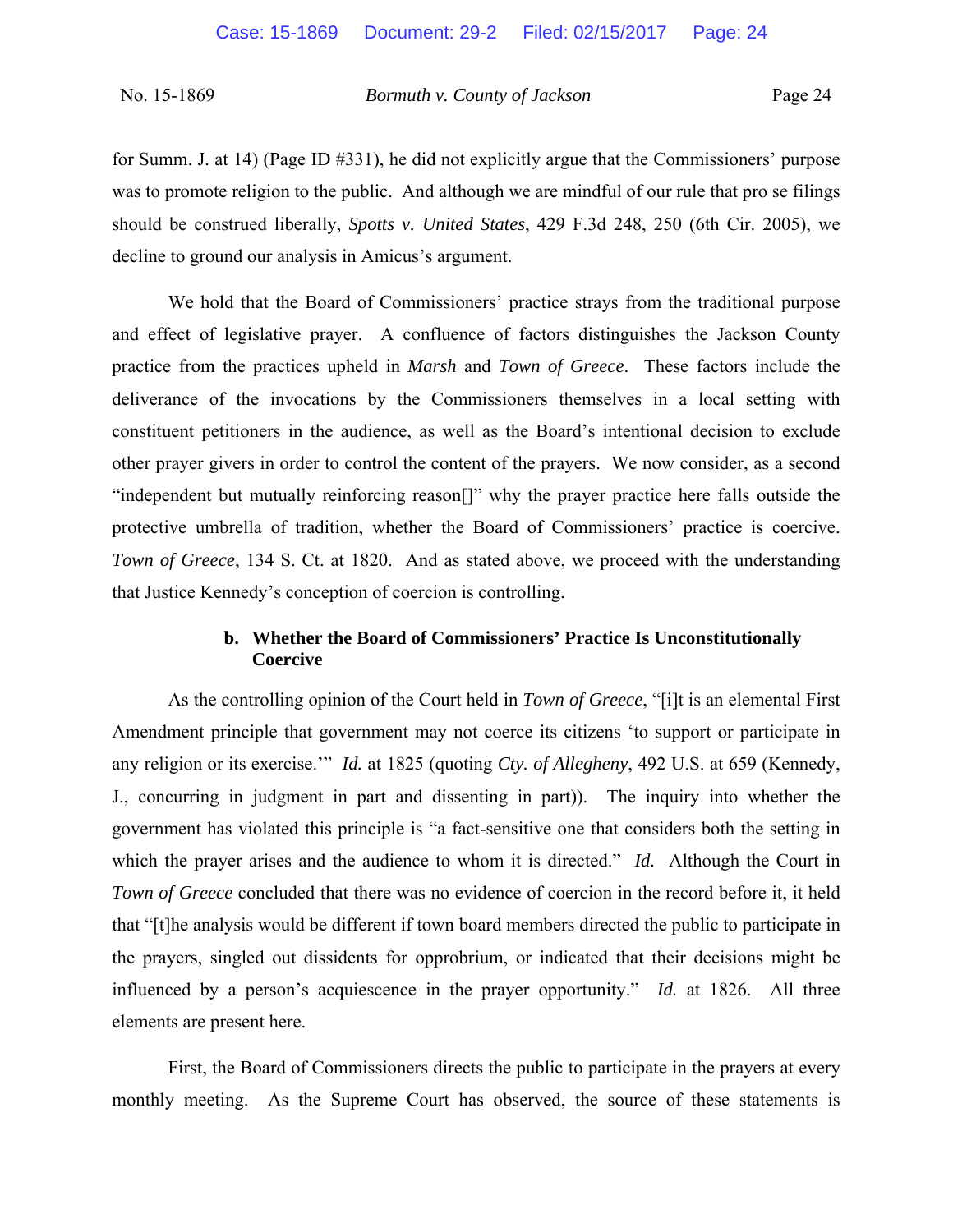for Summ. J. at 14) (Page ID #331), he did not explicitly argue that the Commissioners' purpose was to promote religion to the public. And although we are mindful of our rule that pro se filings should be construed liberally, *Spotts v. United States*, 429 F.3d 248, 250 (6th Cir. 2005), we decline to ground our analysis in Amicus's argument.

We hold that the Board of Commissioners' practice strays from the traditional purpose and effect of legislative prayer. A confluence of factors distinguishes the Jackson County practice from the practices upheld in *Marsh* and *Town of Greece*. These factors include the deliverance of the invocations by the Commissioners themselves in a local setting with constituent petitioners in the audience, as well as the Board's intentional decision to exclude other prayer givers in order to control the content of the prayers. We now consider, as a second "independent but mutually reinforcing reason[]" why the prayer practice here falls outside the protective umbrella of tradition, whether the Board of Commissioners' practice is coercive. *Town of Greece*, 134 S. Ct. at 1820. And as stated above, we proceed with the understanding that Justice Kennedy's conception of coercion is controlling.

**b. Whether the Board of Commissioners' Practice Is Unconstitutionally Coercive**

As the controlling opinion of the Court held in *Town of Greece*, "[i]t is an elemental First Amendment principle that government may not coerce its citizens 'to support or participate in any religion or its exercise.'" *Id.* at 1825 (quoting *Cty. of Allegheny*, 492 U.S. at 659 (Kennedy, J., concurring in judgment in part and dissenting in part)). The inquiry into whether the government has violated this principle is "a fact-sensitive one that considers both the setting in which the prayer arises and the audience to whom it is directed." *Id.* Although the Court in *Town of Greece* concluded that there was no evidence of coercion in the record before it, it held that "[t]he analysis would be different if town board members directed the public to participate in the prayers, singled out dissidents for opprobrium, or indicated that their decisions might be influenced by a person's acquiescence in the prayer opportunity." *Id.* at 1826. All three elements are present here.

First, the Board of Commissioners directs the public to participate in the prayers at every monthly meeting. As the Supreme Court has observed, the source of these statements is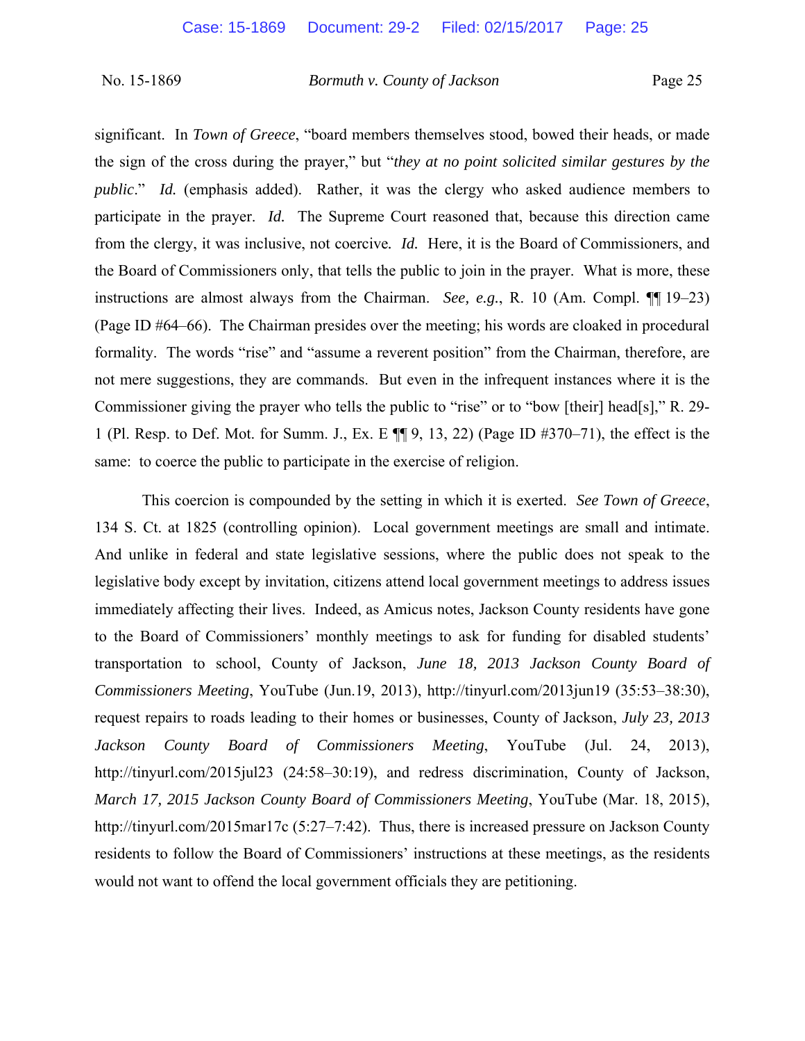significant. In *Town of Greece*, "board members themselves stood, bowed their heads, or made the sign of the cross during the prayer," but "*they at no point solicited similar gestures by the public*." *Id.* (emphasis added). Rather, it was the clergy who asked audience members to participate in the prayer. *Id.* The Supreme Court reasoned that, because this direction came from the clergy, it was inclusive, not coercive*.* *Id.* Here, it is the Board of Commissioners, and the Board of Commissioners only, that tells the public to join in the prayer. What is more, these instructions are almost always from the Chairman. *See, e.g.*, R. 10 (Am. Compl. ¶¶ 19–23) (Page ID #64–66). The Chairman presides over the meeting; his words are cloaked in procedural formality. The words "rise" and "assume a reverent position" from the Chairman, therefore, are not mere suggestions, they are commands. But even in the infrequent instances where it is the Commissioner giving the prayer who tells the public to "rise" or to "bow [their] head[s]," R. 29-1 (Pl. Resp. to Def. Mot. for Summ. J., Ex. E ¶¶ 9, 13, 22) (Page ID #370–71), the effect is the same: to coerce the public to participate in the exercise of religion.

This coercion is compounded by the setting in which it is exerted. *See Town of Greece*, 134 S. Ct. at 1825 (controlling opinion). Local government meetings are small and intimate. And unlike in federal and state legislative sessions, where the public does not speak to the legislative body except by invitation, citizens attend local government meetings to address issues immediately affecting their lives. Indeed, as Amicus notes, Jackson County residents have gone to the Board of Commissioners' monthly meetings to ask for funding for disabled students' transportation to school, County of Jackson, *June 18, 2013 Jackson County Board of Commissioners Meeting*, YouTube (Jun.19, 2013), http://tinyurl.com/2013jun19 (35:53–38:30), request repairs to roads leading to their homes or businesses, County of Jackson, *July 23, 2013 Jackson County Board of Commissioners Meeting*, YouTube (Jul. 24, 2013), http://tinyurl.com/2015jul23 (24:58–30:19), and redress discrimination, County of Jackson, *March 17, 2015 Jackson County Board of Commissioners Meeting*, YouTube (Mar. 18, 2015), http://tinyurl.com/2015mar17c (5:27–7:42). Thus, there is increased pressure on Jackson County residents to follow the Board of Commissioners' instructions at these meetings, as the residents would not want to offend the local government officials they are petitioning.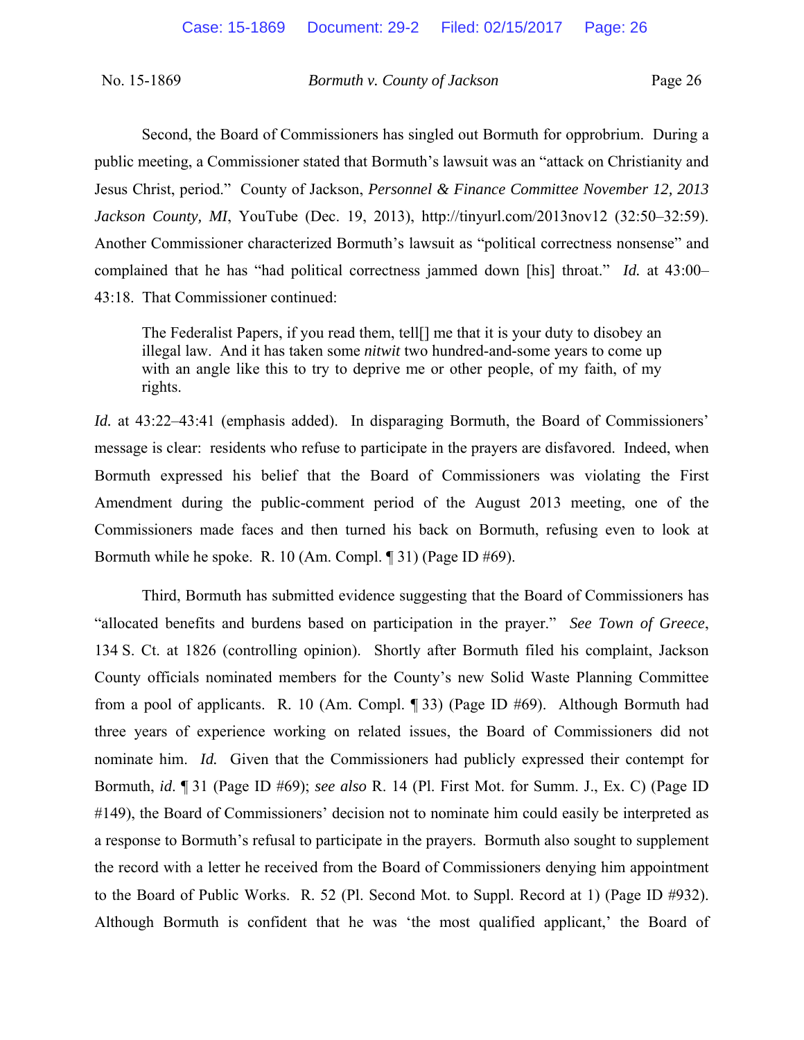Second, the Board of Commissioners has singled out Bormuth for opprobrium. During a public meeting, a Commissioner stated that Bormuth's lawsuit was an "attack on Christianity and Jesus Christ, period." County of Jackson, *Personnel & Finance Committee November 12, 2013 Jackson County, MI*, YouTube (Dec. 19, 2013), http://tinyurl.com/2013nov12 (32:50–32:59). Another Commissioner characterized Bormuth's lawsuit as "political correctness nonsense" and complained that he has "had political correctness jammed down [his] throat." *Id.* at 43:00–43:18. That Commissioner continued:

> The Federalist Papers, if you read them, tell[] me that it is your duty to disobey an illegal law. And it has taken some *nitwit* two hundred-and-some years to come up with an angle like this to try to deprive me or other people, of my faith, of my rights.

*Id.* at 43:22–43:41 (emphasis added). In disparaging Bormuth, the Board of Commissioners' message is clear: residents who refuse to participate in the prayers are disfavored. Indeed, when Bormuth expressed his belief that the Board of Commissioners was violating the First Amendment during the public-comment period of the August 2013 meeting, one of the Commissioners made faces and then turned his back on Bormuth, refusing even to look at Bormuth while he spoke. R. 10 (Am. Compl. ¶ 31) (Page ID #69).

Third, Bormuth has submitted evidence suggesting that the Board of Commissioners has "allocated benefits and burdens based on participation in the prayer." *See Town of Greece*, 134 S. Ct. at 1826 (controlling opinion). Shortly after Bormuth filed his complaint, Jackson County officials nominated members for the County's new Solid Waste Planning Committee from a pool of applicants. R. 10 (Am. Compl. ¶ 33) (Page ID #69). Although Bormuth had three years of experience working on related issues, the Board of Commissioners did not nominate him. *Id.* Given that the Commissioners had publicly expressed their contempt for Bormuth, *id*. ¶ 31 (Page ID #69); *see also* R. 14 (Pl. First Mot. for Summ. J., Ex. C) (Page ID #149), the Board of Commissioners' decision not to nominate him could easily be interpreted as a response to Bormuth's refusal to participate in the prayers. Bormuth also sought to supplement the record with a letter he received from the Board of Commissioners denying him appointment to the Board of Public Works. R. 52 (Pl. Second Mot. to Suppl. Record at 1) (Page ID #932). Although Bormuth is confident that he was 'the most qualified applicant,' the Board of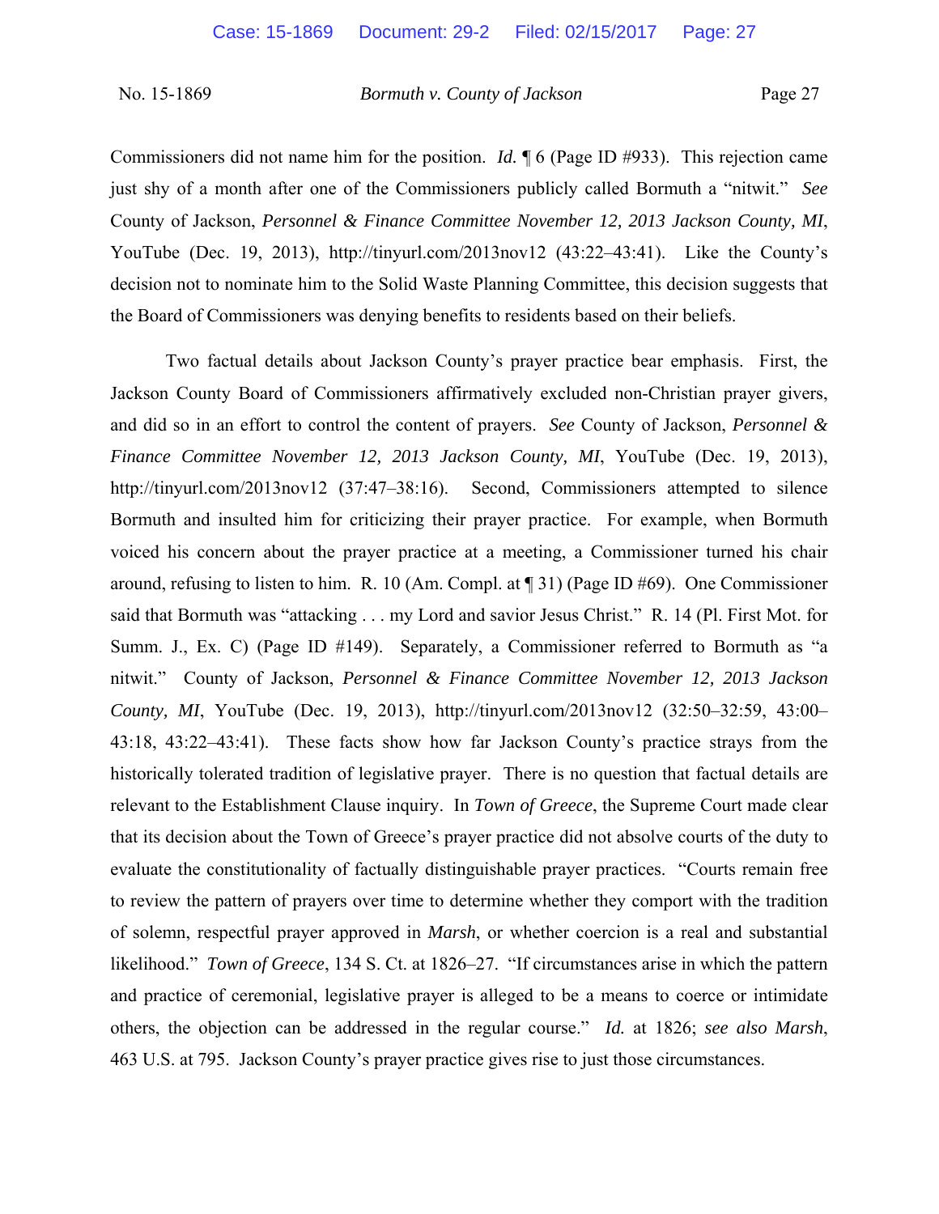Commissioners did not name him for the position. *Id.* ¶ 6 (Page ID #933). This rejection came just shy of a month after one of the Commissioners publicly called Bormuth a "nitwit." *See* County of Jackson, *Personnel & Finance Committee November 12, 2013 Jackson County, MI*, YouTube (Dec. 19, 2013), http://tinyurl.com/2013nov12 (43:22–43:41). Like the County's decision not to nominate him to the Solid Waste Planning Committee, this decision suggests that the Board of Commissioners was denying benefits to residents based on their beliefs.

Two factual details about Jackson County's prayer practice bear emphasis. First, the Jackson County Board of Commissioners affirmatively excluded non-Christian prayer givers, and did so in an effort to control the content of prayers. *See* County of Jackson, *Personnel & Finance Committee November 12, 2013 Jackson County, MI*, YouTube (Dec. 19, 2013), http://tinyurl.com/2013nov12 (37:47–38:16). Second, Commissioners attempted to silence Bormuth and insulted him for criticizing their prayer practice. For example, when Bormuth voiced his concern about the prayer practice at a meeting, a Commissioner turned his chair around, refusing to listen to him. R. 10 (Am. Compl. at ¶ 31) (Page ID #69). One Commissioner said that Bormuth was "attacking . . . my Lord and savior Jesus Christ." R. 14 (Pl. First Mot. for Summ. J., Ex. C) (Page ID #149). Separately, a Commissioner referred to Bormuth as "a nitwit." County of Jackson, *Personnel & Finance Committee November 12, 2013 Jackson County, MI*, YouTube (Dec. 19, 2013), http://tinyurl.com/2013nov12 (32:50–32:59, 43:00–43:18, 43:22–43:41). These facts show how far Jackson County's practice strays from the historically tolerated tradition of legislative prayer. There is no question that factual details are relevant to the Establishment Clause inquiry. In *Town of Greece*, the Supreme Court made clear that its decision about the Town of Greece's prayer practice did not absolve courts of the duty to evaluate the constitutionality of factually distinguishable prayer practices. "Courts remain free to review the pattern of prayers over time to determine whether they comport with the tradition of solemn, respectful prayer approved in *Marsh*, or whether coercion is a real and substantial likelihood." *Town of Greece*, 134 S. Ct. at 1826–27. "If circumstances arise in which the pattern and practice of ceremonial, legislative prayer is alleged to be a means to coerce or intimidate others, the objection can be addressed in the regular course." *Id.* at 1826; *see also Marsh*, 463 U.S. at 795. Jackson County's prayer practice gives rise to just those circumstances.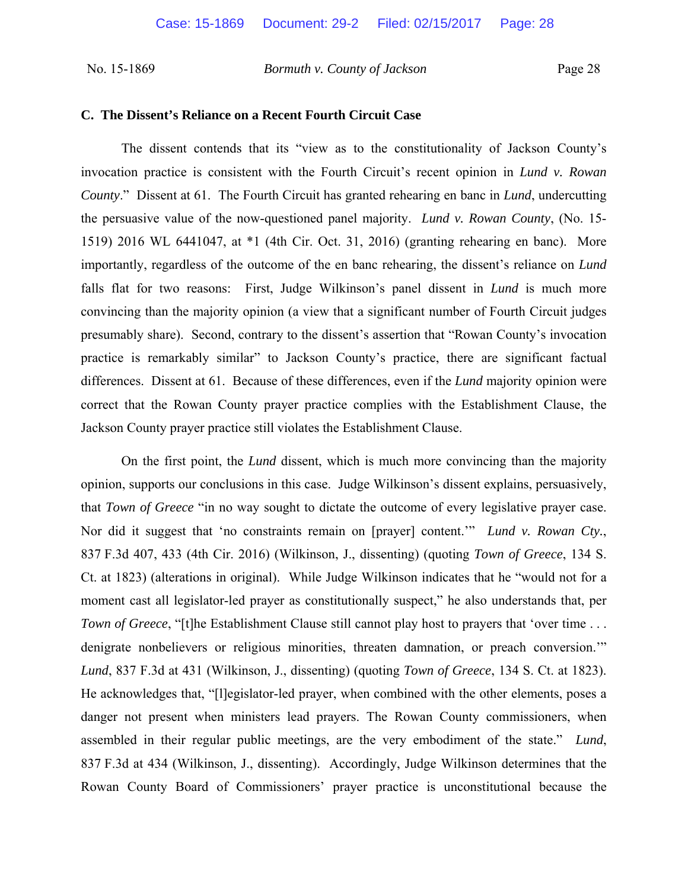### C. The Dissent's Reliance on a Recent Fourth Circuit Case

The dissent contends that its "view as to the constitutionality of Jackson County's invocation practice is consistent with the Fourth Circuit's recent opinion in *Lund v. Rowan County*." Dissent at 61. The Fourth Circuit has granted rehearing en banc in *Lund*, undercutting the persuasive value of the now-questioned panel majority. *Lund v. Rowan County*, (No. 15-1519) 2016 WL 6441047, at *1 (4th Cir. Oct. 31, 2016) (granting rehearing en banc). More importantly, regardless of the outcome of the en banc rehearing, the dissent's reliance on *Lund* falls flat for two reasons: First, Judge Wilkinson's panel dissent in *Lund* is much more convincing than the majority opinion (a view that a significant number of Fourth Circuit judges presumably share). Second, contrary to the dissent's assertion that "Rowan County's invocation practice is remarkably similar" to Jackson County's practice, there are significant factual differences. Dissent at 61. Because of these differences, even if the *Lund* majority opinion were correct that the Rowan County prayer practice complies with the Establishment Clause, the Jackson County prayer practice still violates the Establishment Clause.

On the first point, the *Lund* dissent, which is much more convincing than the majority opinion, supports our conclusions in this case. Judge Wilkinson's dissent explains, persuasively, that *Town of Greece* "in no way sought to dictate the outcome of every legislative prayer case. Nor did it suggest that 'no constraints remain on [prayer] content.'" *Lund v. Rowan Cty.*, 837 F.3d 407, 433 (4th Cir. 2016) (Wilkinson, J., dissenting) (quoting *Town of Greece*, 134 S. Ct. at 1823) (alterations in original). While Judge Wilkinson indicates that he "would not for a moment cast all legislator-led prayer as constitutionally suspect," he also understands that, per *Town of Greece*, "[t]he Establishment Clause still cannot play host to prayers that 'over time . . . denigrate nonbelievers or religious minorities, threaten damnation, or preach conversion.'" *Lund*, 837 F.3d at 431 (Wilkinson, J., dissenting) (quoting *Town of Greece*, 134 S. Ct. at 1823). He acknowledges that, "[l]egislator-led prayer, when combined with the other elements, poses a danger not present when ministers lead prayers. The Rowan County commissioners, when assembled in their regular public meetings, are the very embodiment of the state." *Lund*, 837 F.3d at 434 (Wilkinson, J., dissenting). Accordingly, Judge Wilkinson determines that the Rowan County Board of Commissioners' prayer practice is unconstitutional because the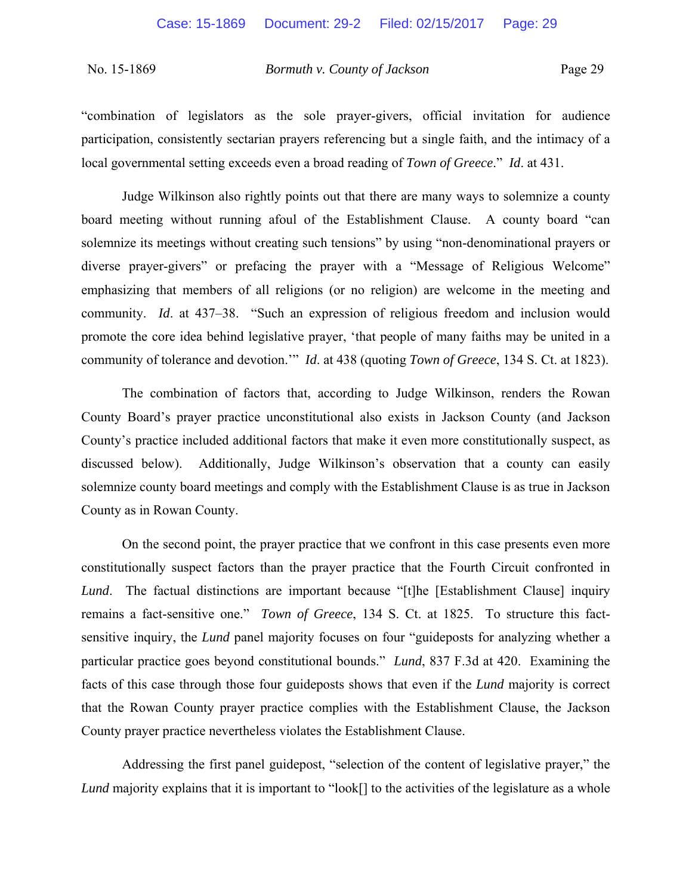"combination of legislators as the sole prayer-givers, official invitation for audience participation, consistently sectarian prayers referencing but a single faith, and the intimacy of a local governmental setting exceeds even a broad reading of *Town of Greece*." *Id*. at 431.

Judge Wilkinson also rightly points out that there are many ways to solemnize a county board meeting without running afoul of the Establishment Clause. A county board "can solemnize its meetings without creating such tensions" by using "non-denominational prayers or diverse prayer-givers" or prefacing the prayer with a "Message of Religious Welcome" emphasizing that members of all religions (or no religion) are welcome in the meeting and community. *Id*. at 437–38. "Such an expression of religious freedom and inclusion would promote the core idea behind legislative prayer, 'that people of many faiths may be united in a community of tolerance and devotion.'" *Id*. at 438 (quoting *Town of Greece*, 134 S. Ct. at 1823).

The combination of factors that, according to Judge Wilkinson, renders the Rowan County Board's prayer practice unconstitutional also exists in Jackson County (and Jackson County's practice included additional factors that make it even more constitutionally suspect, as discussed below). Additionally, Judge Wilkinson's observation that a county can easily solemnize county board meetings and comply with the Establishment Clause is as true in Jackson County as in Rowan County.

On the second point, the prayer practice that we confront in this case presents even more constitutionally suspect factors than the prayer practice that the Fourth Circuit confronted in *Lund*. The factual distinctions are important because "[t]he [Establishment Clause] inquiry remains a fact-sensitive one." *Town of Greece*, 134 S. Ct. at 1825. To structure this fact-sensitive inquiry, the *Lund* panel majority focuses on four "guideposts for analyzing whether a particular practice goes beyond constitutional bounds." *Lund*, 837 F.3d at 420. Examining the facts of this case through those four guideposts shows that even if the *Lund* majority is correct that the Rowan County prayer practice complies with the Establishment Clause, the Jackson County prayer practice nevertheless violates the Establishment Clause.

Addressing the first panel guidepost, "selection of the content of legislative prayer," the *Lund* majority explains that it is important to "look[] to the activities of the legislature as a whole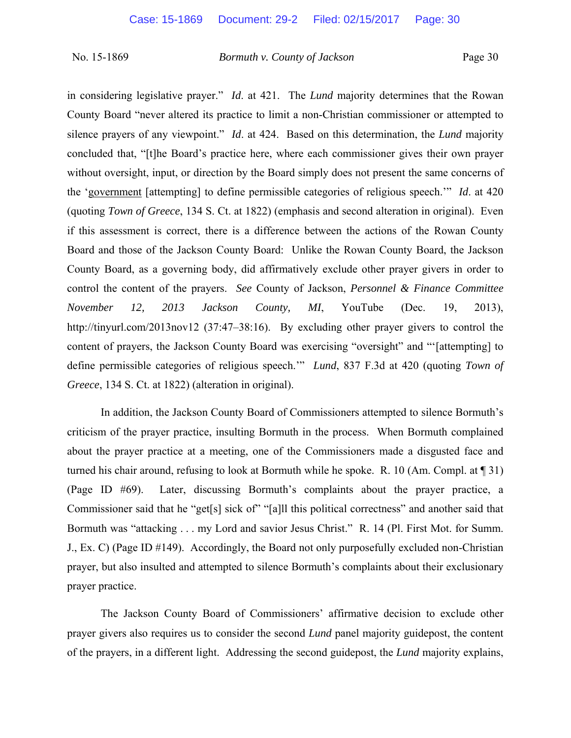in considering legislative prayer." *Id*. at 421. The *Lund* majority determines that the Rowan County Board "never altered its practice to limit a non-Christian commissioner or attempted to silence prayers of any viewpoint." *Id*. at 424. Based on this determination, the *Lund* majority concluded that, "[t]he Board's practice here, where each commissioner gives their own prayer without oversight, input, or direction by the Board simply does not present the same concerns of the '<u>government</u> [attempting] to define permissible categories of religious speech.'" *Id*. at 420 (quoting *Town of Greece*, 134 S. Ct. at 1822) (emphasis and second alteration in original). Even if this assessment is correct, there is a difference between the actions of the Rowan County Board and those of the Jackson County Board: Unlike the Rowan County Board, the Jackson County Board, as a governing body, did affirmatively exclude other prayer givers in order to control the content of the prayers. *See* County of Jackson, *Personnel & Finance Committee November 12, 2013 Jackson County, MI*, YouTube (Dec. 19, 2013), http://tinyurl.com/2013nov12 (37:47–38:16). By excluding other prayer givers to control the content of prayers, the Jackson County Board was exercising "oversight" and "'[attempting] to define permissible categories of religious speech.'" *Lund*, 837 F.3d at 420 (quoting *Town of Greece*, 134 S. Ct. at 1822) (alteration in original).

In addition, the Jackson County Board of Commissioners attempted to silence Bormuth's criticism of the prayer practice, insulting Bormuth in the process. When Bormuth complained about the prayer practice at a meeting, one of the Commissioners made a disgusted face and turned his chair around, refusing to look at Bormuth while he spoke. R. 10 (Am. Compl. at ¶ 31) (Page ID #69). Later, discussing Bormuth's complaints about the prayer practice, a Commissioner said that he "get[s] sick of" "[a]ll this political correctness" and another said that Bormuth was "attacking . . . my Lord and savior Jesus Christ." R. 14 (Pl. First Mot. for Summ. J., Ex. C) (Page ID #149). Accordingly, the Board not only purposefully excluded non-Christian prayer, but also insulted and attempted to silence Bormuth's complaints about their exclusionary prayer practice.

The Jackson County Board of Commissioners' affirmative decision to exclude other prayer givers also requires us to consider the second *Lund* panel majority guidepost, the content of the prayers, in a different light. Addressing the second guidepost, the *Lund* majority explains,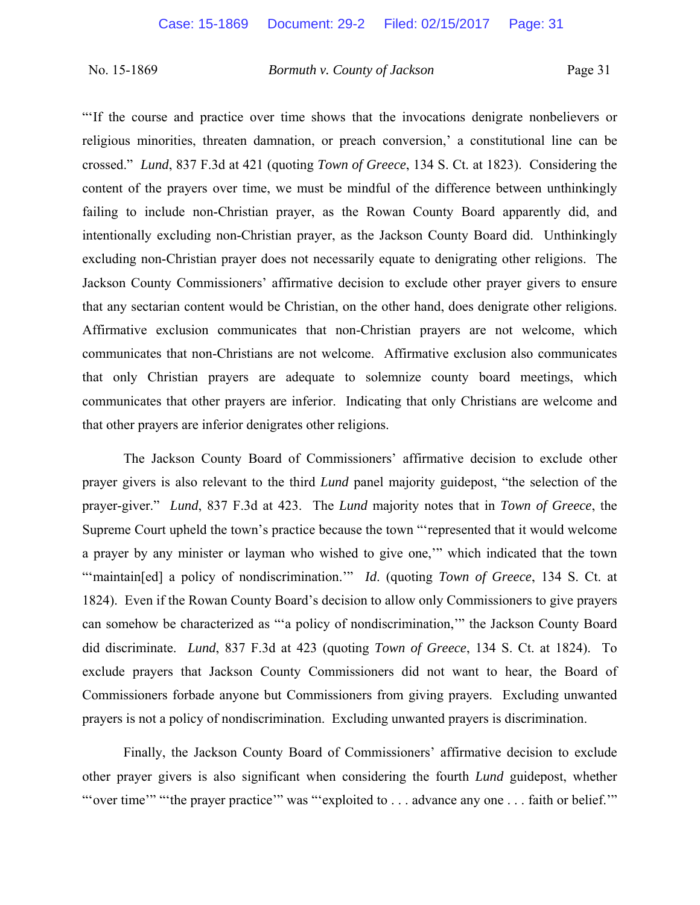"'If the course and practice over time shows that the invocations denigrate nonbelievers or religious minorities, threaten damnation, or preach conversion,' a constitutional line can be crossed." *Lund*, 837 F.3d at 421 (quoting *Town of Greece*, 134 S. Ct. at 1823). Considering the content of the prayers over time, we must be mindful of the difference between unthinkingly failing to include non-Christian prayer, as the Rowan County Board apparently did, and intentionally excluding non-Christian prayer, as the Jackson County Board did. Unthinkingly excluding non-Christian prayer does not necessarily equate to denigrating other religions. The Jackson County Commissioners' affirmative decision to exclude other prayer givers to ensure that any sectarian content would be Christian, on the other hand, does denigrate other religions. Affirmative exclusion communicates that non-Christian prayers are not welcome, which communicates that non-Christians are not welcome. Affirmative exclusion also communicates that only Christian prayers are adequate to solemnize county board meetings, which communicates that other prayers are inferior. Indicating that only Christians are welcome and that other prayers are inferior denigrates other religions.

The Jackson County Board of Commissioners' affirmative decision to exclude other prayer givers is also relevant to the third *Lund* panel majority guidepost, "the selection of the prayer-giver." *Lund*, 837 F.3d at 423. The *Lund* majority notes that in *Town of Greece*, the Supreme Court upheld the town's practice because the town "'represented that it would welcome a prayer by any minister or layman who wished to give one,'" which indicated that the town "'maintain[ed] a policy of nondiscrimination.'" *Id*. (quoting *Town of Greece*, 134 S. Ct. at 1824). Even if the Rowan County Board's decision to allow only Commissioners to give prayers can somehow be characterized as "'a policy of nondiscrimination,'" the Jackson County Board did discriminate. *Lund*, 837 F.3d at 423 (quoting *Town of Greece*, 134 S. Ct. at 1824). To exclude prayers that Jackson County Commissioners did not want to hear, the Board of Commissioners forbade anyone but Commissioners from giving prayers. Excluding unwanted prayers is not a policy of nondiscrimination. Excluding unwanted prayers is discrimination.

Finally, the Jackson County Board of Commissioners' affirmative decision to exclude other prayer givers is also significant when considering the fourth *Lund* guidepost, whether "'over time'" "'the prayer practice'" was "'exploited to . . . advance any one . . . faith or belief.'"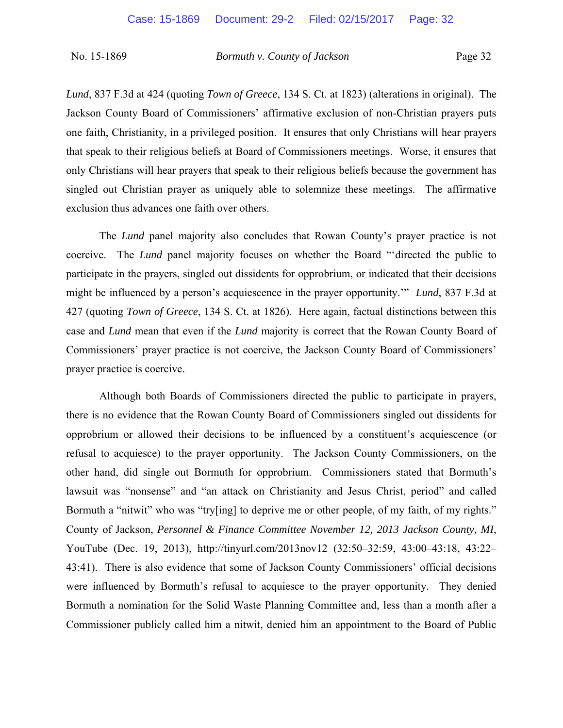*Lund*, 837 F.3d at 424 (quoting *Town of Greece*, 134 S. Ct. at 1823) (alterations in original). The Jackson County Board of Commissioners' affirmative exclusion of non-Christian prayers puts one faith, Christianity, in a privileged position. It ensures that only Christians will hear prayers that speak to their religious beliefs at Board of Commissioners meetings. Worse, it ensures that only Christians will hear prayers that speak to their religious beliefs because the government has singled out Christian prayer as uniquely able to solemnize these meetings. The affirmative exclusion thus advances one faith over others.

The *Lund* panel majority also concludes that Rowan County's prayer practice is not coercive. The *Lund* panel majority focuses on whether the Board "'directed the public to participate in the prayers, singled out dissidents for opprobrium, or indicated that their decisions might be influenced by a person's acquiescence in the prayer opportunity.'" *Lund*, 837 F.3d at 427 (quoting *Town of Greece*, 134 S. Ct. at 1826). Here again, factual distinctions between this case and *Lund* mean that even if the *Lund* majority is correct that the Rowan County Board of Commissioners' prayer practice is not coercive, the Jackson County Board of Commissioners' prayer practice is coercive.

Although both Boards of Commissioners directed the public to participate in prayers, there is no evidence that the Rowan County Board of Commissioners singled out dissidents for opprobrium or allowed their decisions to be influenced by a constituent's acquiescence (or refusal to acquiesce) to the prayer opportunity. The Jackson County Commissioners, on the other hand, did single out Bormuth for opprobrium. Commissioners stated that Bormuth's lawsuit was "nonsense" and "an attack on Christianity and Jesus Christ, period" and called Bormuth a "nitwit" who was "try[ing] to deprive me or other people, of my faith, of my rights." County of Jackson, *Personnel & Finance Committee November 12, 2013 Jackson County, MI*, YouTube (Dec. 19, 2013), http://tinyurl.com/2013nov12 (32:50–32:59, 43:00–43:18, 43:22–43:41). There is also evidence that some of Jackson County Commissioners' official decisions were influenced by Bormuth's refusal to acquiesce to the prayer opportunity. They denied Bormuth a nomination for the Solid Waste Planning Committee and, less than a month after a Commissioner publicly called him a nitwit, denied him an appointment to the Board of Public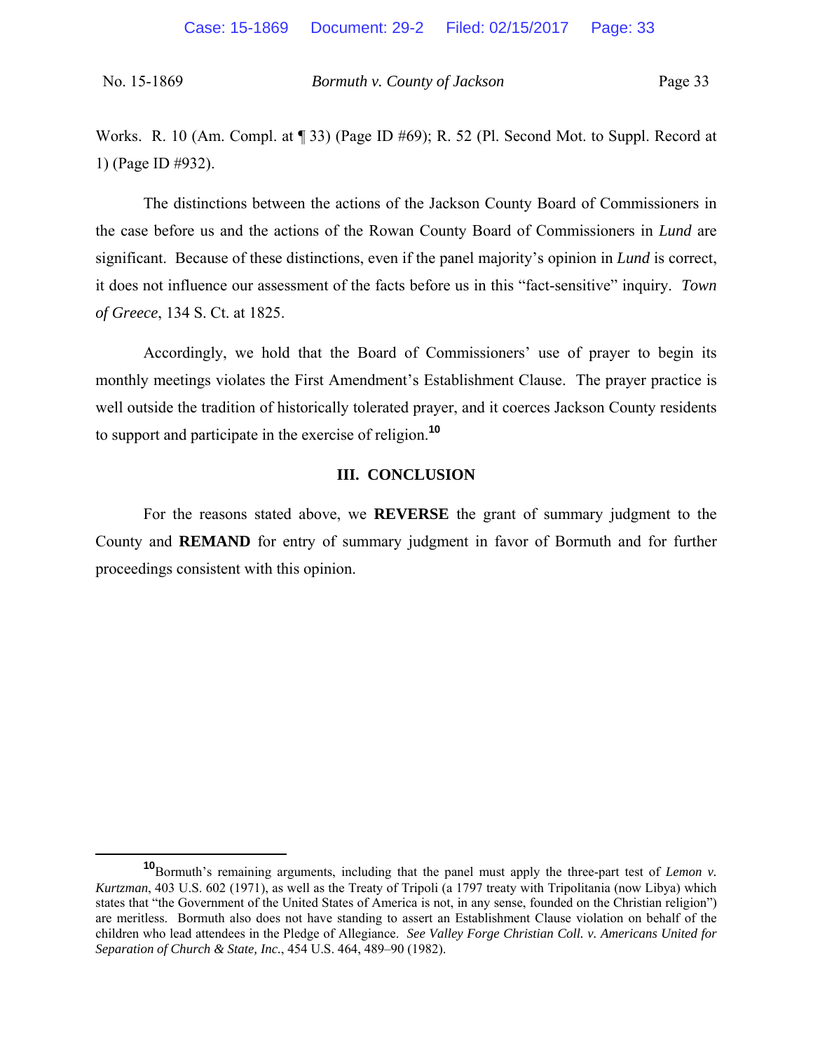Works. R. 10 (Am. Compl. at ¶ 33) (Page ID #69); R. 52 (Pl. Second Mot. to Suppl. Record at 1) (Page ID #932).

The distinctions between the actions of the Jackson County Board of Commissioners in the case before us and the actions of the Rowan County Board of Commissioners in *Lund* are significant. Because of these distinctions, even if the panel majority's opinion in *Lund* is correct, it does not influence our assessment of the facts before us in this "fact-sensitive" inquiry. *Town of Greece*, 134 S. Ct. at 1825.

Accordingly, we hold that the Board of Commissioners' use of prayer to begin its monthly meetings violates the First Amendment's Establishment Clause. The prayer practice is well outside the tradition of historically tolerated prayer, and it coerces Jackson County residents to support and participate in the exercise of religion.[10]

## III. CONCLUSION

For the reasons stated above, we **REVERSE** the grant of summary judgment to the County and **REMAND** for entry of summary judgment in favor of Bormuth and for further proceedings consistent with this opinion.

---

[10] Bormuth's remaining arguments, including that the panel must apply the three-part test of *Lemon v. Kurtzman*, 403 U.S. 602 (1971), as well as the Treaty of Tripoli (a 1797 treaty with Tripolitania (now Libya) which states that "the Government of the United States of America is not, in any sense, founded on the Christian religion") are meritless. Bormuth also does not have standing to assert an Establishment Clause violation on behalf of the children who lead attendees in the Pledge of Allegiance. *See Valley Forge Christian Coll. v. Americans United for Separation of Church & State, Inc.*, 454 U.S. 464, 489–90 (1982).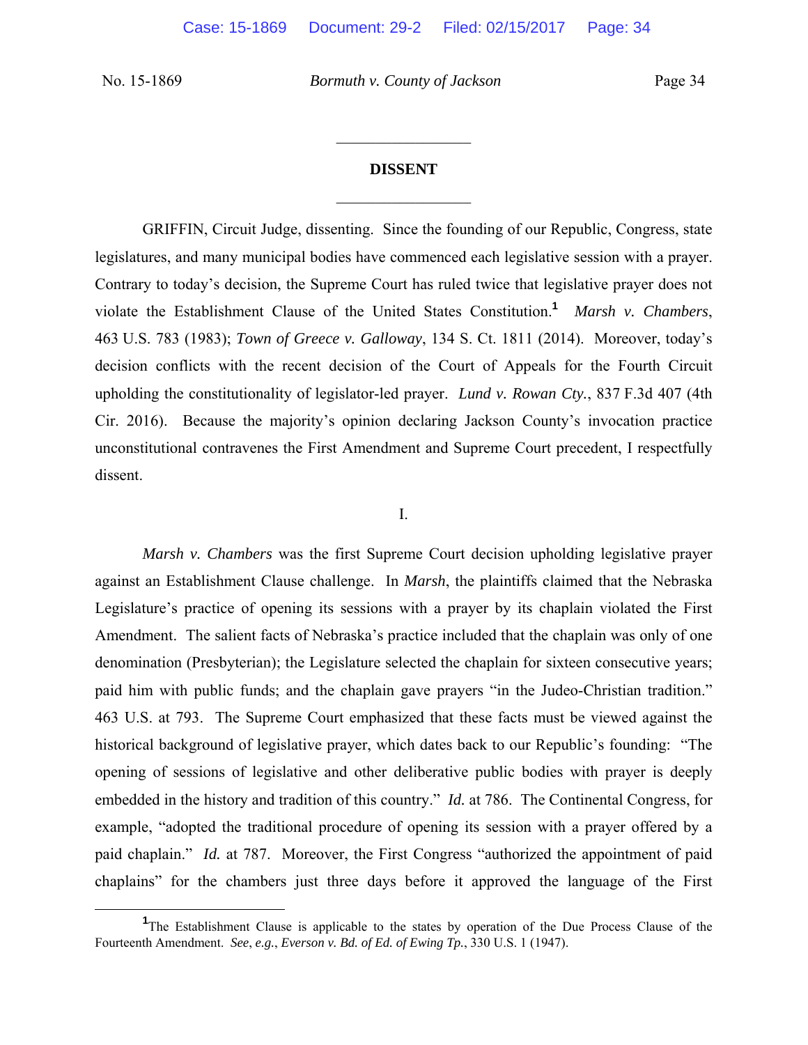## DISSENT

GRIFFIN, Circuit Judge, dissenting. Since the founding of our Republic, Congress, state legislatures, and many municipal bodies have commenced each legislative session with a prayer. Contrary to today's decision, the Supreme Court has ruled twice that legislative prayer does not violate the Establishment Clause of the United States Constitution.[1] *Marsh v. Chambers*, 463 U.S. 783 (1983); *Town of Greece v. Galloway*, 134 S. Ct. 1811 (2014). Moreover, today's decision conflicts with the recent decision of the Court of Appeals for the Fourth Circuit upholding the constitutionality of legislator-led prayer. *Lund v. Rowan Cty.*, 837 F.3d 407 (4th Cir. 2016). Because the majority's opinion declaring Jackson County's invocation practice unconstitutional contravenes the First Amendment and Supreme Court precedent, I respectfully dissent.

### I.

*Marsh v. Chambers* was the first Supreme Court decision upholding legislative prayer against an Establishment Clause challenge. In *Marsh*, the plaintiffs claimed that the Nebraska Legislature's practice of opening its sessions with a prayer by its chaplain violated the First Amendment. The salient facts of Nebraska's practice included that the chaplain was only of one denomination (Presbyterian); the Legislature selected the chaplain for sixteen consecutive years; paid him with public funds; and the chaplain gave prayers "in the Judeo-Christian tradition." 463 U.S. at 793. The Supreme Court emphasized that these facts must be viewed against the historical background of legislative prayer, which dates back to our Republic's founding: "The opening of sessions of legislative and other deliberative public bodies with prayer is deeply embedded in the history and tradition of this country." *Id.* at 786. The Continental Congress, for example, "adopted the traditional procedure of opening its session with a prayer offered by a paid chaplain." *Id.* at 787. Moreover, the First Congress "authorized the appointment of paid chaplains" for the chambers just three days before it approved the language of the First

---

[1] The Establishment Clause is applicable to the states by operation of the Due Process Clause of the Fourteenth Amendment. *See*, *e.g.*, *Everson v. Bd. of Ed. of Ewing Tp.*, 330 U.S. 1 (1947).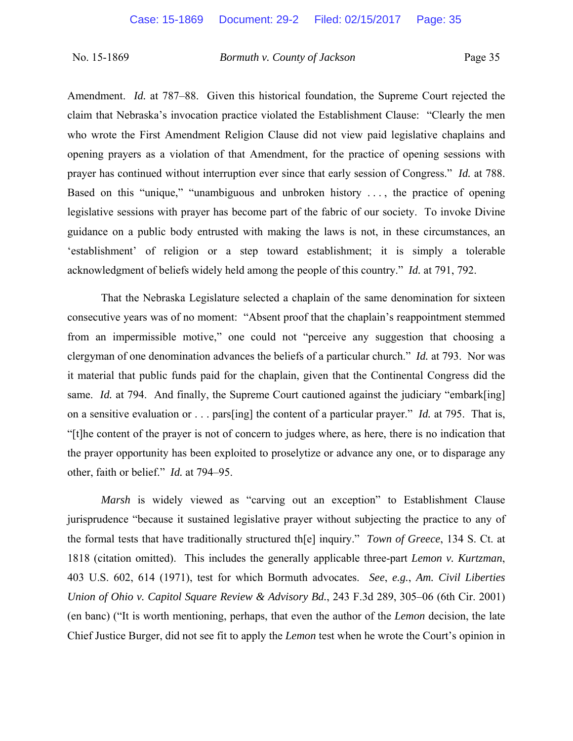Amendment. *Id.* at 787–88. Given this historical foundation, the Supreme Court rejected the claim that Nebraska's invocation practice violated the Establishment Clause: "Clearly the men who wrote the First Amendment Religion Clause did not view paid legislative chaplains and opening prayers as a violation of that Amendment, for the practice of opening sessions with prayer has continued without interruption ever since that early session of Congress." *Id.* at 788. Based on this "unique," "unambiguous and unbroken history . . . , the practice of opening legislative sessions with prayer has become part of the fabric of our society. To invoke Divine guidance on a public body entrusted with making the laws is not, in these circumstances, an 'establishment' of religion or a step toward establishment; it is simply a tolerable acknowledgment of beliefs widely held among the people of this country." *Id.* at 791, 792.

That the Nebraska Legislature selected a chaplain of the same denomination for sixteen consecutive years was of no moment: "Absent proof that the chaplain's reappointment stemmed from an impermissible motive," one could not "perceive any suggestion that choosing a clergyman of one denomination advances the beliefs of a particular church." *Id.* at 793. Nor was it material that public funds paid for the chaplain, given that the Continental Congress did the same. *Id.* at 794. And finally, the Supreme Court cautioned against the judiciary "embark[ing] on a sensitive evaluation or . . . pars[ing] the content of a particular prayer." *Id.* at 795. That is, "[t]he content of the prayer is not of concern to judges where, as here, there is no indication that the prayer opportunity has been exploited to proselytize or advance any one, or to disparage any other, faith or belief." *Id.* at 794–95.

*Marsh* is widely viewed as "carving out an exception" to Establishment Clause jurisprudence "because it sustained legislative prayer without subjecting the practice to any of the formal tests that have traditionally structured th[e] inquiry." *Town of Greece*, 134 S. Ct. at 1818 (citation omitted). This includes the generally applicable three-part *Lemon v. Kurtzman*, 403 U.S. 602, 614 (1971), test for which Bormuth advocates. *See*, *e.g.*, *Am. Civil Liberties Union of Ohio v. Capitol Square Review & Advisory Bd.*, 243 F.3d 289, 305–06 (6th Cir. 2001) (en banc) ("It is worth mentioning, perhaps, that even the author of the *Lemon* decision, the late Chief Justice Burger, did not see fit to apply the *Lemon* test when he wrote the Court's opinion in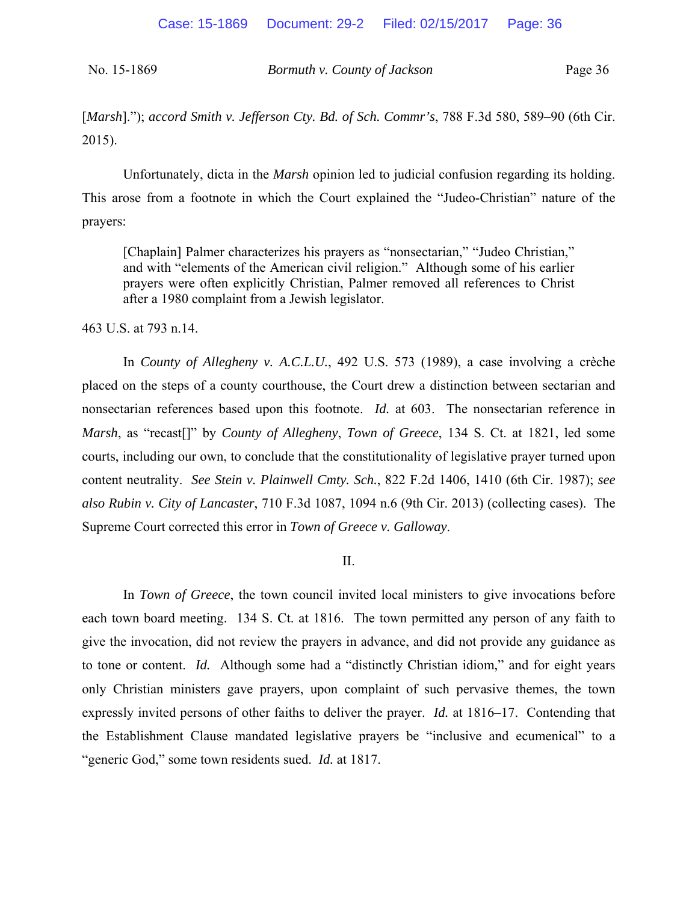[*Marsh*]."); *accord Smith v. Jefferson Cty. Bd. of Sch. Commr's*, 788 F.3d 580, 589–90 (6th Cir. 2015).

Unfortunately, dicta in the *Marsh* opinion led to judicial confusion regarding its holding. This arose from a footnote in which the Court explained the "Judeo-Christian" nature of the prayers:

> [Chaplain] Palmer characterizes his prayers as "nonsectarian," "Judeo Christian," and with "elements of the American civil religion." Although some of his earlier prayers were often explicitly Christian, Palmer removed all references to Christ after a 1980 complaint from a Jewish legislator.

463 U.S. at 793 n.14.

In *County of Allegheny v. A.C.L.U.*, 492 U.S. 573 (1989), a case involving a crèche placed on the steps of a county courthouse, the Court drew a distinction between sectarian and nonsectarian references based upon this footnote. *Id.* at 603. The nonsectarian reference in *Marsh*, as "recast[]" by *County of Allegheny*, *Town of Greece*, 134 S. Ct. at 1821, led some courts, including our own, to conclude that the constitutionality of legislative prayer turned upon content neutrality. *See Stein v. Plainwell Cmty. Sch.*, 822 F.2d 1406, 1410 (6th Cir. 1987); *see also Rubin v. City of Lancaster*, 710 F.3d 1087, 1094 n.6 (9th Cir. 2013) (collecting cases). The Supreme Court corrected this error in *Town of Greece v. Galloway*.

## II.

In *Town of Greece*, the town council invited local ministers to give invocations before each town board meeting. 134 S. Ct. at 1816. The town permitted any person of any faith to give the invocation, did not review the prayers in advance, and did not provide any guidance as to tone or content. *Id.* Although some had a "distinctly Christian idiom," and for eight years only Christian ministers gave prayers, upon complaint of such pervasive themes, the town expressly invited persons of other faiths to deliver the prayer. *Id.* at 1816–17. Contending that the Establishment Clause mandated legislative prayers be "inclusive and ecumenical" to a "generic God," some town residents sued. *Id.* at 1817.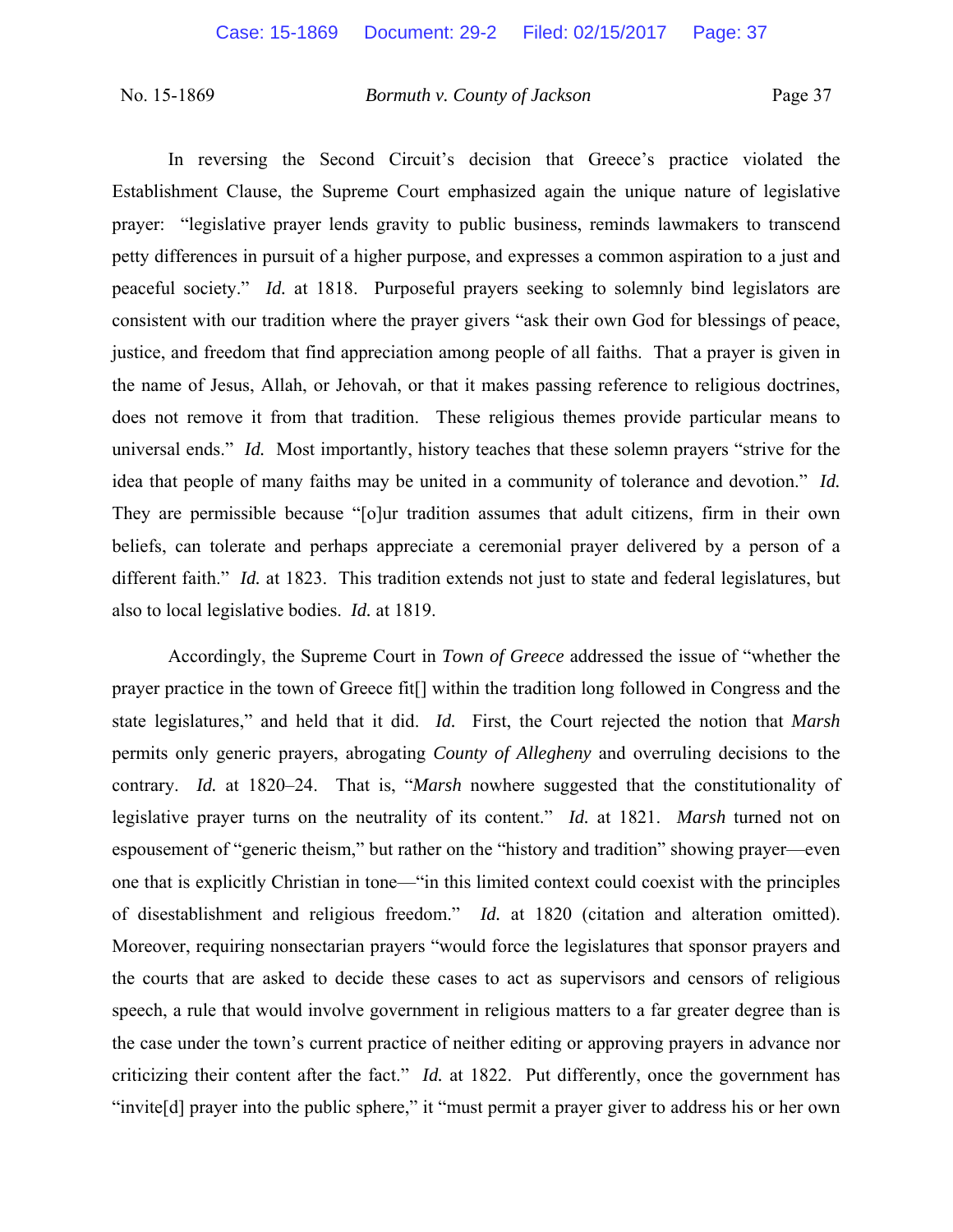In reversing the Second Circuit's decision that Greece's practice violated the Establishment Clause, the Supreme Court emphasized again the unique nature of legislative prayer: "legislative prayer lends gravity to public business, reminds lawmakers to transcend petty differences in pursuit of a higher purpose, and expresses a common aspiration to a just and peaceful society." *Id.* at 1818. Purposeful prayers seeking to solemnly bind legislators are consistent with our tradition where the prayer givers "ask their own God for blessings of peace, justice, and freedom that find appreciation among people of all faiths. That a prayer is given in the name of Jesus, Allah, or Jehovah, or that it makes passing reference to religious doctrines, does not remove it from that tradition. These religious themes provide particular means to universal ends." *Id.* Most importantly, history teaches that these solemn prayers "strive for the idea that people of many faiths may be united in a community of tolerance and devotion." *Id.* They are permissible because "[o]ur tradition assumes that adult citizens, firm in their own beliefs, can tolerate and perhaps appreciate a ceremonial prayer delivered by a person of a different faith." *Id.* at 1823. This tradition extends not just to state and federal legislatures, but also to local legislative bodies. *Id.* at 1819.

Accordingly, the Supreme Court in *Town of Greece* addressed the issue of "whether the prayer practice in the town of Greece fit[] within the tradition long followed in Congress and the state legislatures," and held that it did. *Id.* First, the Court rejected the notion that *Marsh* permits only generic prayers, abrogating *County of Allegheny* and overruling decisions to the contrary. *Id.* at 1820–24. That is, "*Marsh* nowhere suggested that the constitutionality of legislative prayer turns on the neutrality of its content." *Id.* at 1821. *Marsh* turned not on espousement of "generic theism," but rather on the "history and tradition" showing prayer—even one that is explicitly Christian in tone—"in this limited context could coexist with the principles of disestablishment and religious freedom." *Id.* at 1820 (citation and alteration omitted). Moreover, requiring nonsectarian prayers "would force the legislatures that sponsor prayers and the courts that are asked to decide these cases to act as supervisors and censors of religious speech, a rule that would involve government in religious matters to a far greater degree than is the case under the town's current practice of neither editing or approving prayers in advance nor criticizing their content after the fact." *Id.* at 1822. Put differently, once the government has "invite[d] prayer into the public sphere," it "must permit a prayer giver to address his or her own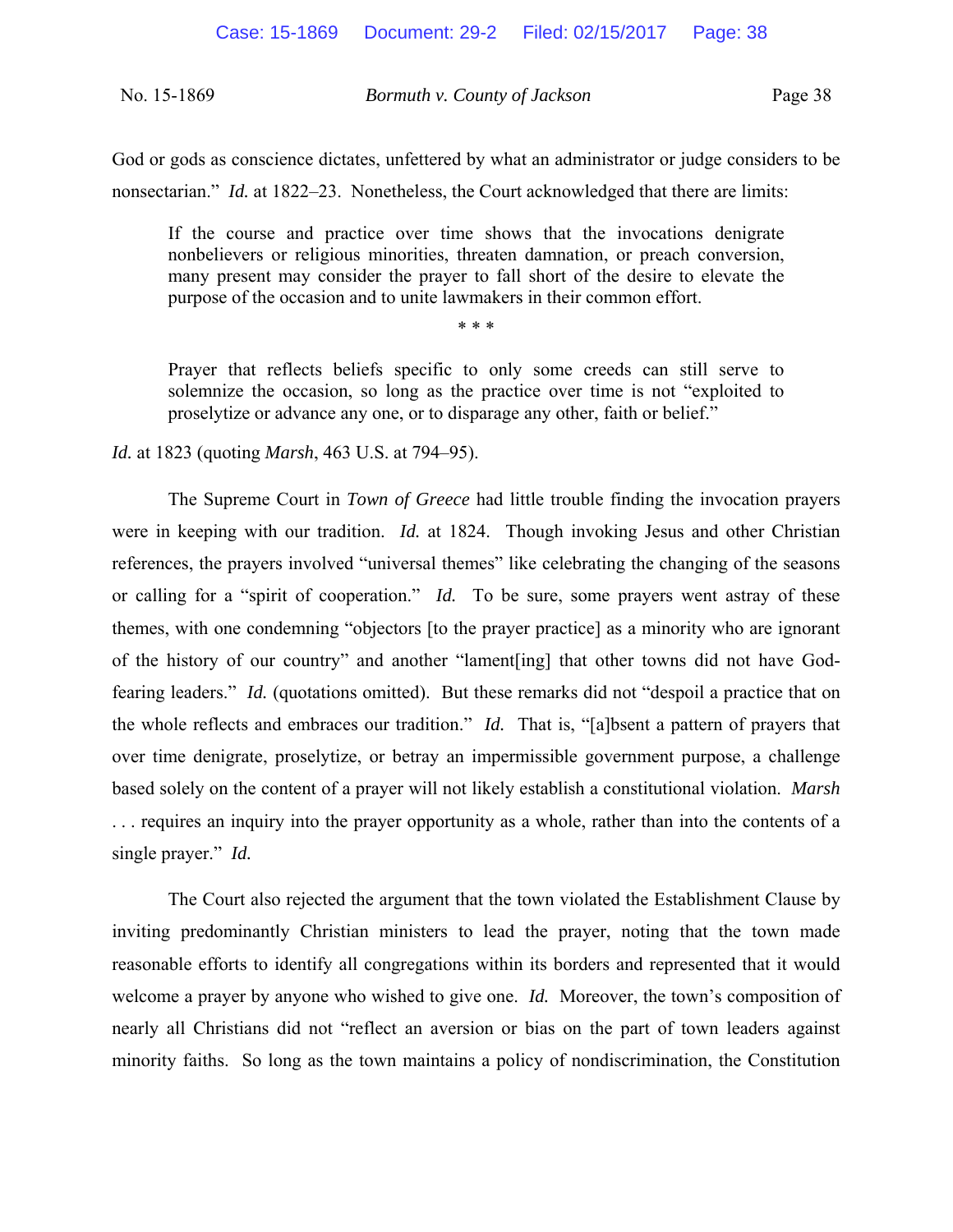God or gods as conscience dictates, unfettered by what an administrator or judge considers to be nonsectarian." *Id.* at 1822–23. Nonetheless, the Court acknowledged that there are limits:

> If the course and practice over time shows that the invocations denigrate nonbelievers or religious minorities, threaten damnation, or preach conversion, many present may consider the prayer to fall short of the desire to elevate the purpose of the occasion and to unite lawmakers in their common effort.
>
> \* \* \*
>
> Prayer that reflects beliefs specific to only some creeds can still serve to solemnize the occasion, so long as the practice over time is not "exploited to proselytize or advance any one, or to disparage any other, faith or belief."

*Id.* at 1823 (quoting *Marsh*, 463 U.S. at 794–95).

The Supreme Court in *Town of Greece* had little trouble finding the invocation prayers were in keeping with our tradition. *Id.* at 1824. Though invoking Jesus and other Christian references, the prayers involved "universal themes" like celebrating the changing of the seasons or calling for a "spirit of cooperation." *Id.* To be sure, some prayers went astray of these themes, with one condemning "objectors [to the prayer practice] as a minority who are ignorant of the history of our country" and another "lament[ing] that other towns did not have God-fearing leaders." *Id.* (quotations omitted). But these remarks did not "despoil a practice that on the whole reflects and embraces our tradition." *Id.* That is, "[a]bsent a pattern of prayers that over time denigrate, proselytize, or betray an impermissible government purpose, a challenge based solely on the content of a prayer will not likely establish a constitutional violation. *Marsh* . . . requires an inquiry into the prayer opportunity as a whole, rather than into the contents of a single prayer." *Id.*

The Court also rejected the argument that the town violated the Establishment Clause by inviting predominantly Christian ministers to lead the prayer, noting that the town made reasonable efforts to identify all congregations within its borders and represented that it would welcome a prayer by anyone who wished to give one. *Id.* Moreover, the town's composition of nearly all Christians did not "reflect an aversion or bias on the part of town leaders against minority faiths. So long as the town maintains a policy of nondiscrimination, the Constitution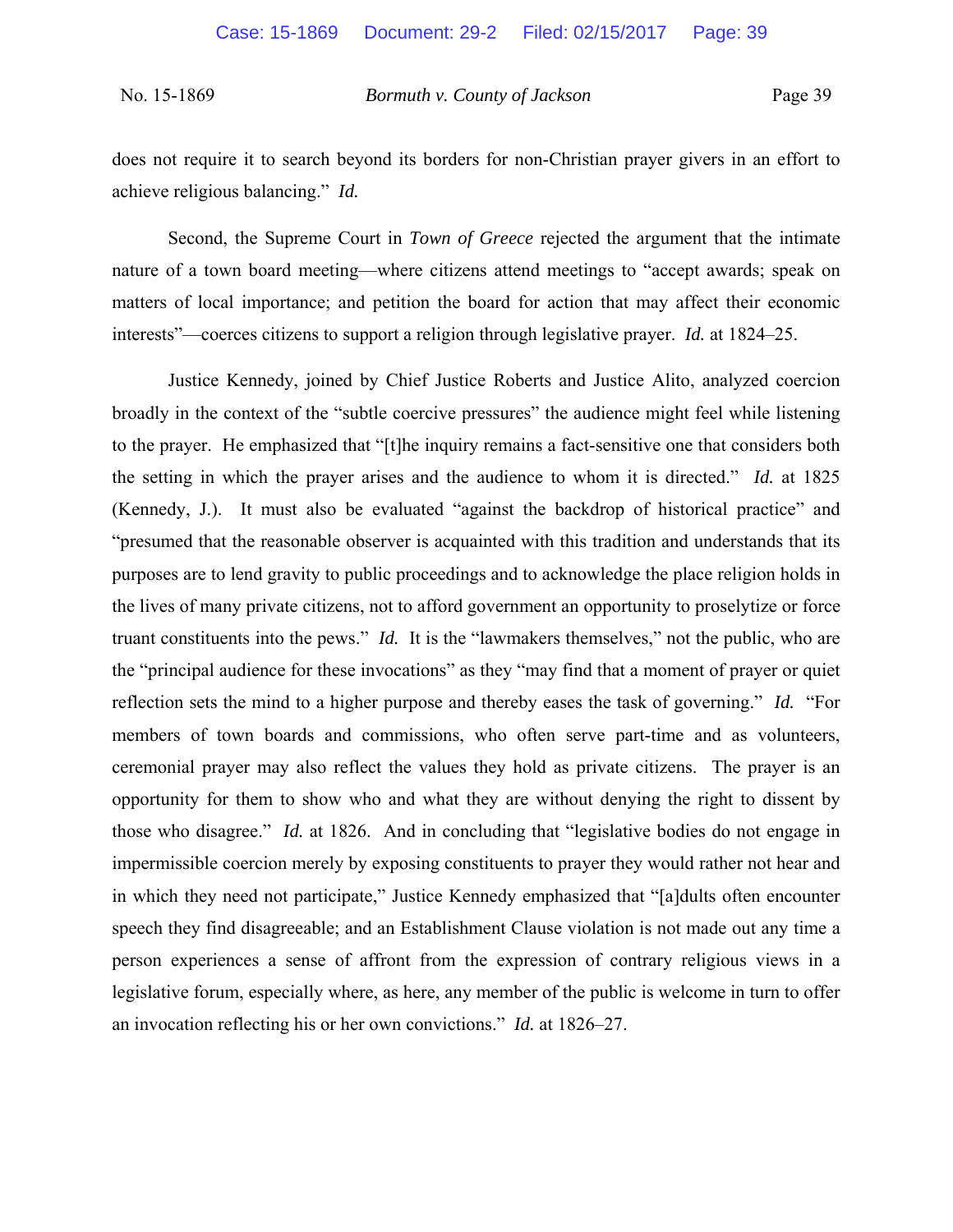does not require it to search beyond its borders for non-Christian prayer givers in an effort to achieve religious balancing." *Id.*

Second, the Supreme Court in *Town of Greece* rejected the argument that the intimate nature of a town board meeting—where citizens attend meetings to "accept awards; speak on matters of local importance; and petition the board for action that may affect their economic interests"—coerces citizens to support a religion through legislative prayer. *Id.* at 1824–25.

Justice Kennedy, joined by Chief Justice Roberts and Justice Alito, analyzed coercion broadly in the context of the "subtle coercive pressures" the audience might feel while listening to the prayer. He emphasized that "[t]he inquiry remains a fact-sensitive one that considers both the setting in which the prayer arises and the audience to whom it is directed." *Id.* at 1825 (Kennedy, J.). It must also be evaluated "against the backdrop of historical practice" and "presumed that the reasonable observer is acquainted with this tradition and understands that its purposes are to lend gravity to public proceedings and to acknowledge the place religion holds in the lives of many private citizens, not to afford government an opportunity to proselytize or force truant constituents into the pews." *Id.* It is the "lawmakers themselves," not the public, who are the "principal audience for these invocations" as they "may find that a moment of prayer or quiet reflection sets the mind to a higher purpose and thereby eases the task of governing." *Id.* "For members of town boards and commissions, who often serve part-time and as volunteers, ceremonial prayer may also reflect the values they hold as private citizens. The prayer is an opportunity for them to show who and what they are without denying the right to dissent by those who disagree." *Id.* at 1826. And in concluding that "legislative bodies do not engage in impermissible coercion merely by exposing constituents to prayer they would rather not hear and in which they need not participate," Justice Kennedy emphasized that "[a]dults often encounter speech they find disagreeable; and an Establishment Clause violation is not made out any time a person experiences a sense of affront from the expression of contrary religious views in a legislative forum, especially where, as here, any member of the public is welcome in turn to offer an invocation reflecting his or her own convictions." *Id.* at 1826–27.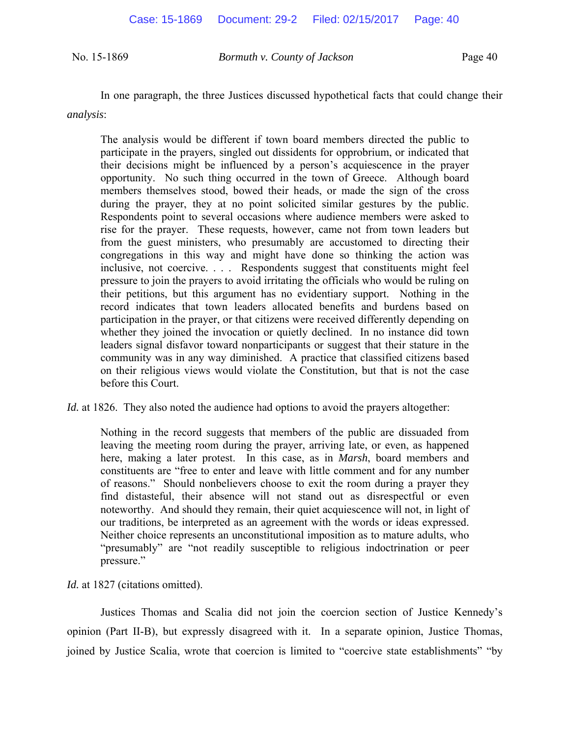In one paragraph, the three Justices discussed hypothetical facts that could change their *analysis*:

> The analysis would be different if town board members directed the public to participate in the prayers, singled out dissidents for opprobrium, or indicated that their decisions might be influenced by a person's acquiescence in the prayer opportunity. No such thing occurred in the town of Greece. Although board members themselves stood, bowed their heads, or made the sign of the cross during the prayer, they at no point solicited similar gestures by the public. Respondents point to several occasions where audience members were asked to rise for the prayer. These requests, however, came not from town leaders but from the guest ministers, who presumably are accustomed to directing their congregations in this way and might have done so thinking the action was inclusive, not coercive. . . . Respondents suggest that constituents might feel pressure to join the prayers to avoid irritating the officials who would be ruling on their petitions, but this argument has no evidentiary support. Nothing in the record indicates that town leaders allocated benefits and burdens based on participation in the prayer, or that citizens were received differently depending on whether they joined the invocation or quietly declined. In no instance did town leaders signal disfavor toward nonparticipants or suggest that their stature in the community was in any way diminished. A practice that classified citizens based on their religious views would violate the Constitution, but that is not the case before this Court.

*Id.* at 1826. They also noted the audience had options to avoid the prayers altogether:

> Nothing in the record suggests that members of the public are dissuaded from leaving the meeting room during the prayer, arriving late, or even, as happened here, making a later protest. In this case, as in *Marsh*, board members and constituents are "free to enter and leave with little comment and for any number of reasons." Should nonbelievers choose to exit the room during a prayer they find distasteful, their absence will not stand out as disrespectful or even noteworthy. And should they remain, their quiet acquiescence will not, in light of our traditions, be interpreted as an agreement with the words or ideas expressed. Neither choice represents an unconstitutional imposition as to mature adults, who "presumably" are "not readily susceptible to religious indoctrination or peer pressure."

*Id.* at 1827 (citations omitted).

Justices Thomas and Scalia did not join the coercion section of Justice Kennedy's opinion (Part II-B), but expressly disagreed with it. In a separate opinion, Justice Thomas, joined by Justice Scalia, wrote that coercion is limited to "coercive state establishments" "by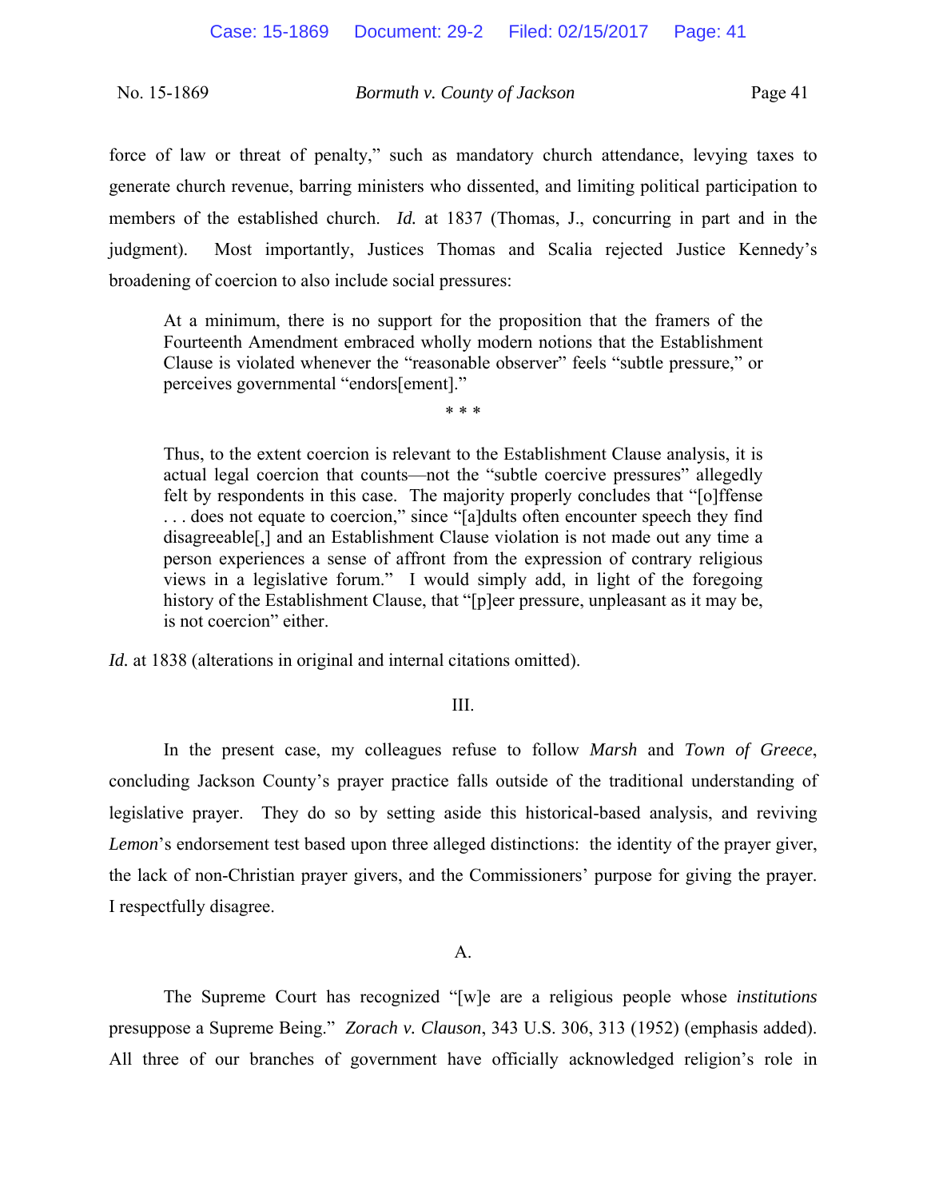force of law or threat of penalty," such as mandatory church attendance, levying taxes to generate church revenue, barring ministers who dissented, and limiting political participation to members of the established church. *Id.* at 1837 (Thomas, J., concurring in part and in the judgment). Most importantly, Justices Thomas and Scalia rejected Justice Kennedy's broadening of coercion to also include social pressures:

> At a minimum, there is no support for the proposition that the framers of the Fourteenth Amendment embraced wholly modern notions that the Establishment Clause is violated whenever the "reasonable observer" feels "subtle pressure," or perceives governmental "endors[ement]."
>
> \* \* \*
>
> Thus, to the extent coercion is relevant to the Establishment Clause analysis, it is actual legal coercion that counts—not the "subtle coercive pressures" allegedly felt by respondents in this case. The majority properly concludes that "[o]ffense . . . does not equate to coercion," since "[a]dults often encounter speech they find disagreeable[,] and an Establishment Clause violation is not made out any time a person experiences a sense of affront from the expression of contrary religious views in a legislative forum." I would simply add, in light of the foregoing history of the Establishment Clause, that "[p]eer pressure, unpleasant as it may be, is not coercion" either.

*Id.* at 1838 (alterations in original and internal citations omitted).

## III.

In the present case, my colleagues refuse to follow *Marsh* and *Town of Greece*, concluding Jackson County's prayer practice falls outside of the traditional understanding of legislative prayer. They do so by setting aside this historical-based analysis, and reviving *Lemon*'s endorsement test based upon three alleged distinctions: the identity of the prayer giver, the lack of non-Christian prayer givers, and the Commissioners' purpose for giving the prayer. I respectfully disagree.

### A.

The Supreme Court has recognized "[w]e are a religious people whose *institutions* presuppose a Supreme Being." *Zorach v. Clauson*, 343 U.S. 306, 313 (1952) (emphasis added). All three of our branches of government have officially acknowledged religion's role in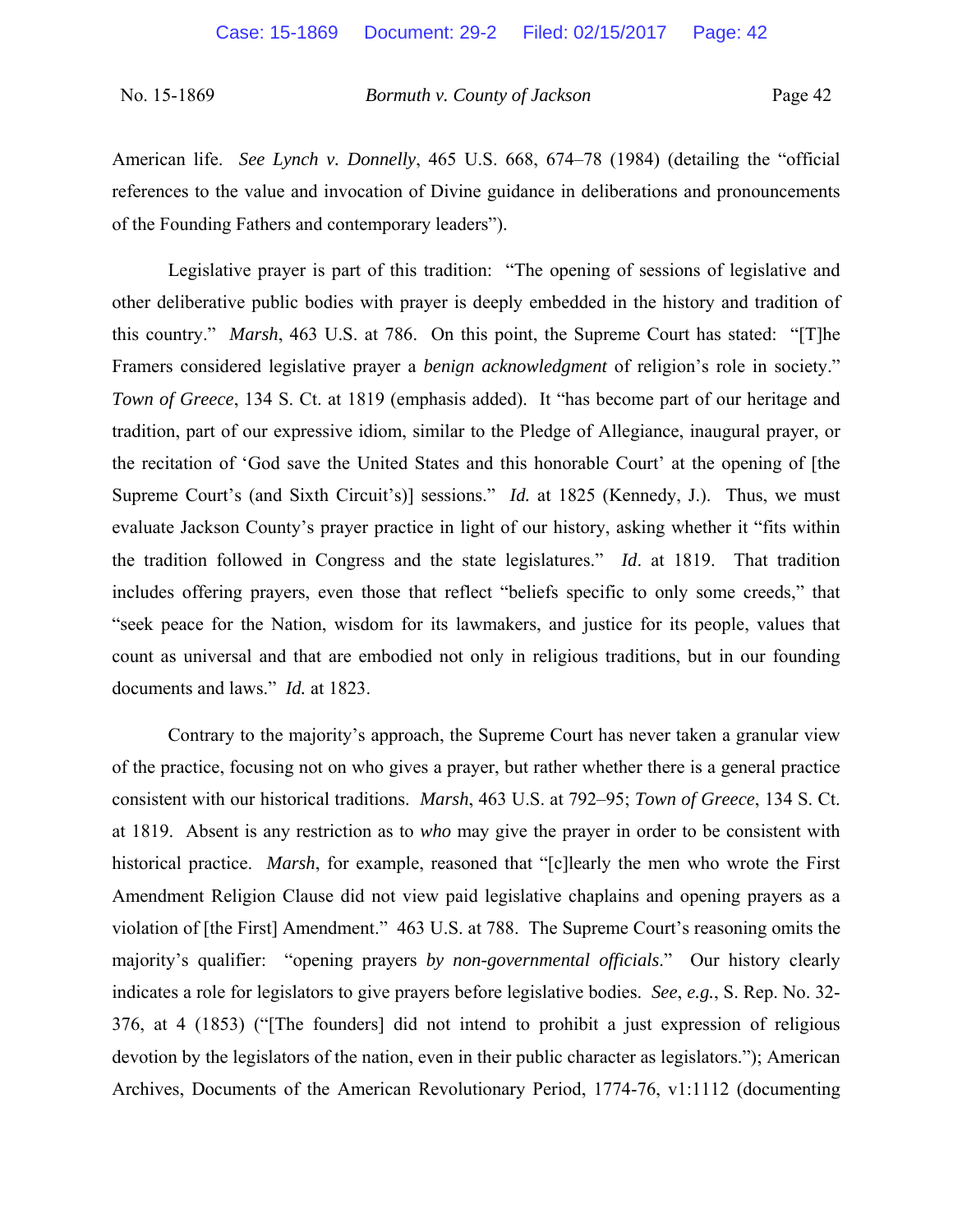American life. *See Lynch v. Donnelly*, 465 U.S. 668, 674–78 (1984) (detailing the "official references to the value and invocation of Divine guidance in deliberations and pronouncements of the Founding Fathers and contemporary leaders").

Legislative prayer is part of this tradition: "The opening of sessions of legislative and other deliberative public bodies with prayer is deeply embedded in the history and tradition of this country." *Marsh*, 463 U.S. at 786. On this point, the Supreme Court has stated: "[T]he Framers considered legislative prayer a *benign acknowledgment* of religion's role in society." *Town of Greece*, 134 S. Ct. at 1819 (emphasis added). It "has become part of our heritage and tradition, part of our expressive idiom, similar to the Pledge of Allegiance, inaugural prayer, or the recitation of 'God save the United States and this honorable Court' at the opening of [the Supreme Court's (and Sixth Circuit's)] sessions." *Id.* at 1825 (Kennedy, J.). Thus, we must evaluate Jackson County's prayer practice in light of our history, asking whether it "fits within the tradition followed in Congress and the state legislatures." *Id*. at 1819. That tradition includes offering prayers, even those that reflect "beliefs specific to only some creeds," that "seek peace for the Nation, wisdom for its lawmakers, and justice for its people, values that count as universal and that are embodied not only in religious traditions, but in our founding documents and laws." *Id.* at 1823.

Contrary to the majority's approach, the Supreme Court has never taken a granular view of the practice, focusing not on who gives a prayer, but rather whether there is a general practice consistent with our historical traditions. *Marsh*, 463 U.S. at 792–95; *Town of Greece*, 134 S. Ct. at 1819. Absent is any restriction as to *who* may give the prayer in order to be consistent with historical practice. *Marsh*, for example, reasoned that "[c]learly the men who wrote the First Amendment Religion Clause did not view paid legislative chaplains and opening prayers as a violation of [the First] Amendment." 463 U.S. at 788. The Supreme Court's reasoning omits the majority's qualifier: "opening prayers *by non-governmental officials*." Our history clearly indicates a role for legislators to give prayers before legislative bodies. *See*, *e.g.*, S. Rep. No. 32-376, at 4 (1853) ("[The founders] did not intend to prohibit a just expression of religious devotion by the legislators of the nation, even in their public character as legislators."); American Archives, Documents of the American Revolutionary Period, 1774-76, v1:1112 (documenting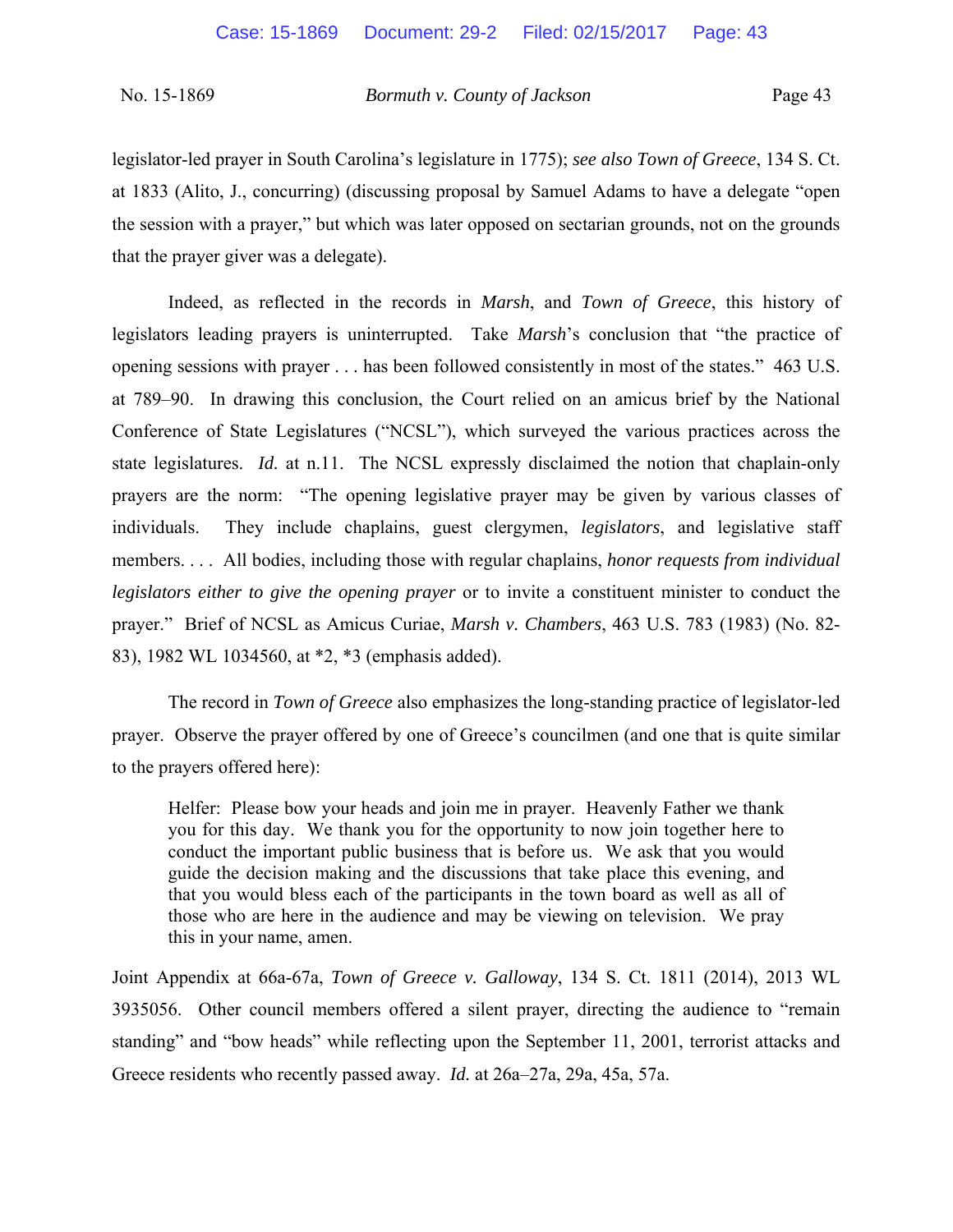legislator-led prayer in South Carolina's legislature in 1775); *see also Town of Greece*, 134 S. Ct. at 1833 (Alito, J., concurring) (discussing proposal by Samuel Adams to have a delegate "open the session with a prayer," but which was later opposed on sectarian grounds, not on the grounds that the prayer giver was a delegate).

Indeed, as reflected in the records in *Marsh*, and *Town of Greece*, this history of legislators leading prayers is uninterrupted. Take *Marsh*'s conclusion that "the practice of opening sessions with prayer . . . has been followed consistently in most of the states." 463 U.S. at 789–90. In drawing this conclusion, the Court relied on an amicus brief by the National Conference of State Legislatures ("NCSL"), which surveyed the various practices across the state legislatures. *Id.* at n.11. The NCSL expressly disclaimed the notion that chaplain-only prayers are the norm: "The opening legislative prayer may be given by various classes of individuals. They include chaplains, guest clergymen, *legislators*, and legislative staff members. . . . All bodies, including those with regular chaplains, *honor requests from individual legislators either to give the opening prayer* or to invite a constituent minister to conduct the prayer." Brief of NCSL as Amicus Curiae, *Marsh v. Chambers*, 463 U.S. 783 (1983) (No. 82-83), 1982 WL 1034560, at *2, *3 (emphasis added).

The record in *Town of Greece* also emphasizes the long-standing practice of legislator-led prayer. Observe the prayer offered by one of Greece's councilmen (and one that is quite similar to the prayers offered here):

> Helfer: Please bow your heads and join me in prayer. Heavenly Father we thank you for this day. We thank you for the opportunity to now join together here to conduct the important public business that is before us. We ask that you would guide the decision making and the discussions that take place this evening, and that you would bless each of the participants in the town board as well as all of those who are here in the audience and may be viewing on television. We pray this in your name, amen.

Joint Appendix at 66a-67a, *Town of Greece v. Galloway*, 134 S. Ct. 1811 (2014), 2013 WL 3935056. Other council members offered a silent prayer, directing the audience to "remain standing" and "bow heads" while reflecting upon the September 11, 2001, terrorist attacks and Greece residents who recently passed away. *Id.* at 26a–27a, 29a, 45a, 57a.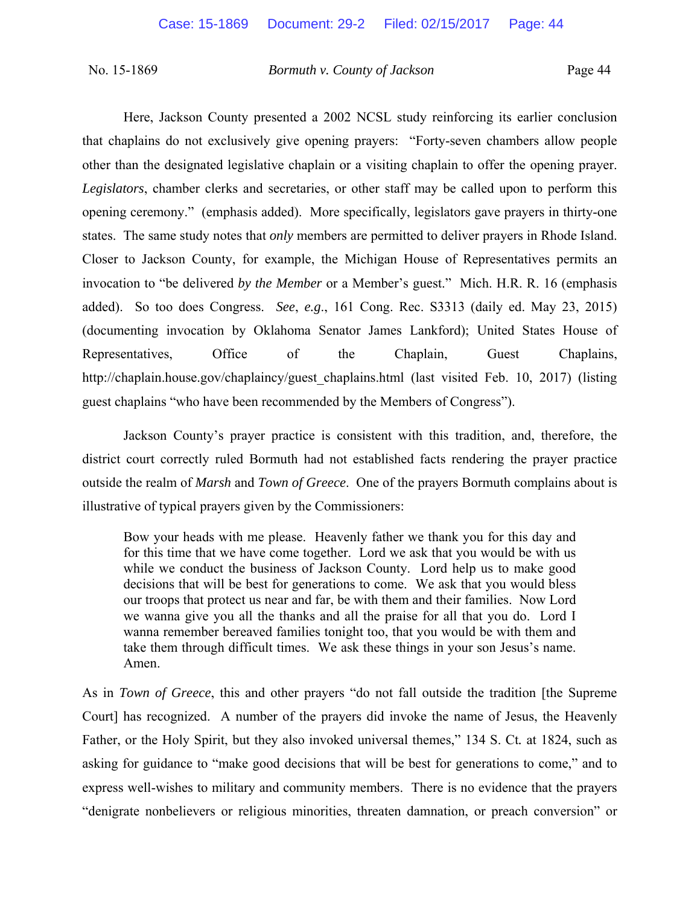Here, Jackson County presented a 2002 NCSL study reinforcing its earlier conclusion that chaplains do not exclusively give opening prayers: "Forty-seven chambers allow people other than the designated legislative chaplain or a visiting chaplain to offer the opening prayer. *Legislators*, chamber clerks and secretaries, or other staff may be called upon to perform this opening ceremony." (emphasis added). More specifically, legislators gave prayers in thirty-one states. The same study notes that *only* members are permitted to deliver prayers in Rhode Island. Closer to Jackson County, for example, the Michigan House of Representatives permits an invocation to "be delivered *by the Member* or a Member's guest." Mich. H.R. R. 16 (emphasis added). So too does Congress. *See*, *e.g.*, 161 Cong. Rec. S3313 (daily ed. May 23, 2015) (documenting invocation by Oklahoma Senator James Lankford); United States House of Representatives, Office of the Chaplain, Guest Chaplains, http://chaplain.house.gov/chaplaincy/guest_chaplains.html (last visited Feb. 10, 2017) (listing guest chaplains "who have been recommended by the Members of Congress").

Jackson County's prayer practice is consistent with this tradition, and, therefore, the district court correctly ruled Bormuth had not established facts rendering the prayer practice outside the realm of *Marsh* and *Town of Greece*. One of the prayers Bormuth complains about is illustrative of typical prayers given by the Commissioners:

> Bow your heads with me please. Heavenly father we thank you for this day and for this time that we have come together. Lord we ask that you would be with us while we conduct the business of Jackson County. Lord help us to make good decisions that will be best for generations to come. We ask that you would bless our troops that protect us near and far, be with them and their families. Now Lord we wanna give you all the thanks and all the praise for all that you do. Lord I wanna remember bereaved families tonight too, that you would be with them and take them through difficult times. We ask these things in your son Jesus's name. Amen.

As in *Town of Greece*, this and other prayers "do not fall outside the tradition [the Supreme Court] has recognized. A number of the prayers did invoke the name of Jesus, the Heavenly Father, or the Holy Spirit, but they also invoked universal themes," 134 S. Ct. at 1824, such as asking for guidance to "make good decisions that will be best for generations to come," and to express well-wishes to military and community members. There is no evidence that the prayers "denigrate nonbelievers or religious minorities, threaten damnation, or preach conversion" or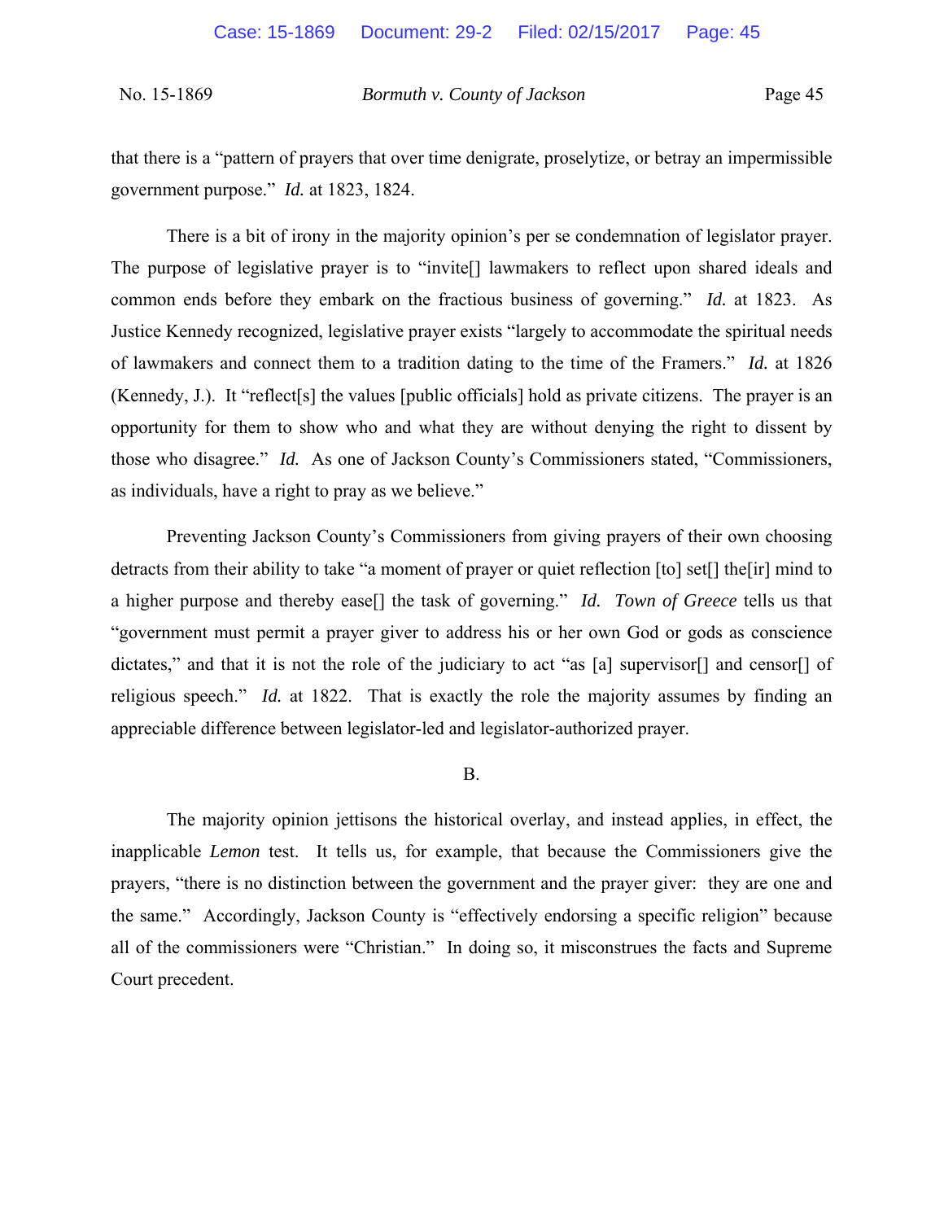that there is a "pattern of prayers that over time denigrate, proselytize, or betray an impermissible government purpose." *Id.* at 1823, 1824.

There is a bit of irony in the majority opinion's per se condemnation of legislator prayer. The purpose of legislative prayer is to "invite[] lawmakers to reflect upon shared ideals and common ends before they embark on the fractious business of governing." *Id.* at 1823. As Justice Kennedy recognized, legislative prayer exists "largely to accommodate the spiritual needs of lawmakers and connect them to a tradition dating to the time of the Framers." *Id.* at 1826 (Kennedy, J.). It "reflect[s] the values [public officials] hold as private citizens. The prayer is an opportunity for them to show who and what they are without denying the right to dissent by those who disagree." *Id.* As one of Jackson County's Commissioners stated, "Commissioners, as individuals, have a right to pray as we believe."

Preventing Jackson County's Commissioners from giving prayers of their own choosing detracts from their ability to take "a moment of prayer or quiet reflection [to] set[] the[ir] mind to a higher purpose and thereby ease[] the task of governing." *Id.* *Town of Greece* tells us that "government must permit a prayer giver to address his or her own God or gods as conscience dictates," and that it is not the role of the judiciary to act "as [a] supervisor[] and censor[] of religious speech." *Id.* at 1822. That is exactly the role the majority assumes by finding an appreciable difference between legislator-led and legislator-authorized prayer.

B.

The majority opinion jettisons the historical overlay, and instead applies, in effect, the inapplicable *Lemon* test. It tells us, for example, that because the Commissioners give the prayers, "there is no distinction between the government and the prayer giver: they are one and the same." Accordingly, Jackson County is "effectively endorsing a specific religion" because all of the commissioners were "Christian." In doing so, it misconstrues the facts and Supreme Court precedent.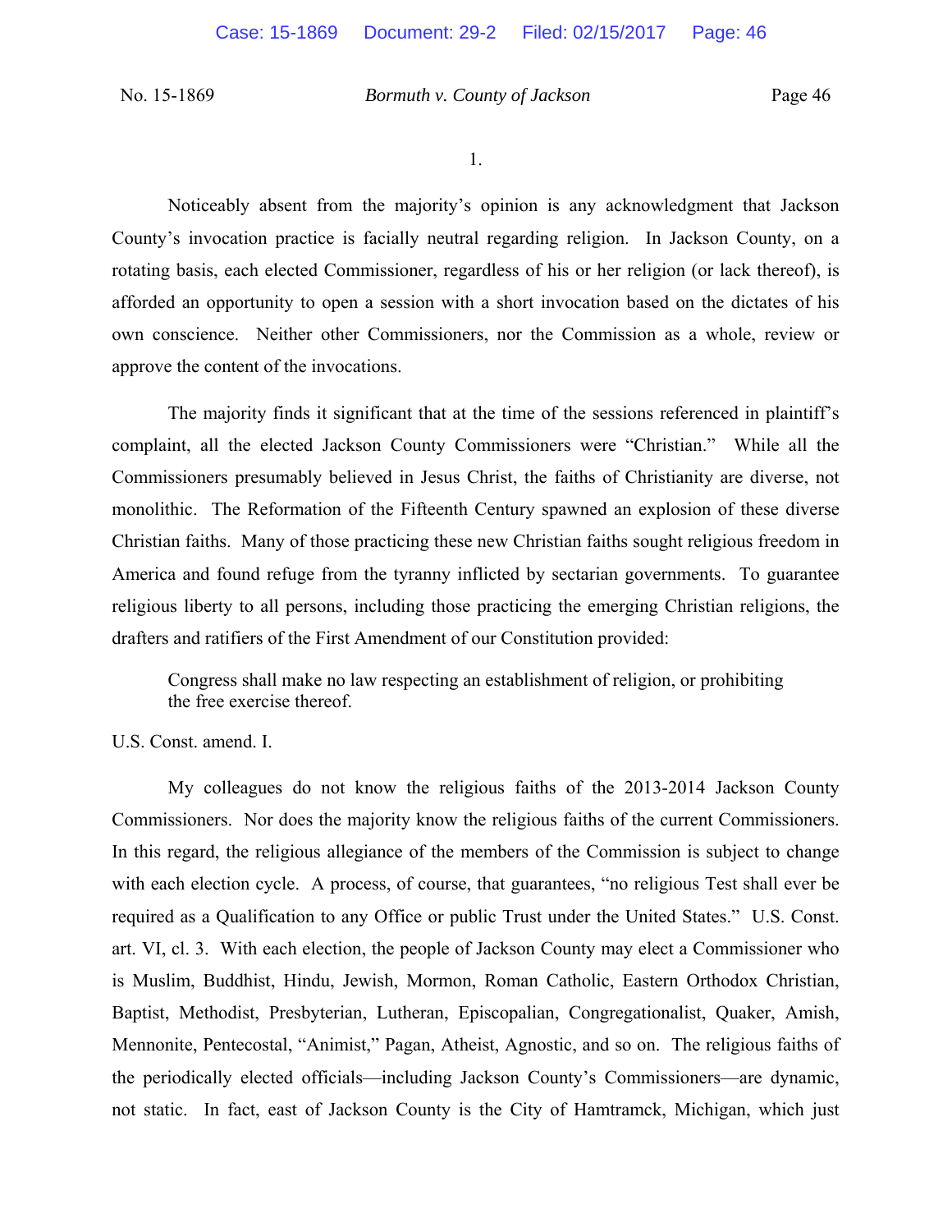1.

Noticeably absent from the majority's opinion is any acknowledgment that Jackson County's invocation practice is facially neutral regarding religion. In Jackson County, on a rotating basis, each elected Commissioner, regardless of his or her religion (or lack thereof), is afforded an opportunity to open a session with a short invocation based on the dictates of his own conscience. Neither other Commissioners, nor the Commission as a whole, review or approve the content of the invocations.

The majority finds it significant that at the time of the sessions referenced in plaintiff's complaint, all the elected Jackson County Commissioners were "Christian." While all the Commissioners presumably believed in Jesus Christ, the faiths of Christianity are diverse, not monolithic. The Reformation of the Fifteenth Century spawned an explosion of these diverse Christian faiths. Many of those practicing these new Christian faiths sought religious freedom in America and found refuge from the tyranny inflicted by sectarian governments. To guarantee religious liberty to all persons, including those practicing the emerging Christian religions, the drafters and ratifiers of the First Amendment of our Constitution provided:

> Congress shall make no law respecting an establishment of religion, or prohibiting the free exercise thereof.

U.S. Const. amend. I.

My colleagues do not know the religious faiths of the 2013-2014 Jackson County Commissioners. Nor does the majority know the religious faiths of the current Commissioners. In this regard, the religious allegiance of the members of the Commission is subject to change with each election cycle. A process, of course, that guarantees, "no religious Test shall ever be required as a Qualification to any Office or public Trust under the United States." U.S. Const. art. VI, cl. 3. With each election, the people of Jackson County may elect a Commissioner who is Muslim, Buddhist, Hindu, Jewish, Mormon, Roman Catholic, Eastern Orthodox Christian, Baptist, Methodist, Presbyterian, Lutheran, Episcopalian, Congregationalist, Quaker, Amish, Mennonite, Pentecostal, "Animist," Pagan, Atheist, Agnostic, and so on. The religious faiths of the periodically elected officials—including Jackson County's Commissioners—are dynamic, not static. In fact, east of Jackson County is the City of Hamtramck, Michigan, which just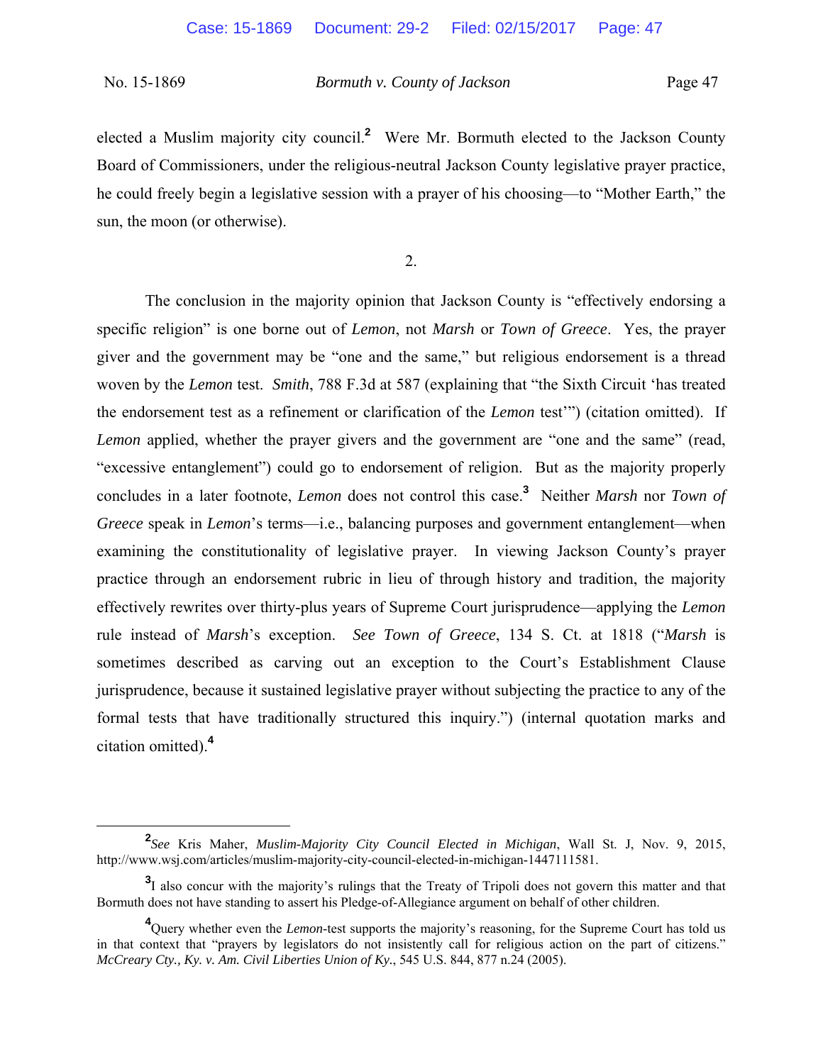elected a Muslim majority city council.[2] Were Mr. Bormuth elected to the Jackson County Board of Commissioners, under the religious-neutral Jackson County legislative prayer practice, he could freely begin a legislative session with a prayer of his choosing—to "Mother Earth," the sun, the moon (or otherwise).

2.

The conclusion in the majority opinion that Jackson County is "effectively endorsing a specific religion" is one borne out of *Lemon*, not *Marsh* or *Town of Greece*. Yes, the prayer giver and the government may be "one and the same," but religious endorsement is a thread woven by the *Lemon* test. *Smith*, 788 F.3d at 587 (explaining that "the Sixth Circuit 'has treated the endorsement test as a refinement or clarification of the *Lemon* test'") (citation omitted). If *Lemon* applied, whether the prayer givers and the government are "one and the same" (read, "excessive entanglement") could go to endorsement of religion. But as the majority properly concludes in a later footnote, *Lemon* does not control this case.[3] Neither *Marsh* nor *Town of Greece* speak in *Lemon*'s terms—i.e., balancing purposes and government entanglement—when examining the constitutionality of legislative prayer. In viewing Jackson County's prayer practice through an endorsement rubric in lieu of through history and tradition, the majority effectively rewrites over thirty-plus years of Supreme Court jurisprudence—applying the *Lemon* rule instead of *Marsh*'s exception. *See Town of Greece*, 134 S. Ct. at 1818 ("*Marsh* is sometimes described as carving out an exception to the Court's Establishment Clause jurisprudence, because it sustained legislative prayer without subjecting the practice to any of the formal tests that have traditionally structured this inquiry.") (internal quotation marks and citation omitted).[4]

---

[2] *See* Kris Maher, *Muslim-Majority City Council Elected in Michigan*, Wall St. J, Nov. 9, 2015, http://www.wsj.com/articles/muslim-majority-city-council-elected-in-michigan-1447111581.

[3] I also concur with the majority's rulings that the Treaty of Tripoli does not govern this matter and that Bormuth does not have standing to assert his Pledge-of-Allegiance argument on behalf of other children.

[4] Query whether even the *Lemon*-test supports the majority's reasoning, for the Supreme Court has told us in that context that "prayers by legislators do not insistently call for religious action on the part of citizens." *McCreary Cty., Ky. v. Am. Civil Liberties Union of Ky.*, 545 U.S. 844, 877 n.24 (2005).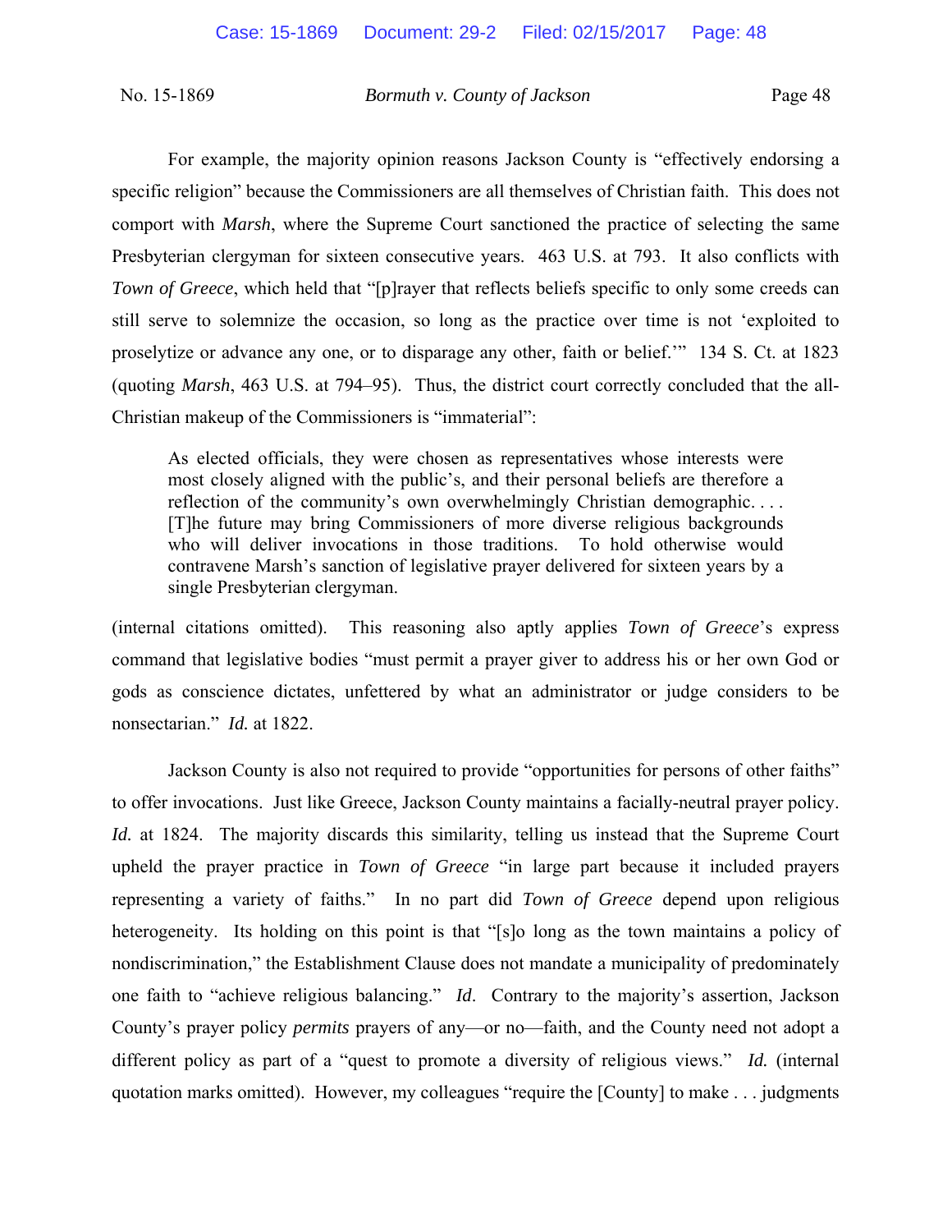For example, the majority opinion reasons Jackson County is "effectively endorsing a specific religion" because the Commissioners are all themselves of Christian faith. This does not comport with *Marsh*, where the Supreme Court sanctioned the practice of selecting the same Presbyterian clergyman for sixteen consecutive years. 463 U.S. at 793. It also conflicts with *Town of Greece*, which held that "[p]rayer that reflects beliefs specific to only some creeds can still serve to solemnize the occasion, so long as the practice over time is not 'exploited to proselytize or advance any one, or to disparage any other, faith or belief.'" 134 S. Ct. at 1823 (quoting *Marsh*, 463 U.S. at 794–95). Thus, the district court correctly concluded that the all-Christian makeup of the Commissioners is "immaterial":

> As elected officials, they were chosen as representatives whose interests were most closely aligned with the public's, and their personal beliefs are therefore a reflection of the community's own overwhelmingly Christian demographic. . . . [T]he future may bring Commissioners of more diverse religious backgrounds who will deliver invocations in those traditions. To hold otherwise would contravene Marsh's sanction of legislative prayer delivered for sixteen years by a single Presbyterian clergyman.

(internal citations omitted). This reasoning also aptly applies *Town of Greece*'s express command that legislative bodies "must permit a prayer giver to address his or her own God or gods as conscience dictates, unfettered by what an administrator or judge considers to be nonsectarian." *Id.* at 1822.

Jackson County is also not required to provide "opportunities for persons of other faiths" to offer invocations. Just like Greece, Jackson County maintains a facially-neutral prayer policy. *Id.* at 1824. The majority discards this similarity, telling us instead that the Supreme Court upheld the prayer practice in *Town of Greece* "in large part because it included prayers representing a variety of faiths." In no part did *Town of Greece* depend upon religious heterogeneity. Its holding on this point is that "[s]o long as the town maintains a policy of nondiscrimination," the Establishment Clause does not mandate a municipality of predominately one faith to "achieve religious balancing." *Id*. Contrary to the majority's assertion, Jackson County's prayer policy *permits* prayers of any—or no—faith, and the County need not adopt a different policy as part of a "quest to promote a diversity of religious views." *Id.* (internal quotation marks omitted). However, my colleagues "require the [County] to make . . . judgments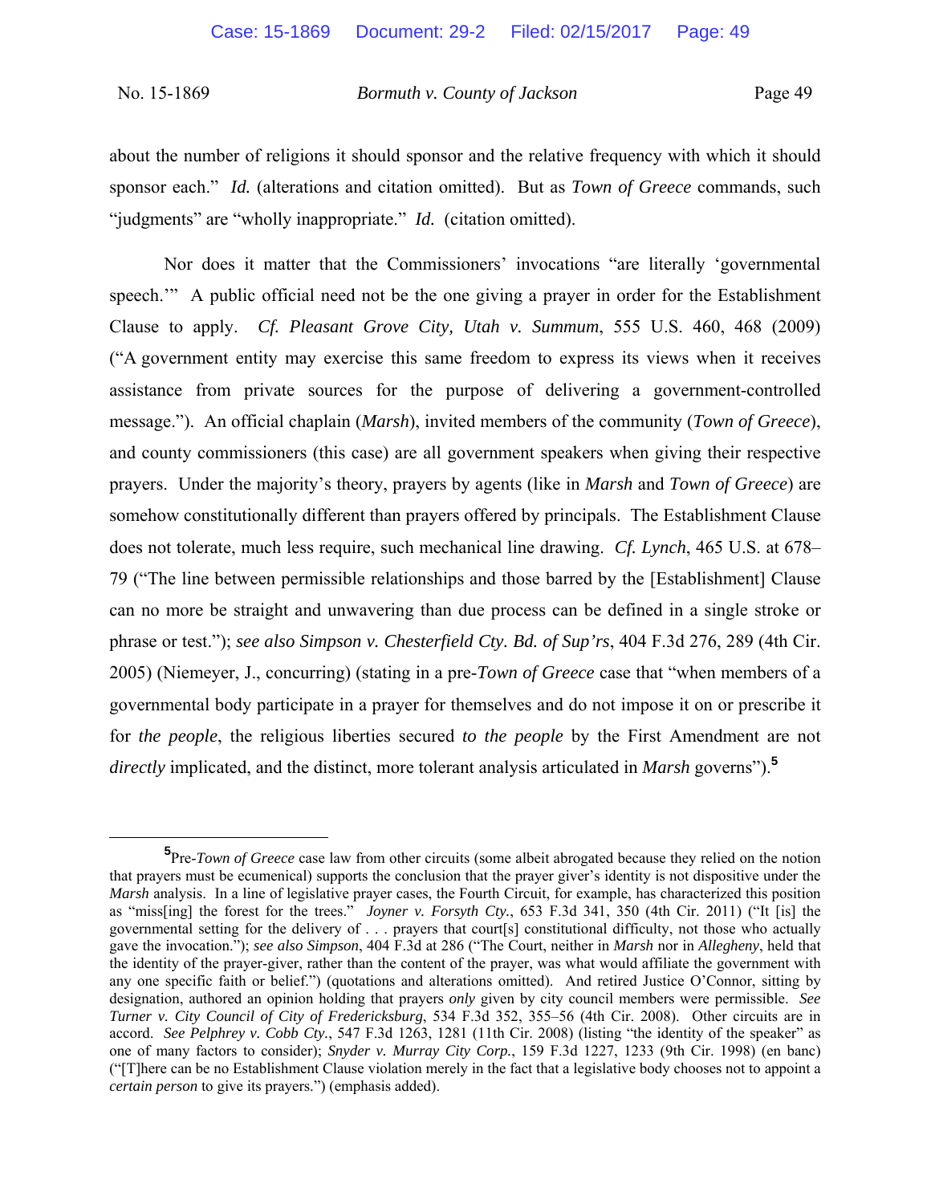about the number of religions it should sponsor and the relative frequency with which it should sponsor each." *Id.* (alterations and citation omitted). But as *Town of Greece* commands, such "judgments" are "wholly inappropriate." *Id.* (citation omitted).

Nor does it matter that the Commissioners' invocations "are literally 'governmental speech.'" A public official need not be the one giving a prayer in order for the Establishment Clause to apply. *Cf. Pleasant Grove City, Utah v. Summum*, 555 U.S. 460, 468 (2009) ("A government entity may exercise this same freedom to express its views when it receives assistance from private sources for the purpose of delivering a government-controlled message."). An official chaplain (*Marsh*), invited members of the community (*Town of Greece*), and county commissioners (this case) are all government speakers when giving their respective prayers. Under the majority's theory, prayers by agents (like in *Marsh* and *Town of Greece*) are somehow constitutionally different than prayers offered by principals. The Establishment Clause does not tolerate, much less require, such mechanical line drawing. *Cf. Lynch*, 465 U.S. at 678–79 ("The line between permissible relationships and those barred by the [Establishment] Clause can no more be straight and unwavering than due process can be defined in a single stroke or phrase or test."); *see also Simpson v. Chesterfield Cty. Bd. of Sup'rs*, 404 F.3d 276, 289 (4th Cir. 2005) (Niemeyer, J., concurring) (stating in a pre-*Town of Greece* case that "when members of a governmental body participate in a prayer for themselves and do not impose it on or prescribe it for *the people*, the religious liberties secured *to the people* by the First Amendment are not *directly* implicated, and the distinct, more tolerant analysis articulated in *Marsh* governs").[5]

---

[5]Pre-*Town of Greece* case law from other circuits (some albeit abrogated because they relied on the notion that prayers must be ecumenical) supports the conclusion that the prayer giver's identity is not dispositive under the *Marsh* analysis. In a line of legislative prayer cases, the Fourth Circuit, for example, has characterized this position as "miss[ing] the forest for the trees." *Joyner v. Forsyth Cty.*, 653 F.3d 341, 350 (4th Cir. 2011) ("It [is] the governmental setting for the delivery of . . . prayers that court[s] constitutional difficulty, not those who actually gave the invocation."); *see also Simpson*, 404 F.3d at 286 ("The Court, neither in *Marsh* nor in *Allegheny*, held that the identity of the prayer-giver, rather than the content of the prayer, was what would affiliate the government with any one specific faith or belief.") (quotations and alterations omitted). And retired Justice O'Connor, sitting by designation, authored an opinion holding that prayers *only* given by city council members were permissible. *See Turner v. City Council of City of Fredericksburg*, 534 F.3d 352, 355–56 (4th Cir. 2008). Other circuits are in accord. *See Pelphrey v. Cobb Cty.*, 547 F.3d 1263, 1281 (11th Cir. 2008) (listing "the identity of the speaker" as one of many factors to consider); *Snyder v. Murray City Corp.*, 159 F.3d 1227, 1233 (9th Cir. 1998) (en banc) ("[T]here can be no Establishment Clause violation merely in the fact that a legislative body chooses not to appoint a *certain person* to give its prayers.") (emphasis added).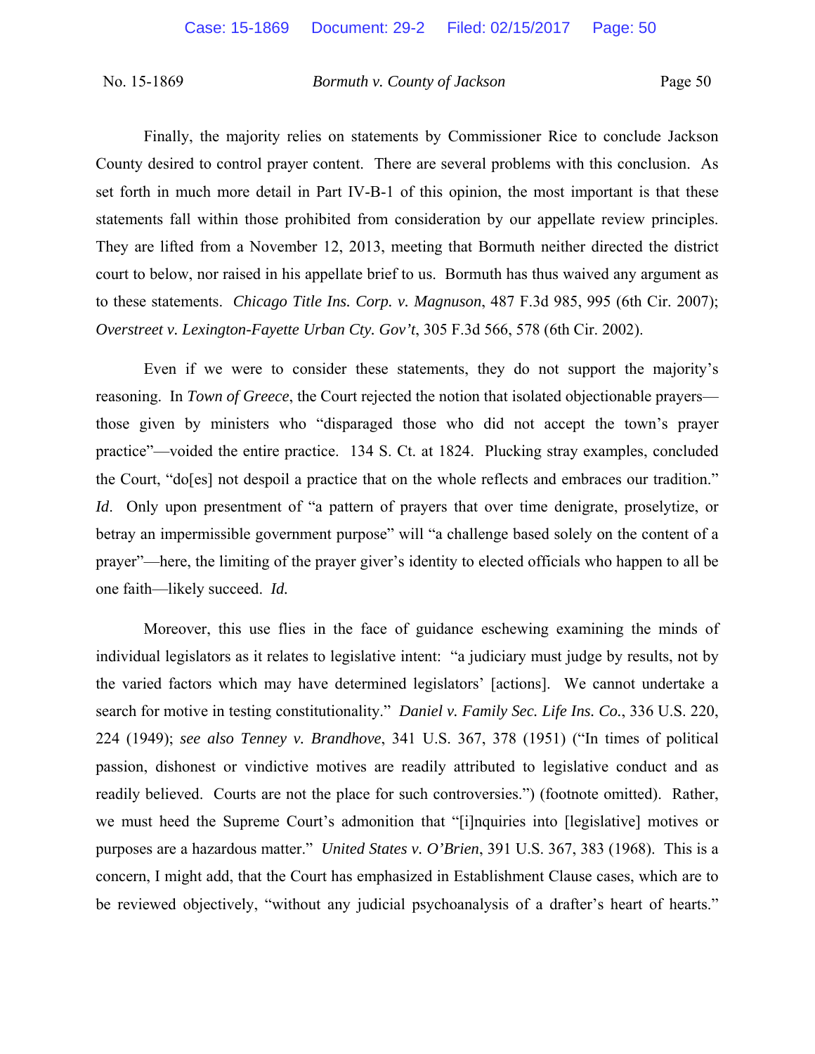Finally, the majority relies on statements by Commissioner Rice to conclude Jackson County desired to control prayer content. There are several problems with this conclusion. As set forth in much more detail in Part IV-B-1 of this opinion, the most important is that these statements fall within those prohibited from consideration by our appellate review principles. They are lifted from a November 12, 2013, meeting that Bormuth neither directed the district court to below, nor raised in his appellate brief to us. Bormuth has thus waived any argument as to these statements. *Chicago Title Ins. Corp. v. Magnuson*, 487 F.3d 985, 995 (6th Cir. 2007); *Overstreet v. Lexington-Fayette Urban Cty. Gov't*, 305 F.3d 566, 578 (6th Cir. 2002).

Even if we were to consider these statements, they do not support the majority's reasoning. In *Town of Greece*, the Court rejected the notion that isolated objectionable prayers—those given by ministers who "disparaged those who did not accept the town's prayer practice"—voided the entire practice. 134 S. Ct. at 1824. Plucking stray examples, concluded the Court, "do[es] not despoil a practice that on the whole reflects and embraces our tradition." *Id*. Only upon presentment of "a pattern of prayers that over time denigrate, proselytize, or betray an impermissible government purpose" will "a challenge based solely on the content of a prayer"—here, the limiting of the prayer giver's identity to elected officials who happen to all be one faith—likely succeed. *Id.*

Moreover, this use flies in the face of guidance eschewing examining the minds of individual legislators as it relates to legislative intent: "a judiciary must judge by results, not by the varied factors which may have determined legislators' [actions]. We cannot undertake a search for motive in testing constitutionality." *Daniel v. Family Sec. Life Ins. Co.*, 336 U.S. 220, 224 (1949); *see also Tenney v. Brandhove*, 341 U.S. 367, 378 (1951) ("In times of political passion, dishonest or vindictive motives are readily attributed to legislative conduct and as readily believed. Courts are not the place for such controversies.") (footnote omitted). Rather, we must heed the Supreme Court's admonition that "[i]nquiries into [legislative] motives or purposes are a hazardous matter." *United States v. O'Brien*, 391 U.S. 367, 383 (1968). This is a concern, I might add, that the Court has emphasized in Establishment Clause cases, which are to be reviewed objectively, "without any judicial psychoanalysis of a drafter's heart of hearts."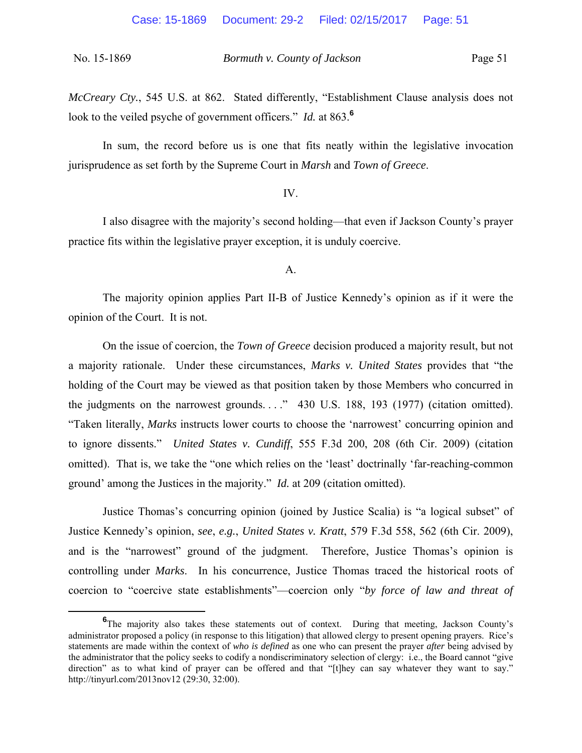*McCreary Cty.*, 545 U.S. at 862. Stated differently, "Establishment Clause analysis does not look to the veiled psyche of government officers." *Id.* at 863.[6]

In sum, the record before us is one that fits neatly within the legislative invocation jurisprudence as set forth by the Supreme Court in *Marsh* and *Town of Greece*.

IV.

I also disagree with the majority's second holding—that even if Jackson County's prayer practice fits within the legislative prayer exception, it is unduly coercive.

A.

The majority opinion applies Part II-B of Justice Kennedy's opinion as if it were the opinion of the Court. It is not.

On the issue of coercion, the *Town of Greece* decision produced a majority result, but not a majority rationale. Under these circumstances, *Marks v. United States* provides that "the holding of the Court may be viewed as that position taken by those Members who concurred in the judgments on the narrowest grounds. . . ." 430 U.S. 188, 193 (1977) (citation omitted). "Taken literally, *Marks* instructs lower courts to choose the 'narrowest' concurring opinion and to ignore dissents." *United States v. Cundiff*, 555 F.3d 200, 208 (6th Cir. 2009) (citation omitted). That is, we take the "one which relies on the 'least' doctrinally 'far-reaching-common ground' among the Justices in the majority." *Id.* at 209 (citation omitted).

Justice Thomas's concurring opinion (joined by Justice Scalia) is "a logical subset" of Justice Kennedy's opinion, *see*, *e.g.*, *United States v. Kratt*, 579 F.3d 558, 562 (6th Cir. 2009), and is the "narrowest" ground of the judgment. Therefore, Justice Thomas's opinion is controlling under *Marks*. In his concurrence, Justice Thomas traced the historical roots of coercion to "coercive state establishments"—coercion only "*by force of law and threat of*

[6]The majority also takes these statements out of context. During that meeting, Jackson County's administrator proposed a policy (in response to this litigation) that allowed clergy to present opening prayers. Rice's statements are made within the context of *who is defined* as one who can present the prayer *after* being advised by the administrator that the policy seeks to codify a nondiscriminatory selection of clergy: i.e., the Board cannot "give direction" as to what kind of prayer can be offered and that "[t]hey can say whatever they want to say." http://tinyurl.com/2013nov12 (29:30, 32:00).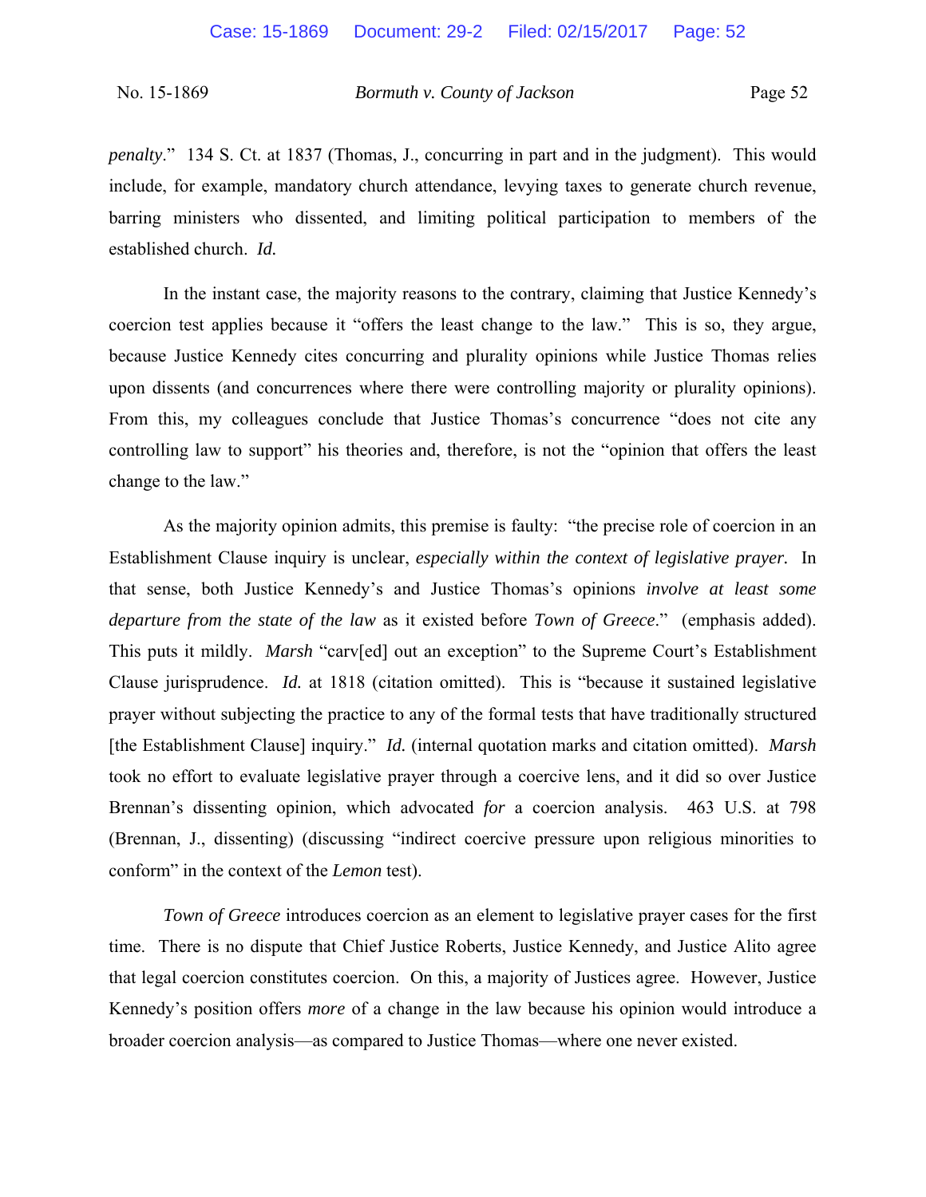*penalty*." 134 S. Ct. at 1837 (Thomas, J., concurring in part and in the judgment). This would include, for example, mandatory church attendance, levying taxes to generate church revenue, barring ministers who dissented, and limiting political participation to members of the established church. *Id.*

In the instant case, the majority reasons to the contrary, claiming that Justice Kennedy's coercion test applies because it "offers the least change to the law." This is so, they argue, because Justice Kennedy cites concurring and plurality opinions while Justice Thomas relies upon dissents (and concurrences where there were controlling majority or plurality opinions). From this, my colleagues conclude that Justice Thomas's concurrence "does not cite any controlling law to support" his theories and, therefore, is not the "opinion that offers the least change to the law."

As the majority opinion admits, this premise is faulty: "the precise role of coercion in an Establishment Clause inquiry is unclear, *especially within the context of legislative prayer.* In that sense, both Justice Kennedy's and Justice Thomas's opinions *involve at least some departure from the state of the law* as it existed before *Town of Greece*." (emphasis added). This puts it mildly. *Marsh* "carv[ed] out an exception" to the Supreme Court's Establishment Clause jurisprudence. *Id.* at 1818 (citation omitted). This is "because it sustained legislative prayer without subjecting the practice to any of the formal tests that have traditionally structured [the Establishment Clause] inquiry." *Id.* (internal quotation marks and citation omitted). *Marsh* took no effort to evaluate legislative prayer through a coercive lens, and it did so over Justice Brennan's dissenting opinion, which advocated *for* a coercion analysis. 463 U.S. at 798 (Brennan, J., dissenting) (discussing "indirect coercive pressure upon religious minorities to conform" in the context of the *Lemon* test).

*Town of Greece* introduces coercion as an element to legislative prayer cases for the first time. There is no dispute that Chief Justice Roberts, Justice Kennedy, and Justice Alito agree that legal coercion constitutes coercion. On this, a majority of Justices agree. However, Justice Kennedy's position offers *more* of a change in the law because his opinion would introduce a broader coercion analysis—as compared to Justice Thomas—where one never existed.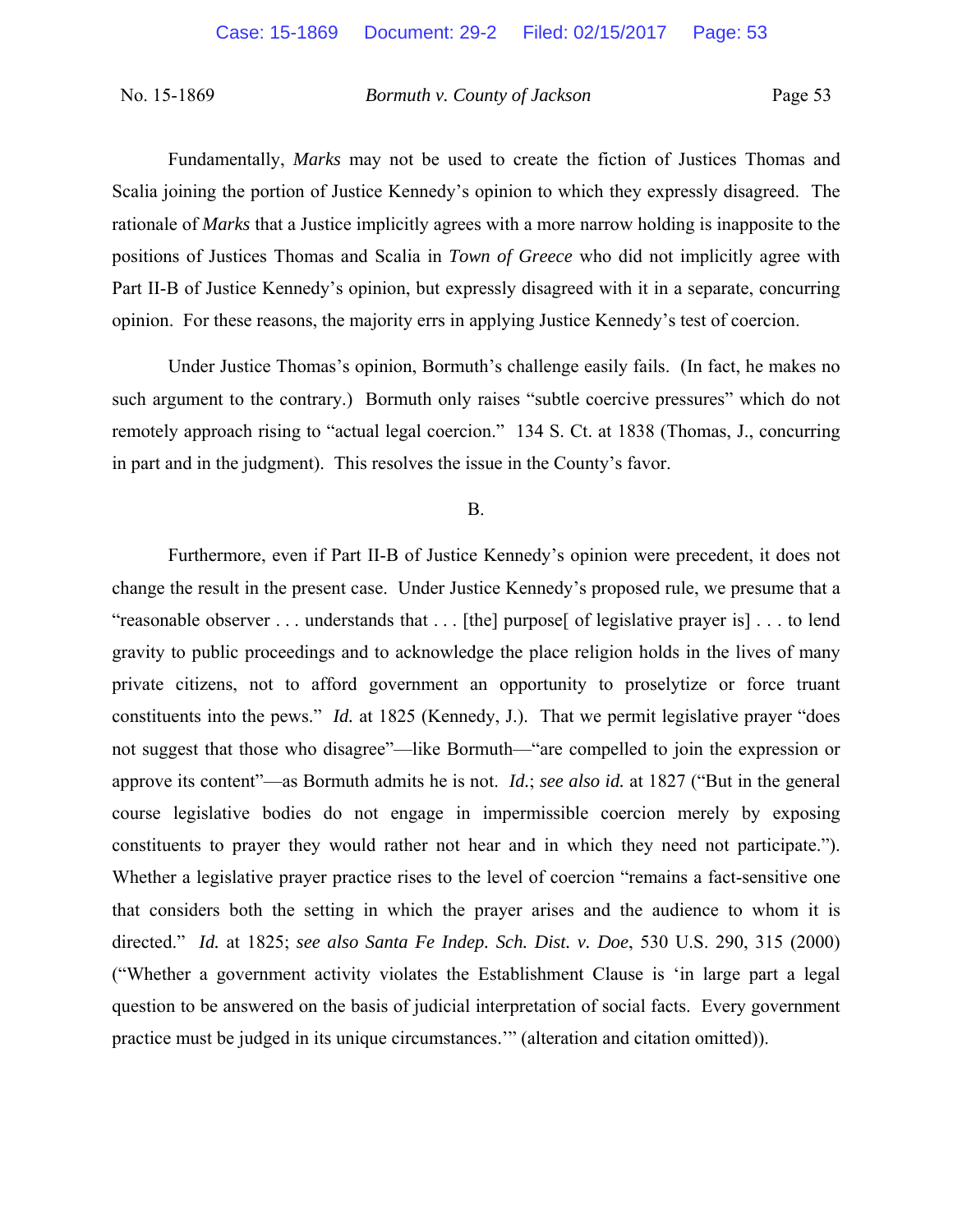Fundamentally, *Marks* may not be used to create the fiction of Justices Thomas and Scalia joining the portion of Justice Kennedy's opinion to which they expressly disagreed. The rationale of *Marks* that a Justice implicitly agrees with a more narrow holding is inapposite to the positions of Justices Thomas and Scalia in *Town of Greece* who did not implicitly agree with Part II-B of Justice Kennedy's opinion, but expressly disagreed with it in a separate, concurring opinion. For these reasons, the majority errs in applying Justice Kennedy's test of coercion.

Under Justice Thomas's opinion, Bormuth's challenge easily fails. (In fact, he makes no such argument to the contrary.) Bormuth only raises "subtle coercive pressures" which do not remotely approach rising to "actual legal coercion." 134 S. Ct. at 1838 (Thomas, J., concurring in part and in the judgment). This resolves the issue in the County's favor.

B.

Furthermore, even if Part II-B of Justice Kennedy's opinion were precedent, it does not change the result in the present case. Under Justice Kennedy's proposed rule, we presume that a "reasonable observer . . . understands that . . . [the] purpose[ of legislative prayer is] . . . to lend gravity to public proceedings and to acknowledge the place religion holds in the lives of many private citizens, not to afford government an opportunity to proselytize or force truant constituents into the pews." *Id.* at 1825 (Kennedy, J.). That we permit legislative prayer "does not suggest that those who disagree"—like Bormuth—"are compelled to join the expression or approve its content"—as Bormuth admits he is not. *Id.*; *see also id.* at 1827 ("But in the general course legislative bodies do not engage in impermissible coercion merely by exposing constituents to prayer they would rather not hear and in which they need not participate."). Whether a legislative prayer practice rises to the level of coercion "remains a fact-sensitive one that considers both the setting in which the prayer arises and the audience to whom it is directed." *Id.* at 1825; *see also Santa Fe Indep. Sch. Dist. v. Doe*, 530 U.S. 290, 315 (2000) ("Whether a government activity violates the Establishment Clause is 'in large part a legal question to be answered on the basis of judicial interpretation of social facts. Every government practice must be judged in its unique circumstances.'" (alteration and citation omitted)).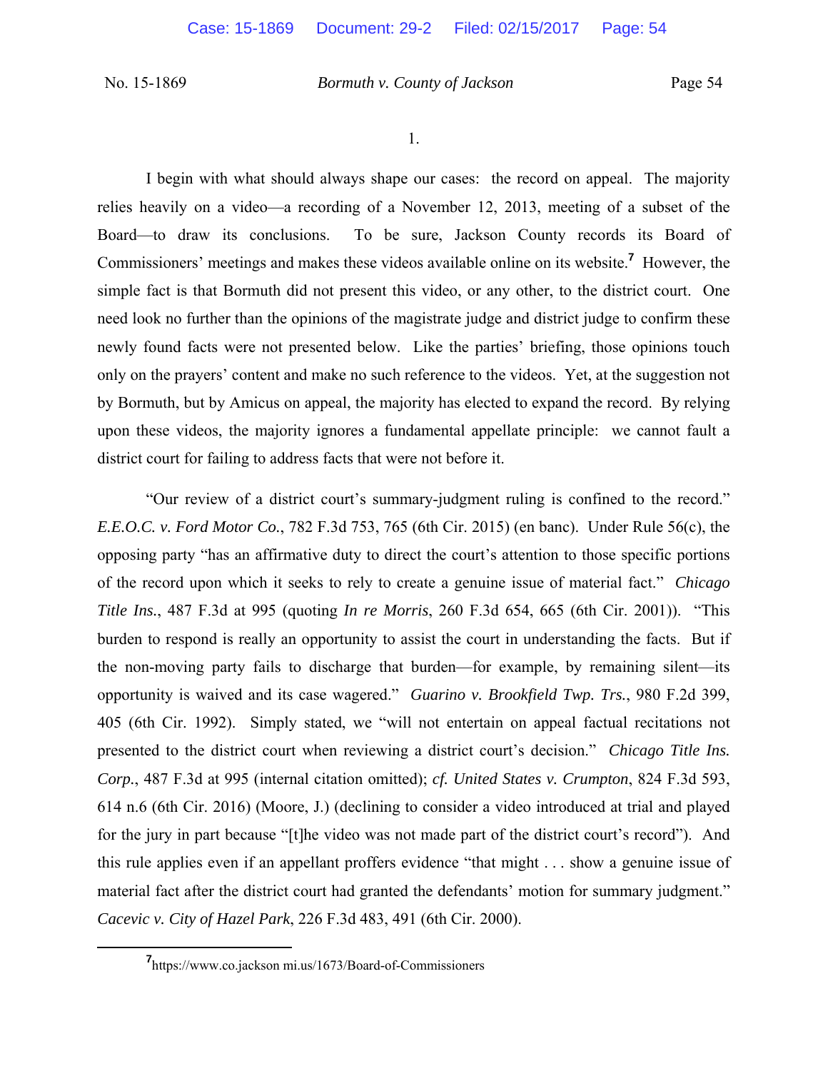1.

I begin with what should always shape our cases: the record on appeal. The majority relies heavily on a video—a recording of a November 12, 2013, meeting of a subset of the Board—to draw its conclusions. To be sure, Jackson County records its Board of Commissioners' meetings and makes these videos available online on its website.[7] However, the simple fact is that Bormuth did not present this video, or any other, to the district court. One need look no further than the opinions of the magistrate judge and district judge to confirm these newly found facts were not presented below. Like the parties' briefing, those opinions touch only on the prayers' content and make no such reference to the videos. Yet, at the suggestion not by Bormuth, but by Amicus on appeal, the majority has elected to expand the record. By relying upon these videos, the majority ignores a fundamental appellate principle: we cannot fault a district court for failing to address facts that were not before it.

"Our review of a district court's summary-judgment ruling is confined to the record." *E.E.O.C. v. Ford Motor Co.*, 782 F.3d 753, 765 (6th Cir. 2015) (en banc). Under Rule 56(c), the opposing party "has an affirmative duty to direct the court's attention to those specific portions of the record upon which it seeks to rely to create a genuine issue of material fact." *Chicago Title Ins.*, 487 F.3d at 995 (quoting *In re Morris*, 260 F.3d 654, 665 (6th Cir. 2001)). "This burden to respond is really an opportunity to assist the court in understanding the facts. But if the non-moving party fails to discharge that burden—for example, by remaining silent—its opportunity is waived and its case wagered." *Guarino v. Brookfield Twp. Trs.*, 980 F.2d 399, 405 (6th Cir. 1992). Simply stated, we "will not entertain on appeal factual recitations not presented to the district court when reviewing a district court's decision." *Chicago Title Ins. Corp.*, 487 F.3d at 995 (internal citation omitted); *cf. United States v. Crumpton*, 824 F.3d 593, 614 n.6 (6th Cir. 2016) (Moore, J.) (declining to consider a video introduced at trial and played for the jury in part because "[t]he video was not made part of the district court's record"). And this rule applies even if an appellant proffers evidence "that might . . . show a genuine issue of material fact after the district court had granted the defendants' motion for summary judgment." *Cacevic v. City of Hazel Park*, 226 F.3d 483, 491 (6th Cir. 2000).

[7] https://www.co.jackson mi.us/1673/Board-of-Commissioners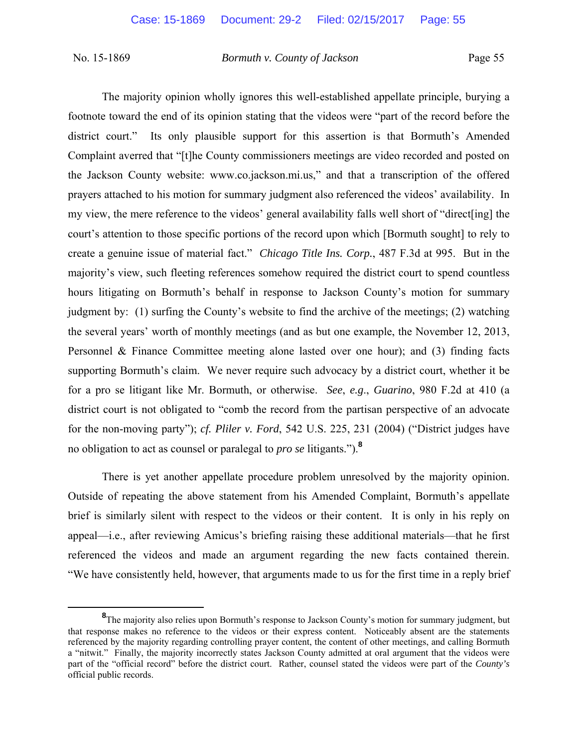The majority opinion wholly ignores this well-established appellate principle, burying a footnote toward the end of its opinion stating that the videos were "part of the record before the district court." Its only plausible support for this assertion is that Bormuth's Amended Complaint averred that "[t]he County commissioners meetings are video recorded and posted on the Jackson County website: www.co.jackson.mi.us," and that a transcription of the offered prayers attached to his motion for summary judgment also referenced the videos' availability. In my view, the mere reference to the videos' general availability falls well short of "direct[ing] the court's attention to those specific portions of the record upon which [Bormuth sought] to rely to create a genuine issue of material fact." *Chicago Title Ins. Corp.*, 487 F.3d at 995. But in the majority's view, such fleeting references somehow required the district court to spend countless hours litigating on Bormuth's behalf in response to Jackson County's motion for summary judgment by: (1) surfing the County's website to find the archive of the meetings; (2) watching the several years' worth of monthly meetings (and as but one example, the November 12, 2013, Personnel & Finance Committee meeting alone lasted over one hour); and (3) finding facts supporting Bormuth's claim. We never require such advocacy by a district court, whether it be for a pro se litigant like Mr. Bormuth, or otherwise. *See*, *e.g*., *Guarino*, 980 F.2d at 410 (a district court is not obligated to "comb the record from the partisan perspective of an advocate for the non-moving party"); *cf. Pliler v. Ford*, 542 U.S. 225, 231 (2004) ("District judges have no obligation to act as counsel or paralegal to *pro se* litigants.").[8]

There is yet another appellate procedure problem unresolved by the majority opinion. Outside of repeating the above statement from his Amended Complaint, Bormuth's appellate brief is similarly silent with respect to the videos or their content. It is only in his reply on appeal—i.e., after reviewing Amicus's briefing raising these additional materials—that he first referenced the videos and made an argument regarding the new facts contained therein. "We have consistently held, however, that arguments made to us for the first time in a reply brief

[8]The majority also relies upon Bormuth's response to Jackson County's motion for summary judgment, but that response makes no reference to the videos or their express content. Noticeably absent are the statements referenced by the majority regarding controlling prayer content, the content of other meetings, and calling Bormuth a "nitwit." Finally, the majority incorrectly states Jackson County admitted at oral argument that the videos were part of the "official record" before the district court. Rather, counsel stated the videos were part of the *County's* official public records.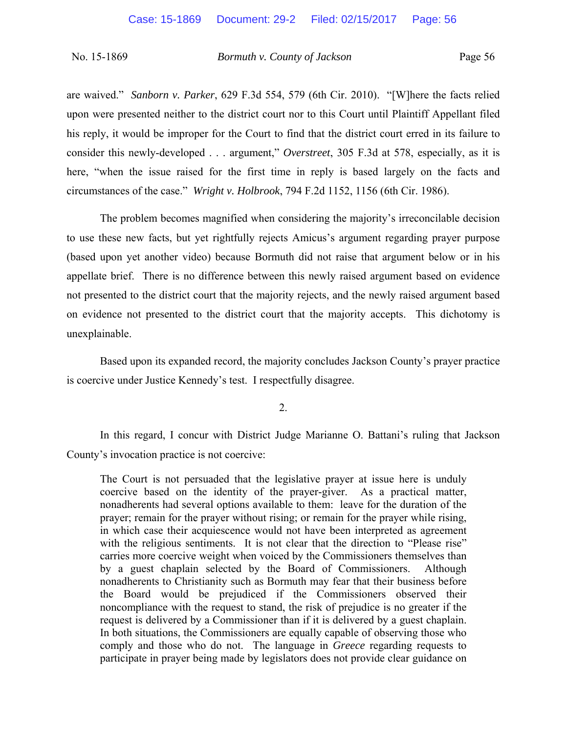are waived." *Sanborn v. Parker*, 629 F.3d 554, 579 (6th Cir. 2010). "[W]here the facts relied upon were presented neither to the district court nor to this Court until Plaintiff Appellant filed his reply, it would be improper for the Court to find that the district court erred in its failure to consider this newly-developed . . . argument," *Overstreet*, 305 F.3d at 578, especially, as it is here, "when the issue raised for the first time in reply is based largely on the facts and circumstances of the case." *Wright v. Holbrook*, 794 F.2d 1152, 1156 (6th Cir. 1986).

The problem becomes magnified when considering the majority's irreconcilable decision to use these new facts, but yet rightfully rejects Amicus's argument regarding prayer purpose (based upon yet another video) because Bormuth did not raise that argument below or in his appellate brief. There is no difference between this newly raised argument based on evidence not presented to the district court that the majority rejects, and the newly raised argument based on evidence not presented to the district court that the majority accepts. This dichotomy is unexplainable.

Based upon its expanded record, the majority concludes Jackson County's prayer practice is coercive under Justice Kennedy's test. I respectfully disagree.

2.

In this regard, I concur with District Judge Marianne O. Battani's ruling that Jackson County's invocation practice is not coercive:

> The Court is not persuaded that the legislative prayer at issue here is unduly coercive based on the identity of the prayer-giver. As a practical matter, nonadherents had several options available to them: leave for the duration of the prayer; remain for the prayer without rising; or remain for the prayer while rising, in which case their acquiescence would not have been interpreted as agreement with the religious sentiments. It is not clear that the direction to "Please rise" carries more coercive weight when voiced by the Commissioners themselves than by a guest chaplain selected by the Board of Commissioners. Although nonadherents to Christianity such as Bormuth may fear that their business before the Board would be prejudiced if the Commissioners observed their noncompliance with the request to stand, the risk of prejudice is no greater if the request is delivered by a Commissioner than if it is delivered by a guest chaplain. In both situations, the Commissioners are equally capable of observing those who comply and those who do not. The language in *Greece* regarding requests to participate in prayer being made by legislators does not provide clear guidance on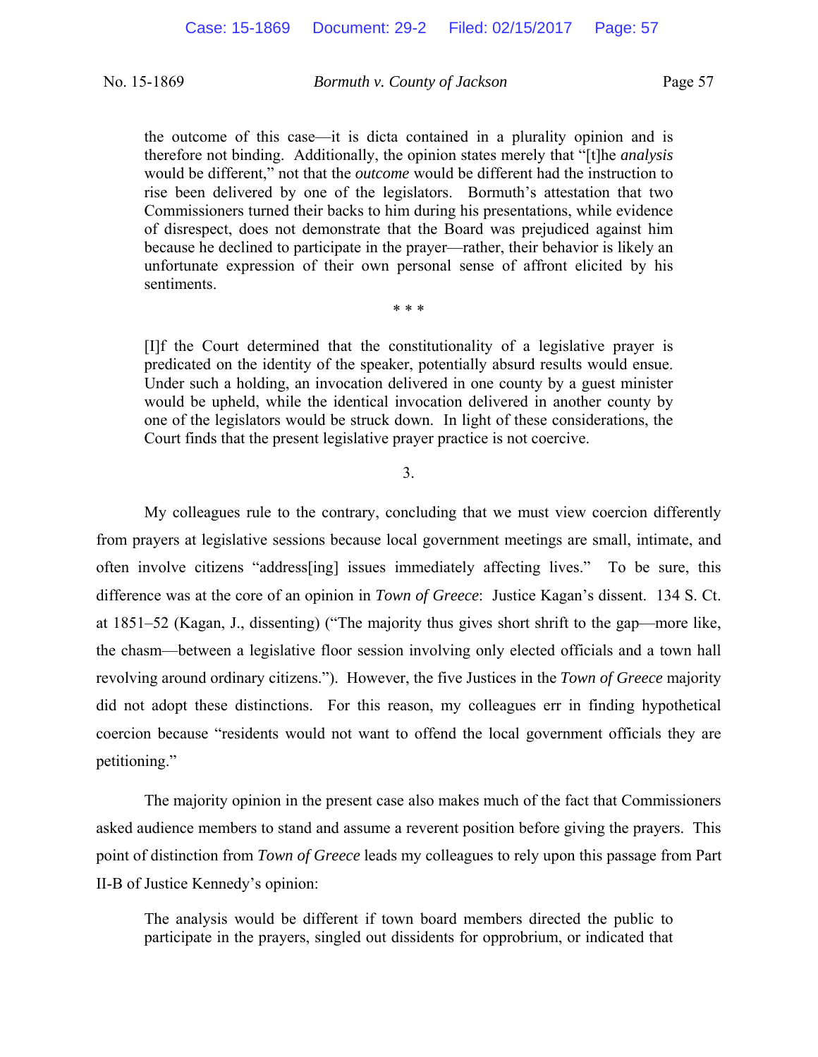> the outcome of this case—it is dicta contained in a plurality opinion and is therefore not binding. Additionally, the opinion states merely that "[t]he *analysis* would be different," not that the *outcome* would be different had the instruction to rise been delivered by one of the legislators. Bormuth's attestation that two Commissioners turned their backs to him during his presentations, while evidence of disrespect, does not demonstrate that the Board was prejudiced against him because he declined to participate in the prayer—rather, their behavior is likely an unfortunate expression of their own personal sense of affront elicited by his sentiments.
>
> \* \* \*
>
> [I]f the Court determined that the constitutionality of a legislative prayer is predicated on the identity of the speaker, potentially absurd results would ensue. Under such a holding, an invocation delivered in one county by a guest minister would be upheld, while the identical invocation delivered in another county by one of the legislators would be struck down. In light of these considerations, the Court finds that the present legislative prayer practice is not coercive.

3.

My colleagues rule to the contrary, concluding that we must view coercion differently from prayers at legislative sessions because local government meetings are small, intimate, and often involve citizens "address[ing] issues immediately affecting lives." To be sure, this difference was at the core of an opinion in *Town of Greece*: Justice Kagan's dissent. 134 S. Ct. at 1851–52 (Kagan, J., dissenting) ("The majority thus gives short shrift to the gap—more like, the chasm—between a legislative floor session involving only elected officials and a town hall revolving around ordinary citizens."). However, the five Justices in the *Town of Greece* majority did not adopt these distinctions. For this reason, my colleagues err in finding hypothetical coercion because "residents would not want to offend the local government officials they are petitioning."

The majority opinion in the present case also makes much of the fact that Commissioners asked audience members to stand and assume a reverent position before giving the prayers. This point of distinction from *Town of Greece* leads my colleagues to rely upon this passage from Part II-B of Justice Kennedy's opinion:

> The analysis would be different if town board members directed the public to participate in the prayers, singled out dissidents for opprobrium, or indicated that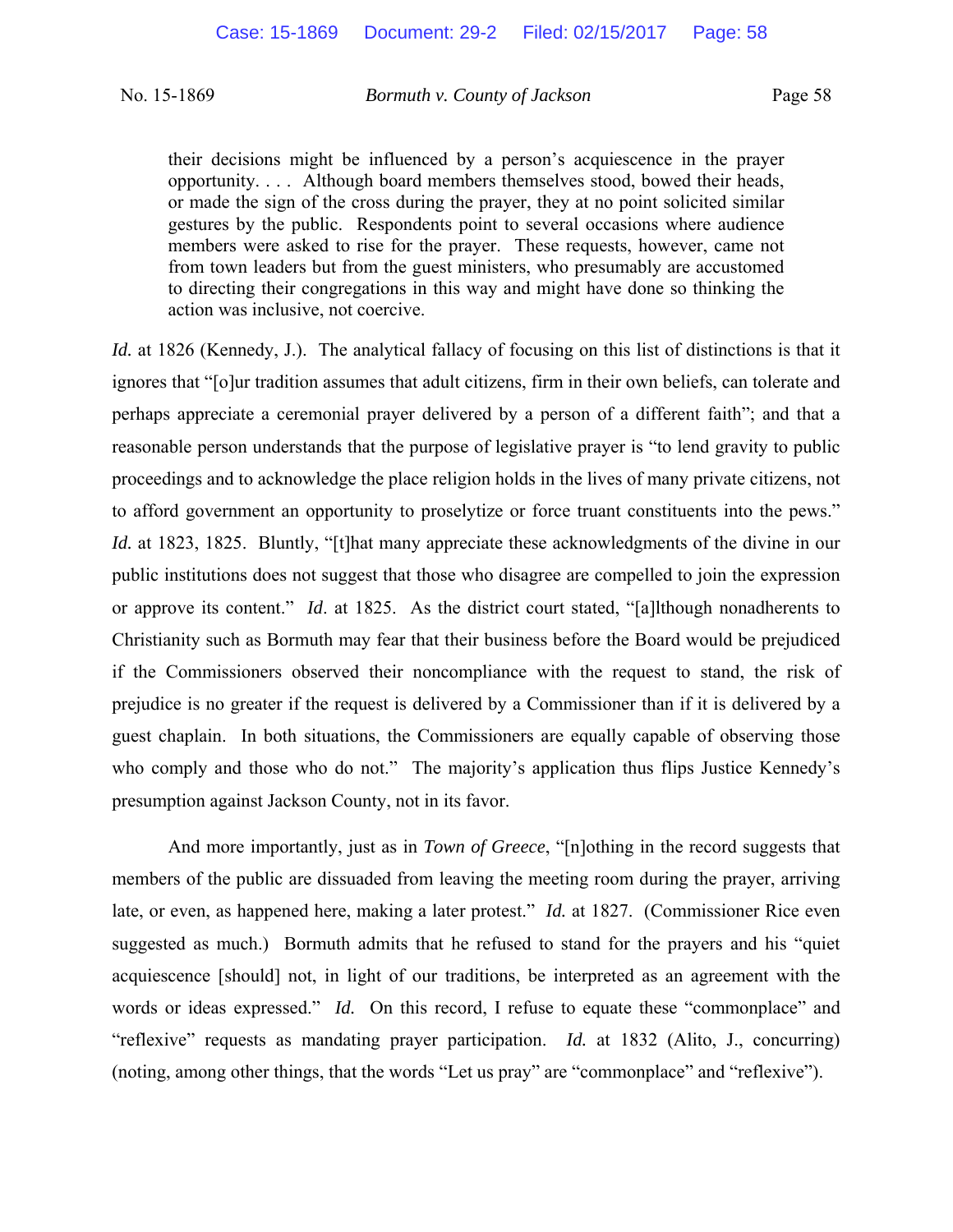> their decisions might be influenced by a person's acquiescence in the prayer opportunity. . . . Although board members themselves stood, bowed their heads, or made the sign of the cross during the prayer, they at no point solicited similar gestures by the public. Respondents point to several occasions where audience members were asked to rise for the prayer. These requests, however, came not from town leaders but from the guest ministers, who presumably are accustomed to directing their congregations in this way and might have done so thinking the action was inclusive, not coercive.

*Id.* at 1826 (Kennedy, J.). The analytical fallacy of focusing on this list of distinctions is that it ignores that "[o]ur tradition assumes that adult citizens, firm in their own beliefs, can tolerate and perhaps appreciate a ceremonial prayer delivered by a person of a different faith"; and that a reasonable person understands that the purpose of legislative prayer is "to lend gravity to public proceedings and to acknowledge the place religion holds in the lives of many private citizens, not to afford government an opportunity to proselytize or force truant constituents into the pews." *Id.* at 1823, 1825. Bluntly, "[t]hat many appreciate these acknowledgments of the divine in our public institutions does not suggest that those who disagree are compelled to join the expression or approve its content." *Id*. at 1825. As the district court stated, "[a]lthough nonadherents to Christianity such as Bormuth may fear that their business before the Board would be prejudiced if the Commissioners observed their noncompliance with the request to stand, the risk of prejudice is no greater if the request is delivered by a Commissioner than if it is delivered by a guest chaplain. In both situations, the Commissioners are equally capable of observing those who comply and those who do not." The majority's application thus flips Justice Kennedy's presumption against Jackson County, not in its favor.

And more importantly, just as in *Town of Greece*, "[n]othing in the record suggests that members of the public are dissuaded from leaving the meeting room during the prayer, arriving late, or even, as happened here, making a later protest." *Id.* at 1827. (Commissioner Rice even suggested as much.) Bormuth admits that he refused to stand for the prayers and his "quiet acquiescence [should] not, in light of our traditions, be interpreted as an agreement with the words or ideas expressed." *Id.* On this record, I refuse to equate these "commonplace" and "reflexive" requests as mandating prayer participation. *Id.* at 1832 (Alito, J., concurring) (noting, among other things, that the words "Let us pray" are "commonplace" and "reflexive").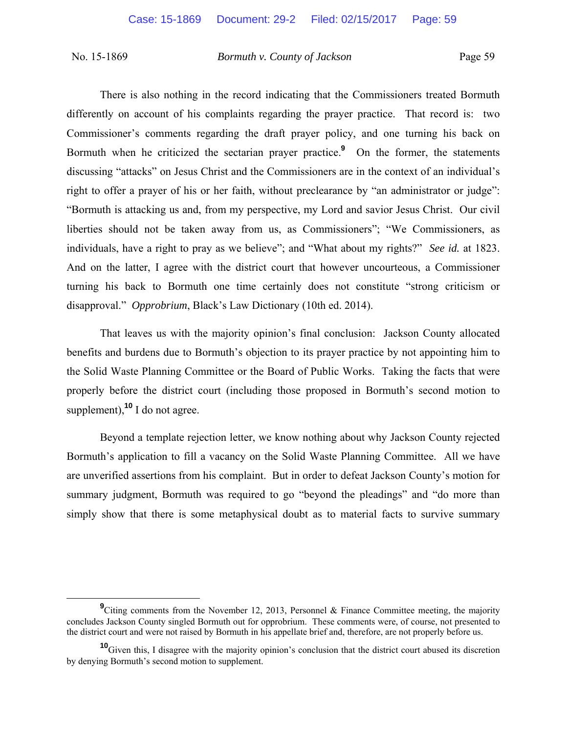There is also nothing in the record indicating that the Commissioners treated Bormuth differently on account of his complaints regarding the prayer practice. That record is: two Commissioner's comments regarding the draft prayer policy, and one turning his back on Bormuth when he criticized the sectarian prayer practice.[9] On the former, the statements discussing "attacks" on Jesus Christ and the Commissioners are in the context of an individual's right to offer a prayer of his or her faith, without preclearance by "an administrator or judge": "Bormuth is attacking us and, from my perspective, my Lord and savior Jesus Christ. Our civil liberties should not be taken away from us, as Commissioners"; "We Commissioners, as individuals, have a right to pray as we believe"; and "What about my rights?" *See id.* at 1823. And on the latter, I agree with the district court that however uncourteous, a Commissioner turning his back to Bormuth one time certainly does not constitute "strong criticism or disapproval." *Opprobrium*, Black's Law Dictionary (10th ed. 2014).

That leaves us with the majority opinion's final conclusion: Jackson County allocated benefits and burdens due to Bormuth's objection to its prayer practice by not appointing him to the Solid Waste Planning Committee or the Board of Public Works. Taking the facts that were properly before the district court (including those proposed in Bormuth's second motion to supplement),[10] I do not agree.

Beyond a template rejection letter, we know nothing about why Jackson County rejected Bormuth's application to fill a vacancy on the Solid Waste Planning Committee. All we have are unverified assertions from his complaint. But in order to defeat Jackson County's motion for summary judgment, Bormuth was required to go "beyond the pleadings" and "do more than simply show that there is some metaphysical doubt as to material facts to survive summary

---

[9] Citing comments from the November 12, 2013, Personnel & Finance Committee meeting, the majority concludes Jackson County singled Bormuth out for opprobrium. These comments were, of course, not presented to the district court and were not raised by Bormuth in his appellate brief and, therefore, are not properly before us.

[10] Given this, I disagree with the majority opinion's conclusion that the district court abused its discretion by denying Bormuth's second motion to supplement.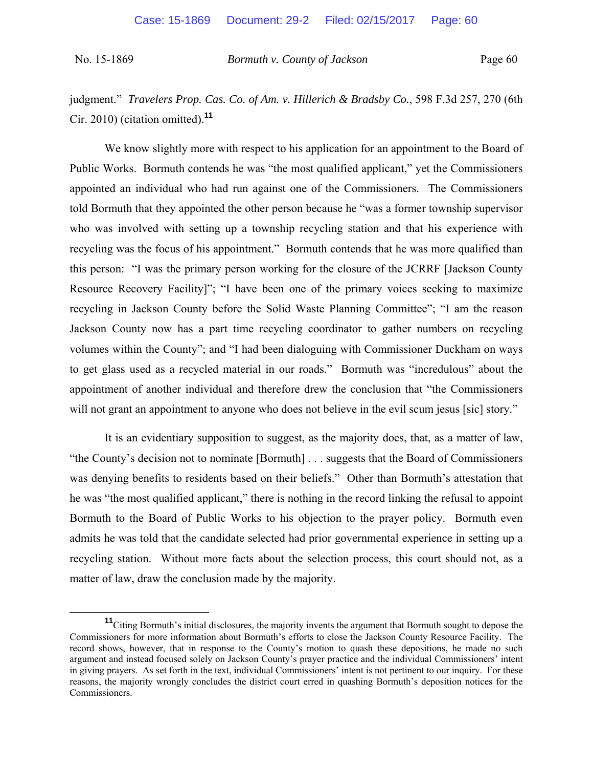judgment." *Travelers Prop. Cas. Co. of Am. v. Hillerich & Bradsby Co.*, 598 F.3d 257, 270 (6th Cir. 2010) (citation omitted).[11]

We know slightly more with respect to his application for an appointment to the Board of Public Works. Bormuth contends he was "the most qualified applicant," yet the Commissioners appointed an individual who had run against one of the Commissioners. The Commissioners told Bormuth that they appointed the other person because he "was a former township supervisor who was involved with setting up a township recycling station and that his experience with recycling was the focus of his appointment." Bormuth contends that he was more qualified than this person: "I was the primary person working for the closure of the JCRRF [Jackson County Resource Recovery Facility]"; "I have been one of the primary voices seeking to maximize recycling in Jackson County before the Solid Waste Planning Committee"; "I am the reason Jackson County now has a part time recycling coordinator to gather numbers on recycling volumes within the County"; and "I had been dialoguing with Commissioner Duckham on ways to get glass used as a recycled material in our roads." Bormuth was "incredulous" about the appointment of another individual and therefore drew the conclusion that "the Commissioners will not grant an appointment to anyone who does not believe in the evil scum jesus [sic] story."

It is an evidentiary supposition to suggest, as the majority does, that, as a matter of law, "the County's decision not to nominate [Bormuth] . . . suggests that the Board of Commissioners was denying benefits to residents based on their beliefs." Other than Bormuth's attestation that he was "the most qualified applicant," there is nothing in the record linking the refusal to appoint Bormuth to the Board of Public Works to his objection to the prayer policy. Bormuth even admits he was told that the candidate selected had prior governmental experience in setting up a recycling station. Without more facts about the selection process, this court should not, as a matter of law, draw the conclusion made by the majority.

---

[11] Citing Bormuth's initial disclosures, the majority invents the argument that Bormuth sought to depose the Commissioners for more information about Bormuth's efforts to close the Jackson County Resource Facility. The record shows, however, that in response to the County's motion to quash these depositions, he made no such argument and instead focused solely on Jackson County's prayer practice and the individual Commissioners' intent in giving prayers. As set forth in the text, individual Commissioners' intent is not pertinent to our inquiry. For these reasons, the majority wrongly concludes the district court erred in quashing Bormuth's deposition notices for the Commissioners.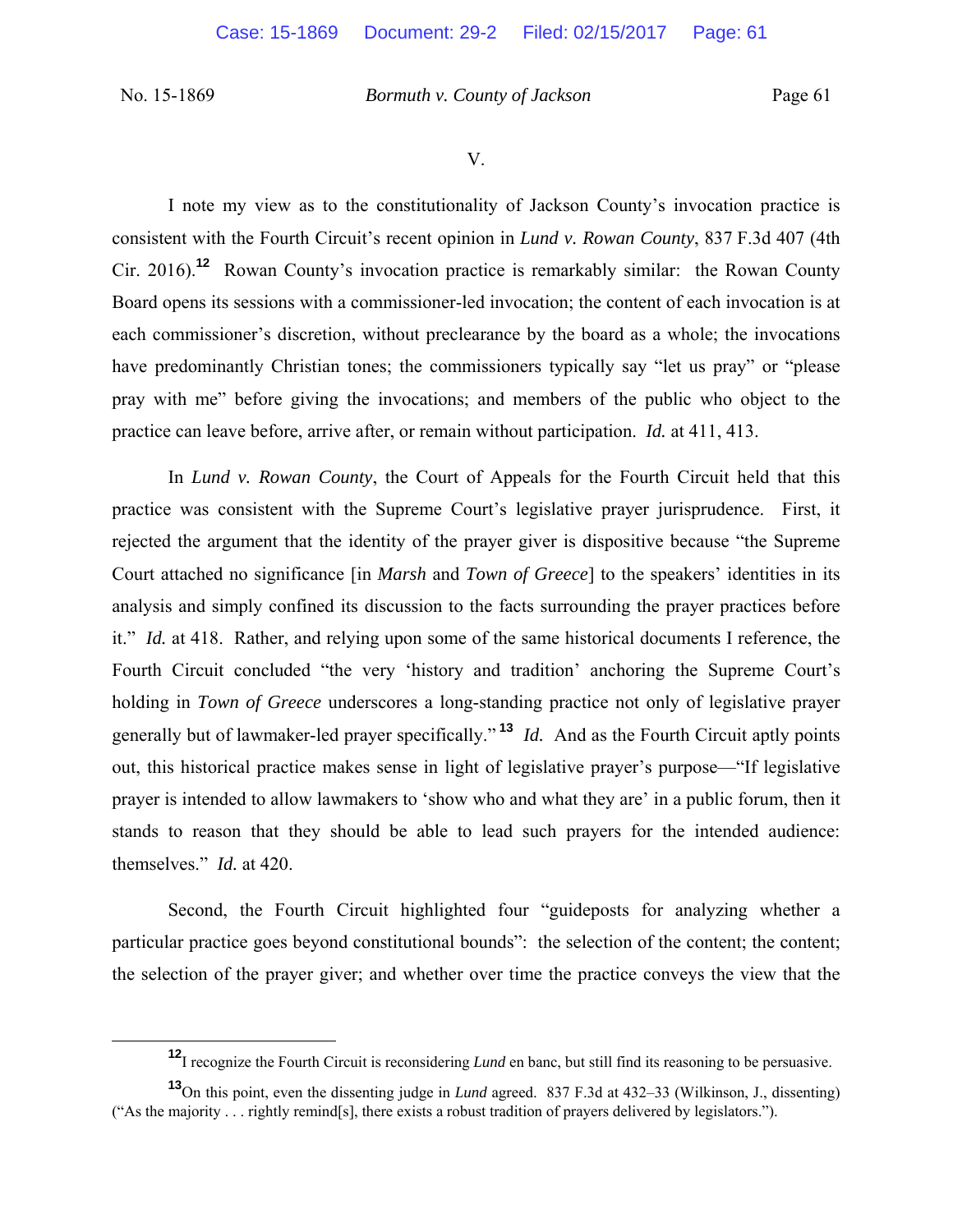V.

I note my view as to the constitutionality of Jackson County's invocation practice is consistent with the Fourth Circuit's recent opinion in *Lund v. Rowan County*, 837 F.3d 407 (4th Cir. 2016).[12] Rowan County's invocation practice is remarkably similar: the Rowan County Board opens its sessions with a commissioner-led invocation; the content of each invocation is at each commissioner's discretion, without preclearance by the board as a whole; the invocations have predominantly Christian tones; the commissioners typically say "let us pray" or "please pray with me" before giving the invocations; and members of the public who object to the practice can leave before, arrive after, or remain without participation. *Id.* at 411, 413.

In *Lund v. Rowan County*, the Court of Appeals for the Fourth Circuit held that this practice was consistent with the Supreme Court's legislative prayer jurisprudence. First, it rejected the argument that the identity of the prayer giver is dispositive because "the Supreme Court attached no significance [in *Marsh* and *Town of Greece*] to the speakers' identities in its analysis and simply confined its discussion to the facts surrounding the prayer practices before it." *Id.* at 418. Rather, and relying upon some of the same historical documents I reference, the Fourth Circuit concluded "the very 'history and tradition' anchoring the Supreme Court's holding in *Town of Greece* underscores a long-standing practice not only of legislative prayer generally but of lawmaker-led prayer specifically."[13] *Id.* And as the Fourth Circuit aptly points out, this historical practice makes sense in light of legislative prayer's purpose—"If legislative prayer is intended to allow lawmakers to 'show who and what they are' in a public forum, then it stands to reason that they should be able to lead such prayers for the intended audience: themselves." *Id.* at 420.

Second, the Fourth Circuit highlighted four "guideposts for analyzing whether a particular practice goes beyond constitutional bounds": the selection of the content; the content; the selection of the prayer giver; and whether over time the practice conveys the view that the

---

[12] I recognize the Fourth Circuit is reconsidering *Lund* en banc, but still find its reasoning to be persuasive.

[13] On this point, even the dissenting judge in *Lund* agreed. 837 F.3d at 432–33 (Wilkinson, J., dissenting) ("As the majority . . . rightly remind[s], there exists a robust tradition of prayers delivered by legislators.").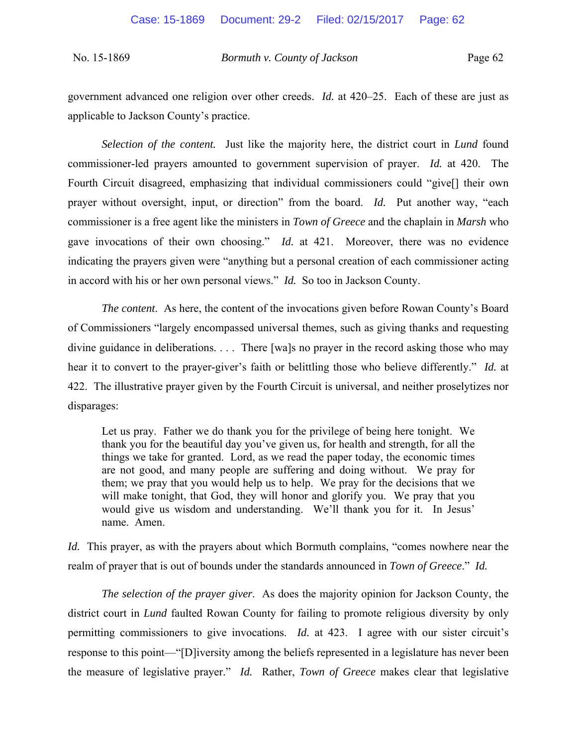government advanced one religion over other creeds. *Id.* at 420–25. Each of these are just as applicable to Jackson County's practice.

*Selection of the content.* Just like the majority here, the district court in *Lund* found commissioner-led prayers amounted to government supervision of prayer. *Id.* at 420. The Fourth Circuit disagreed, emphasizing that individual commissioners could "give[] their own prayer without oversight, input, or direction" from the board. *Id.* Put another way, "each commissioner is a free agent like the ministers in *Town of Greece* and the chaplain in *Marsh* who gave invocations of their own choosing." *Id.* at 421. Moreover, there was no evidence indicating the prayers given were "anything but a personal creation of each commissioner acting in accord with his or her own personal views." *Id.* So too in Jackson County.

*The content.* As here, the content of the invocations given before Rowan County's Board of Commissioners "largely encompassed universal themes, such as giving thanks and requesting divine guidance in deliberations. . . . There [wa]s no prayer in the record asking those who may hear it to convert to the prayer-giver's faith or belittling those who believe differently." *Id.* at 422. The illustrative prayer given by the Fourth Circuit is universal, and neither proselytizes nor disparages:

> Let us pray. Father we do thank you for the privilege of being here tonight. We thank you for the beautiful day you've given us, for health and strength, for all the things we take for granted. Lord, as we read the paper today, the economic times are not good, and many people are suffering and doing without. We pray for them; we pray that you would help us to help. We pray for the decisions that we will make tonight, that God, they will honor and glorify you. We pray that you would give us wisdom and understanding. We'll thank you for it. In Jesus' name. Amen.

*Id.* This prayer, as with the prayers about which Bormuth complains, "comes nowhere near the realm of prayer that is out of bounds under the standards announced in *Town of Greece*." *Id.*

*The selection of the prayer giver*. As does the majority opinion for Jackson County, the district court in *Lund* faulted Rowan County for failing to promote religious diversity by only permitting commissioners to give invocations. *Id.* at 423. I agree with our sister circuit's response to this point—"[D]iversity among the beliefs represented in a legislature has never been the measure of legislative prayer." *Id.* Rather, *Town of Greece* makes clear that legislative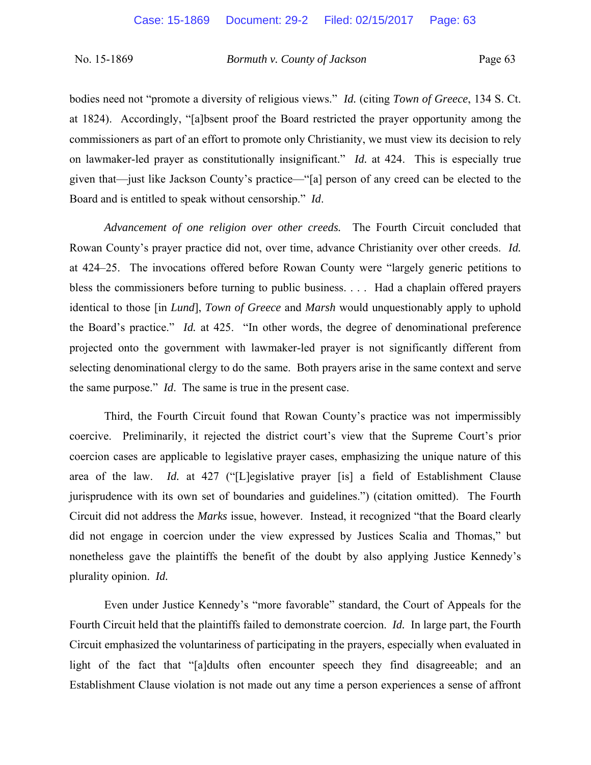bodies need not "promote a diversity of religious views." *Id.* (citing *Town of Greece*, 134 S. Ct. at 1824). Accordingly, "[a]bsent proof the Board restricted the prayer opportunity among the commissioners as part of an effort to promote only Christianity, we must view its decision to rely on lawmaker-led prayer as constitutionally insignificant." *Id.* at 424. This is especially true given that—just like Jackson County's practice—"[a] person of any creed can be elected to the Board and is entitled to speak without censorship." *Id*.

*Advancement of one religion over other creeds.* The Fourth Circuit concluded that Rowan County's prayer practice did not, over time, advance Christianity over other creeds. *Id.* at 424–25. The invocations offered before Rowan County were "largely generic petitions to bless the commissioners before turning to public business. . . . Had a chaplain offered prayers identical to those [in *Lund*], *Town of Greece* and *Marsh* would unquestionably apply to uphold the Board's practice." *Id.* at 425. "In other words, the degree of denominational preference projected onto the government with lawmaker-led prayer is not significantly different from selecting denominational clergy to do the same. Both prayers arise in the same context and serve the same purpose." *Id*. The same is true in the present case.

Third, the Fourth Circuit found that Rowan County's practice was not impermissibly coercive. Preliminarily, it rejected the district court's view that the Supreme Court's prior coercion cases are applicable to legislative prayer cases, emphasizing the unique nature of this area of the law. *Id.* at 427 ("[L]egislative prayer [is] a field of Establishment Clause jurisprudence with its own set of boundaries and guidelines.") (citation omitted). The Fourth Circuit did not address the *Marks* issue, however. Instead, it recognized "that the Board clearly did not engage in coercion under the view expressed by Justices Scalia and Thomas," but nonetheless gave the plaintiffs the benefit of the doubt by also applying Justice Kennedy's plurality opinion. *Id.*

Even under Justice Kennedy's "more favorable" standard, the Court of Appeals for the Fourth Circuit held that the plaintiffs failed to demonstrate coercion. *Id.* In large part, the Fourth Circuit emphasized the voluntariness of participating in the prayers, especially when evaluated in light of the fact that "[a]dults often encounter speech they find disagreeable; and an Establishment Clause violation is not made out any time a person experiences a sense of affront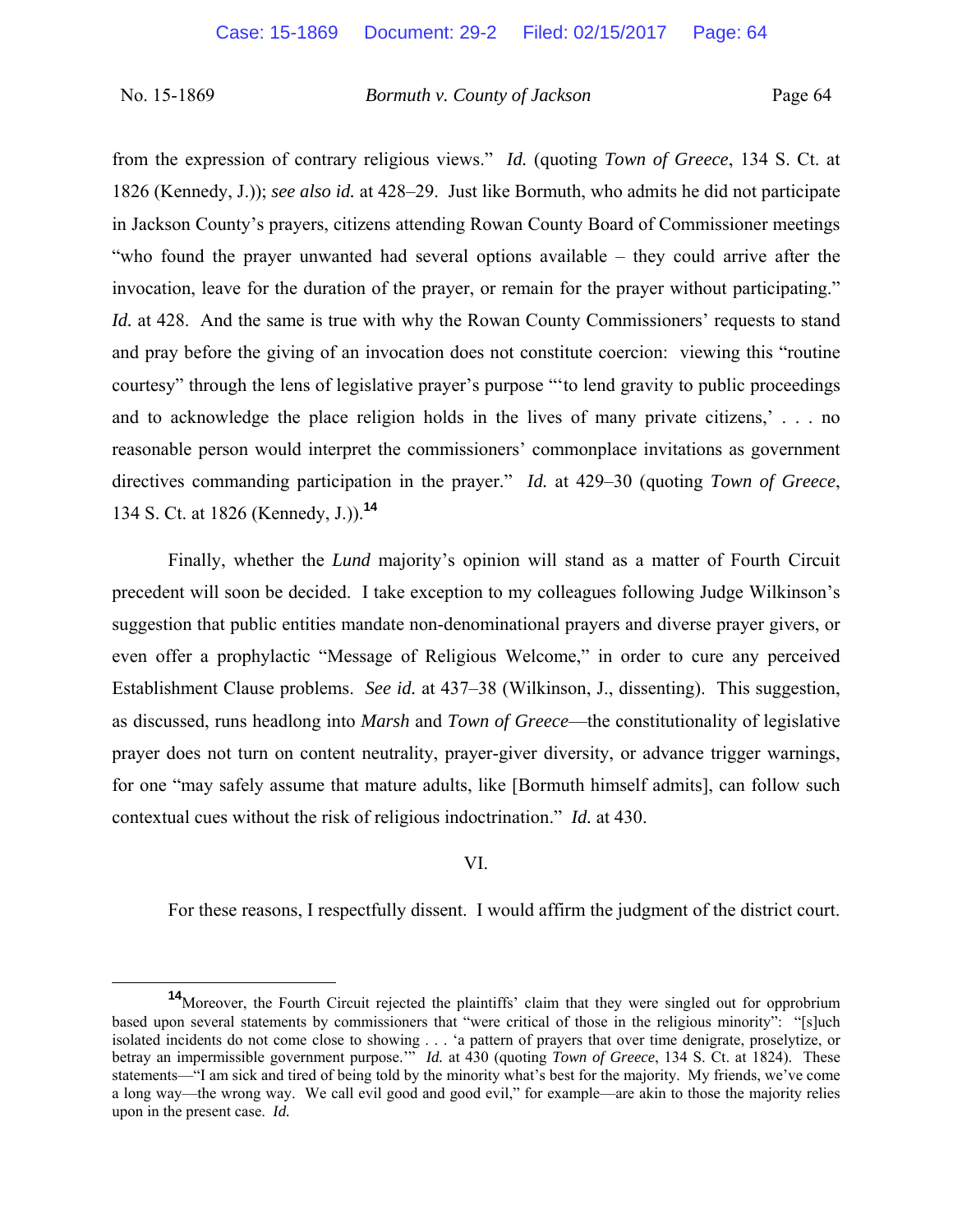from the expression of contrary religious views." *Id.* (quoting *Town of Greece*, 134 S. Ct. at 1826 (Kennedy, J.)); *see also id.* at 428–29. Just like Bormuth, who admits he did not participate in Jackson County's prayers, citizens attending Rowan County Board of Commissioner meetings "who found the prayer unwanted had several options available – they could arrive after the invocation, leave for the duration of the prayer, or remain for the prayer without participating." *Id.* at 428. And the same is true with why the Rowan County Commissioners' requests to stand and pray before the giving of an invocation does not constitute coercion: viewing this "routine courtesy" through the lens of legislative prayer's purpose "'to lend gravity to public proceedings and to acknowledge the place religion holds in the lives of many private citizens,' . . . no reasonable person would interpret the commissioners' commonplace invitations as government directives commanding participation in the prayer." *Id.* at 429–30 (quoting *Town of Greece*, 134 S. Ct. at 1826 (Kennedy, J.)).[14]

Finally, whether the *Lund* majority's opinion will stand as a matter of Fourth Circuit precedent will soon be decided. I take exception to my colleagues following Judge Wilkinson's suggestion that public entities mandate non-denominational prayers and diverse prayer givers, or even offer a prophylactic "Message of Religious Welcome," in order to cure any perceived Establishment Clause problems. *See id.* at 437–38 (Wilkinson, J., dissenting). This suggestion, as discussed, runs headlong into *Marsh* and *Town of Greece*—the constitutionality of legislative prayer does not turn on content neutrality, prayer-giver diversity, or advance trigger warnings, for one "may safely assume that mature adults, like [Bormuth himself admits], can follow such contextual cues without the risk of religious indoctrination." *Id.* at 430.

## VI.

For these reasons, I respectfully dissent. I would affirm the judgment of the district court.

---

[14] Moreover, the Fourth Circuit rejected the plaintiffs' claim that they were singled out for opprobrium based upon several statements by commissioners that "were critical of those in the religious minority": "[s]uch isolated incidents do not come close to showing . . . 'a pattern of prayers that over time denigrate, proselytize, or betray an impermissible government purpose.'" *Id.* at 430 (quoting *Town of Greece*, 134 S. Ct. at 1824). These statements—"I am sick and tired of being told by the minority what's best for the majority. My friends, we've come a long way—the wrong way. We call evil good and good evil," for example—are akin to those the majority relies upon in the present case. *Id.*